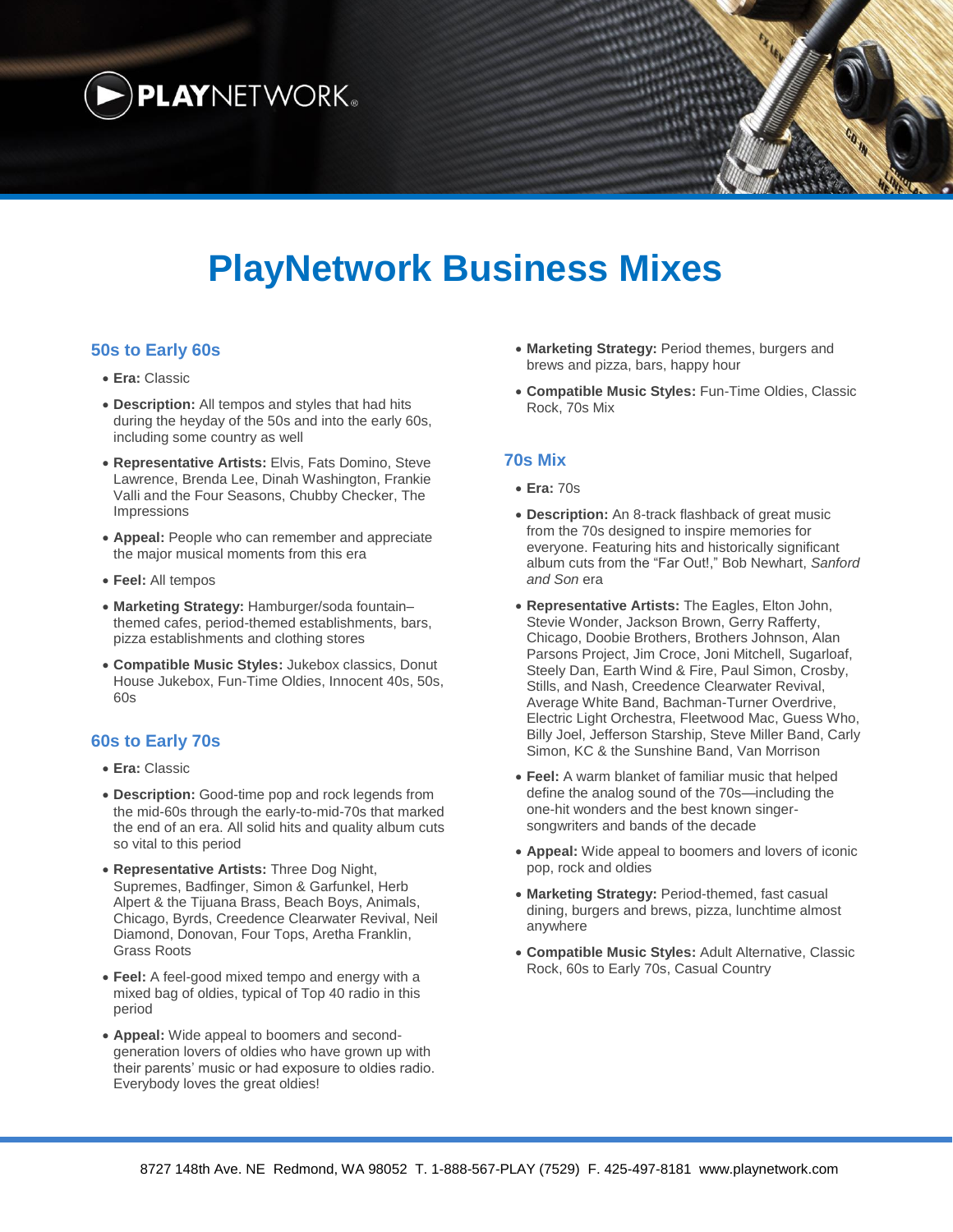# PlayNetwork Business Mixes

## 50s to Early 60s

- **Era:** Classic
- **Description:** All tempos and styles that had hits during the heyday of the 50s and into the early 60s, including some country as well
- **Representative Artists:** Elvis, Fats Domino, Steve Lawrence, Brenda Lee, Dinah Washington, Frankie Valli and the Four Seasons, Chubby Checker, The Impressions
- **Appeal:** People who can remember and appreciate the major musical moments from this era
- **Feel:** All tempos
- **Marketing Strategy:** Hamburger/soda fountain–themed cafes, period-themed establishments, bars, pizza establishments and clothing stores
- **Compatible Music Styles:** Jukebox classics, Donut House Jukebox, Fun-Time Oldies, Innocent 40s, 50s, 60s

## 60s to Early 70s

- **Era:** Classic
- **Description:** Good-time pop and rock legends from the mid-60s through the early-to-mid-70s that marked the end of an era. All solid hits and quality album cuts so vital to this period
- **Representative Artists:** Three Dog Night, Supremes, Badfinger, Simon & Garfunkel, Herb Alpert & the Tijuana Brass, Beach Boys, Animals, Chicago, Byrds, Creedence Clearwater Revival, Neil Diamond, Donovan, Four Tops, Aretha Franklin, Grass Roots
- **Feel:** A feel-good mixed tempo and energy with a mixed bag of oldies, typical of Top 40 radio in this period
- **Appeal:** Wide appeal to boomers and second-generation lovers of oldies who have grown up with their parents' music or had exposure to oldies radio. Everybody loves the great oldies!
- **Marketing Strategy:** Period themes, burgers and brews and pizza, bars, happy hour
- **Compatible Music Styles:** Fun-Time Oldies, Classic Rock, 70s Mix

## 70s Mix

- **Era:** 70s
- **Description:** An 8-track flashback of great music from the 70s designed to inspire memories for everyone. Featuring hits and historically significant album cuts from the "Far Out!," Bob Newhart, *Sanford and Son* era
- **Representative Artists:** The Eagles, Elton John, Stevie Wonder, Jackson Brown, Gerry Rafferty, Chicago, Doobie Brothers, Brothers Johnson, Alan Parsons Project, Jim Croce, Joni Mitchell, Sugarloaf, Steely Dan, Earth Wind & Fire, Paul Simon, Crosby, Stills, and Nash, Creedence Clearwater Revival, Average White Band, Bachman-Turner Overdrive, Electric Light Orchestra, Fleetwood Mac, Guess Who, Billy Joel, Jefferson Starship, Steve Miller Band, Carly Simon, KC & the Sunshine Band, Van Morrison
- **Feel:** A warm blanket of familiar music that helped define the analog sound of the 70s—including the one-hit wonders and the best known singer-songwriters and bands of the decade
- **Appeal:** Wide appeal to boomers and lovers of iconic pop, rock and oldies
- **Marketing Strategy:** Period-themed, fast casual dining, burgers and brews, pizza, lunchtime almost anywhere
- **Compatible Music Styles:** Adult Alternative, Classic Rock, 60s to Early 70s, Casual Country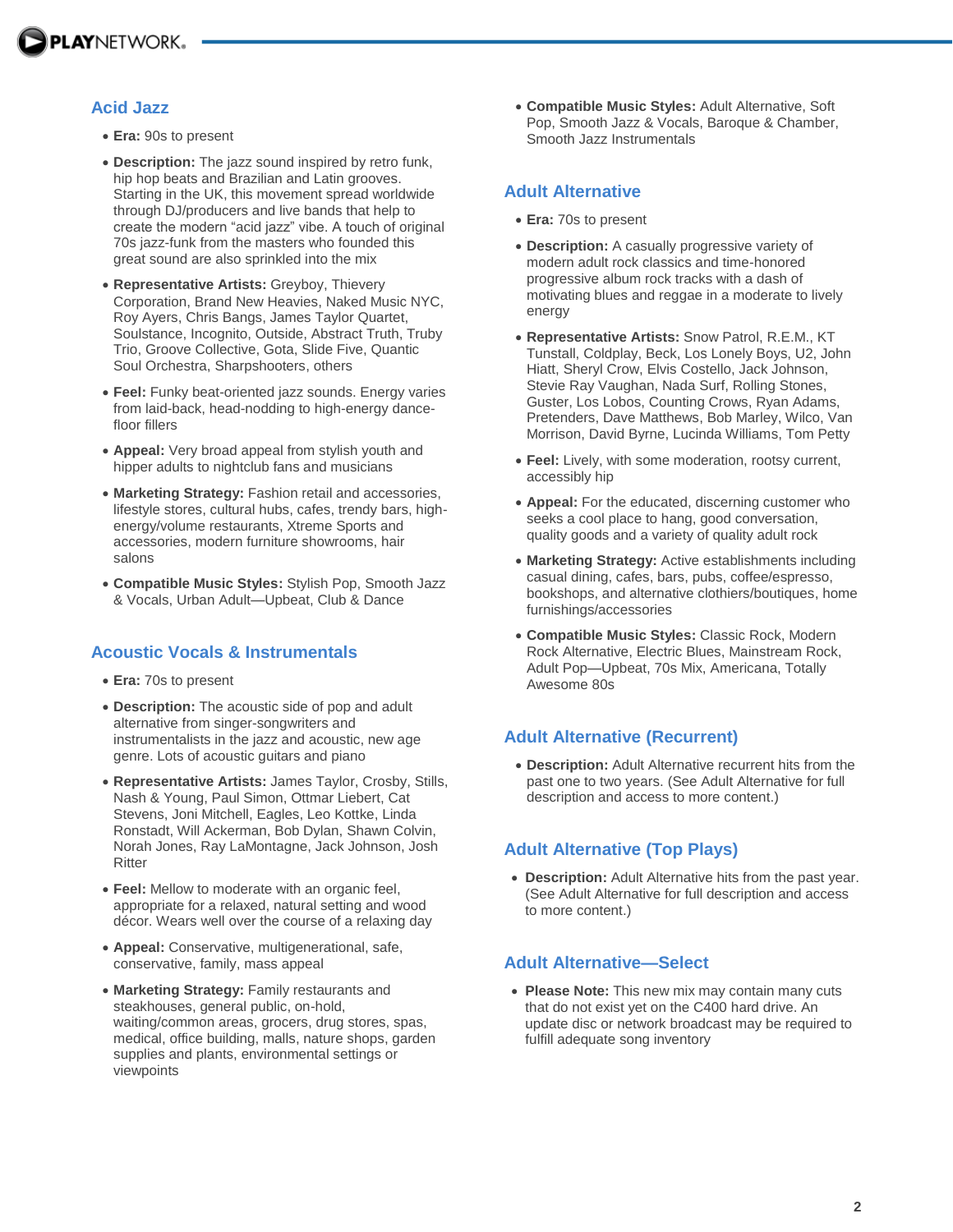## Acid Jazz

- **Era:** 90s to present
- **Description:** The jazz sound inspired by retro funk, hip hop beats and Brazilian and Latin grooves. Starting in the UK, this movement spread worldwide through DJ/producers and live bands that help to create the modern "acid jazz" vibe. A touch of original 70s jazz-funk from the masters who founded this great sound are also sprinkled into the mix
- **Representative Artists:** Greyboy, Thievery Corporation, Brand New Heavies, Naked Music NYC, Roy Ayers, Chris Bangs, James Taylor Quartet, Soulstance, Incognito, Outside, Abstract Truth, Truby Trio, Groove Collective, Gota, Slide Five, Quantic Soul Orchestra, Sharpshooters, others
- **Feel:** Funky beat-oriented jazz sounds. Energy varies from laid-back, head-nodding to high-energy dance-floor fillers
- **Appeal:** Very broad appeal from stylish youth and hipper adults to nightclub fans and musicians
- **Marketing Strategy:** Fashion retail and accessories, lifestyle stores, cultural hubs, cafes, trendy bars, high-energy/volume restaurants, Xtreme Sports and accessories, modern furniture showrooms, hair salons
- **Compatible Music Styles:** Stylish Pop, Smooth Jazz & Vocals, Urban Adult—Upbeat, Club & Dance

## Acoustic Vocals & Instrumentals

- **Era:** 70s to present
- **Description:** The acoustic side of pop and adult alternative from singer-songwriters and instrumentalists in the jazz and acoustic, new age genre. Lots of acoustic guitars and piano
- **Representative Artists:** James Taylor, Crosby, Stills, Nash & Young, Paul Simon, Ottmar Liebert, Cat Stevens, Joni Mitchell, Eagles, Leo Kottke, Linda Ronstadt, Will Ackerman, Bob Dylan, Shawn Colvin, Norah Jones, Ray LaMontagne, Jack Johnson, Josh Ritter
- **Feel:** Mellow to moderate with an organic feel, appropriate for a relaxed, natural setting and wood décor. Wears well over the course of a relaxing day
- **Appeal:** Conservative, multigenerational, safe, conservative, family, mass appeal
- **Marketing Strategy:** Family restaurants and steakhouses, general public, on-hold, waiting/common areas, grocers, drug stores, spas, medical, office building, malls, nature shops, garden supplies and plants, environmental settings or viewpoints
- **Compatible Music Styles:** Adult Alternative, Soft Pop, Smooth Jazz & Vocals, Baroque & Chamber, Smooth Jazz Instrumentals

## Adult Alternative

- **Era:** 70s to present
- **Description:** A casually progressive variety of modern adult rock classics and time-honored progressive album rock tracks with a dash of motivating blues and reggae in a moderate to lively energy
- **Representative Artists:** Snow Patrol, R.E.M., KT Tunstall, Coldplay, Beck, Los Lonely Boys, U2, John Hiatt, Sheryl Crow, Elvis Costello, Jack Johnson, Stevie Ray Vaughan, Nada Surf, Rolling Stones, Guster, Los Lobos, Counting Crows, Ryan Adams, Pretenders, Dave Matthews, Bob Marley, Wilco, Van Morrison, David Byrne, Lucinda Williams, Tom Petty
- **Feel:** Lively, with some moderation, rootsy current, accessibly hip
- **Appeal:** For the educated, discerning customer who seeks a cool place to hang, good conversation, quality goods and a variety of quality adult rock
- **Marketing Strategy:** Active establishments including casual dining, cafes, bars, pubs, coffee/espresso, bookshops, and alternative clothiers/boutiques, home furnishings/accessories
- **Compatible Music Styles:** Classic Rock, Modern Rock Alternative, Electric Blues, Mainstream Rock, Adult Pop—Upbeat, 70s Mix, Americana, Totally Awesome 80s

## Adult Alternative (Recurrent)

- **Description:** Adult Alternative recurrent hits from the past one to two years. (See Adult Alternative for full description and access to more content.)

## Adult Alternative (Top Plays)

- **Description:** Adult Alternative hits from the past year. (See Adult Alternative for full description and access to more content.)

## Adult Alternative—Select

- **Please Note:** This new mix may contain many cuts that do not exist yet on the C400 hard drive. An update disc or network broadcast may be required to fulfill adequate song inventory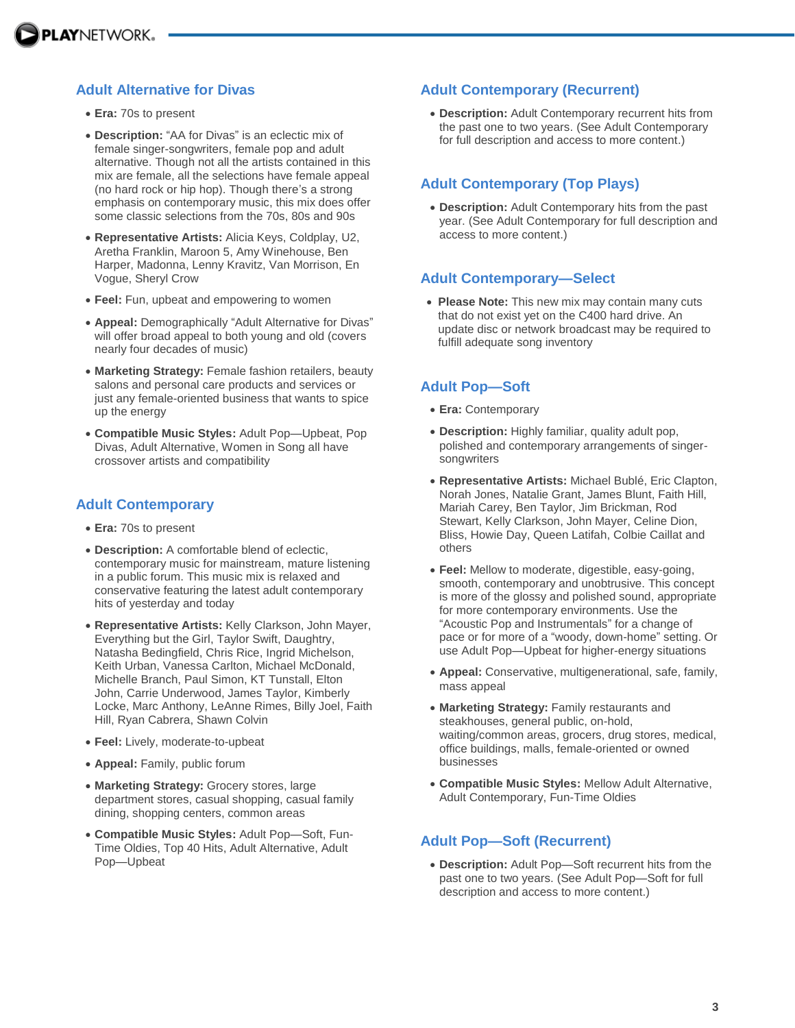## Adult Alternative for Divas

- **Era:** 70s to present
- **Description:** "AA for Divas" is an eclectic mix of female singer-songwriters, female pop and adult alternative. Though not all the artists contained in this mix are female, all the selections have female appeal (no hard rock or hip hop). Though there's a strong emphasis on contemporary music, this mix does offer some classic selections from the 70s, 80s and 90s
- **Representative Artists:** Alicia Keys, Coldplay, U2, Aretha Franklin, Maroon 5, Amy Winehouse, Ben Harper, Madonna, Lenny Kravitz, Van Morrison, En Vogue, Sheryl Crow
- **Feel:** Fun, upbeat and empowering to women
- **Appeal:** Demographically "Adult Alternative for Divas" will offer broad appeal to both young and old (covers nearly four decades of music)
- **Marketing Strategy:** Female fashion retailers, beauty salons and personal care products and services or just any female-oriented business that wants to spice up the energy
- **Compatible Music Styles:** Adult Pop—Upbeat, Pop Divas, Adult Alternative, Women in Song all have crossover artists and compatibility

## Adult Contemporary

- **Era:** 70s to present
- **Description:** A comfortable blend of eclectic, contemporary music for mainstream, mature listening in a public forum. This music mix is relaxed and conservative featuring the latest adult contemporary hits of yesterday and today
- **Representative Artists:** Kelly Clarkson, John Mayer, Everything but the Girl, Taylor Swift, Daughtry, Natasha Bedingfield, Chris Rice, Ingrid Michelson, Keith Urban, Vanessa Carlton, Michael McDonald, Michelle Branch, Paul Simon, KT Tunstall, Elton John, Carrie Underwood, James Taylor, Kimberly Locke, Marc Anthony, LeAnne Rimes, Billy Joel, Faith Hill, Ryan Cabrera, Shawn Colvin
- **Feel:** Lively, moderate-to-upbeat
- **Appeal:** Family, public forum
- **Marketing Strategy:** Grocery stores, large department stores, casual shopping, casual family dining, shopping centers, common areas
- **Compatible Music Styles:** Adult Pop—Soft, Fun-Time Oldies, Top 40 Hits, Adult Alternative, Adult Pop—Upbeat

## Adult Contemporary (Recurrent)

- **Description:** Adult Contemporary recurrent hits from the past one to two years. (See Adult Contemporary for full description and access to more content.)

## Adult Contemporary (Top Plays)

- **Description:** Adult Contemporary hits from the past year. (See Adult Contemporary for full description and access to more content.)

## Adult Contemporary—Select

- **Please Note:** This new mix may contain many cuts that do not exist yet on the C400 hard drive. An update disc or network broadcast may be required to fulfill adequate song inventory

## Adult Pop—Soft

- **Era:** Contemporary
- **Description:** Highly familiar, quality adult pop, polished and contemporary arrangements of singer-songwriters
- **Representative Artists:** Michael Bublé, Eric Clapton, Norah Jones, Natalie Grant, James Blunt, Faith Hill, Mariah Carey, Ben Taylor, Jim Brickman, Rod Stewart, Kelly Clarkson, John Mayer, Celine Dion, Bliss, Howie Day, Queen Latifah, Colbie Caillat and others
- **Feel:** Mellow to moderate, digestible, easy-going, smooth, contemporary and unobtrusive. This concept is more of the glossy and polished sound, appropriate for more contemporary environments. Use the "Acoustic Pop and Instrumentals" for a change of pace or for more of a "woody, down-home" setting. Or use Adult Pop—Upbeat for higher-energy situations
- **Appeal:** Conservative, multigenerational, safe, family, mass appeal
- **Marketing Strategy:** Family restaurants and steakhouses, general public, on-hold, waiting/common areas, grocers, drug stores, medical, office buildings, malls, female-oriented or owned businesses
- **Compatible Music Styles:** Mellow Adult Alternative, Adult Contemporary, Fun-Time Oldies

## Adult Pop—Soft (Recurrent)

- **Description:** Adult Pop—Soft recurrent hits from the past one to two years. (See Adult Pop—Soft for full description and access to more content.)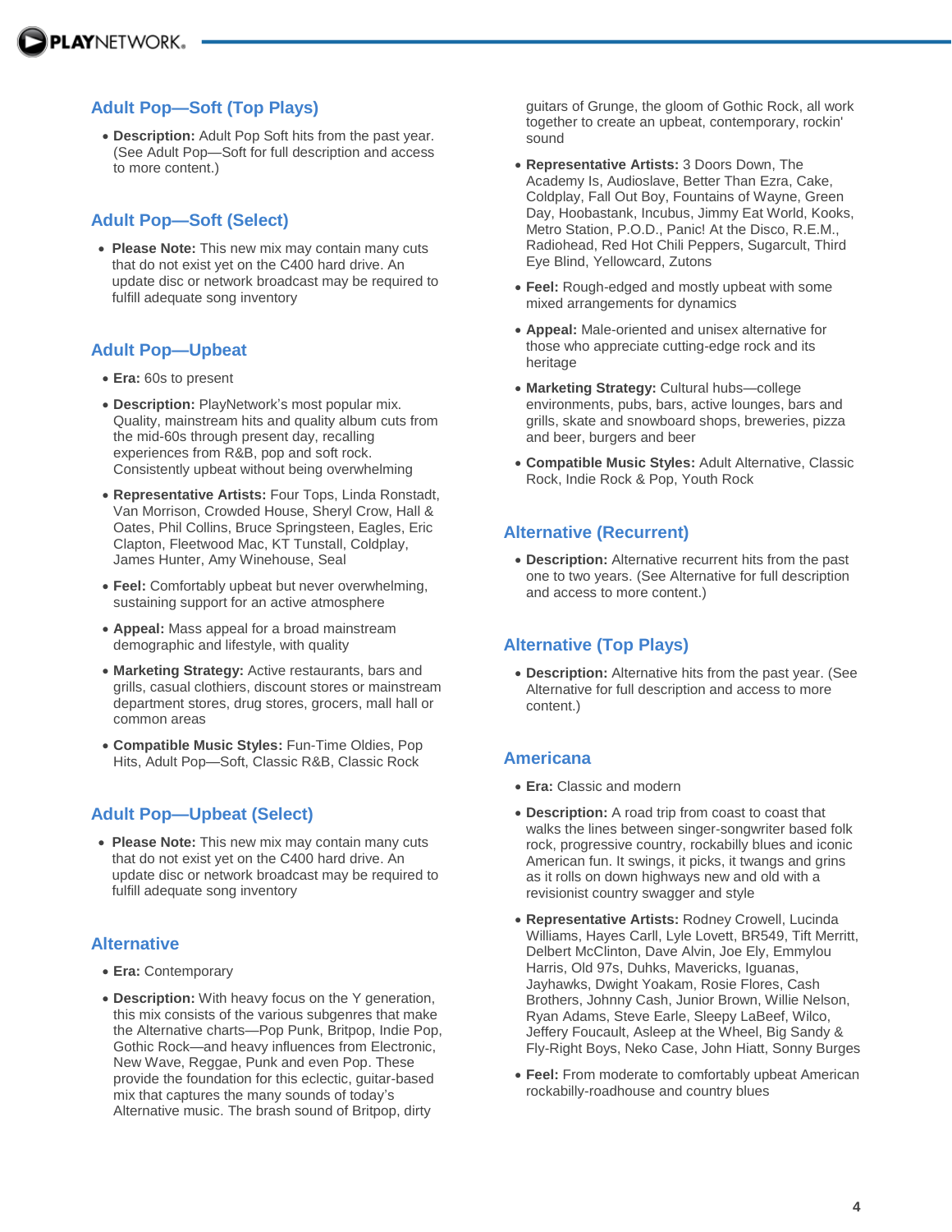## Adult Pop—Soft (Top Plays)

- **Description:** Adult Pop Soft hits from the past year. (See Adult Pop—Soft for full description and access to more content.)

## Adult Pop—Soft (Select)

- **Please Note:** This new mix may contain many cuts that do not exist yet on the C400 hard drive. An update disc or network broadcast may be required to fulfill adequate song inventory

## Adult Pop—Upbeat

- **Era:** 60s to present
- **Description:** PlayNetwork's most popular mix. Quality, mainstream hits and quality album cuts from the mid-60s through present day, recalling experiences from R&B, pop and soft rock. Consistently upbeat without being overwhelming
- **Representative Artists:** Four Tops, Linda Ronstadt, Van Morrison, Crowded House, Sheryl Crow, Hall & Oates, Phil Collins, Bruce Springsteen, Eagles, Eric Clapton, Fleetwood Mac, KT Tunstall, Coldplay, James Hunter, Amy Winehouse, Seal
- **Feel:** Comfortably upbeat but never overwhelming, sustaining support for an active atmosphere
- **Appeal:** Mass appeal for a broad mainstream demographic and lifestyle, with quality
- **Marketing Strategy:** Active restaurants, bars and grills, casual clothiers, discount stores or mainstream department stores, drug stores, grocers, mall hall or common areas
- **Compatible Music Styles:** Fun-Time Oldies, Pop Hits, Adult Pop—Soft, Classic R&B, Classic Rock

## Adult Pop—Upbeat (Select)

- **Please Note:** This new mix may contain many cuts that do not exist yet on the C400 hard drive. An update disc or network broadcast may be required to fulfill adequate song inventory

## Alternative

- **Era:** Contemporary
- **Description:** With heavy focus on the Y generation, this mix consists of the various subgenres that make the Alternative charts—Pop Punk, Britpop, Indie Pop, Gothic Rock—and heavy influences from Electronic, New Wave, Reggae, Punk and even Pop. These provide the foundation for this eclectic, guitar-based mix that captures the many sounds of today's Alternative music. The brash sound of Britpop, dirty guitars of Grunge, the gloom of Gothic Rock, all work together to create an upbeat, contemporary, rockin' sound
- **Representative Artists:** 3 Doors Down, The Academy Is, Audioslave, Better Than Ezra, Cake, Coldplay, Fall Out Boy, Fountains of Wayne, Green Day, Hoobastank, Incubus, Jimmy Eat World, Kooks, Metro Station, P.O.D., Panic! At the Disco, R.E.M., Radiohead, Red Hot Chili Peppers, Sugarcult, Third Eye Blind, Yellowcard, Zutons
- **Feel:** Rough-edged and mostly upbeat with some mixed arrangements for dynamics
- **Appeal:** Male-oriented and unisex alternative for those who appreciate cutting-edge rock and its heritage
- **Marketing Strategy:** Cultural hubs—college environments, pubs, bars, active lounges, bars and grills, skate and snowboard shops, breweries, pizza and beer, burgers and beer
- **Compatible Music Styles:** Adult Alternative, Classic Rock, Indie Rock & Pop, Youth Rock

## Alternative (Recurrent)

- **Description:** Alternative recurrent hits from the past one to two years. (See Alternative for full description and access to more content.)

## Alternative (Top Plays)

- **Description:** Alternative hits from the past year. (See Alternative for full description and access to more content.)

## Americana

- **Era:** Classic and modern
- **Description:** A road trip from coast to coast that walks the lines between singer-songwriter based folk rock, progressive country, rockabilly blues and iconic American fun. It swings, it picks, it twangs and grins as it rolls on down highways new and old with a revisionist country swagger and style
- **Representative Artists:** Rodney Crowell, Lucinda Williams, Hayes Carll, Lyle Lovett, BR549, Tift Merritt, Delbert McClinton, Dave Alvin, Joe Ely, Emmylou Harris, Old 97s, Duhks, Mavericks, Iguanas, Jayhawks, Dwight Yoakam, Rosie Flores, Cash Brothers, Johnny Cash, Junior Brown, Willie Nelson, Ryan Adams, Steve Earle, Sleepy LaBeef, Wilco, Jeffery Foucault, Asleep at the Wheel, Big Sandy & Fly-Right Boys, Neko Case, John Hiatt, Sonny Burges
- **Feel:** From moderate to comfortably upbeat American rockabilly-roadhouse and country blues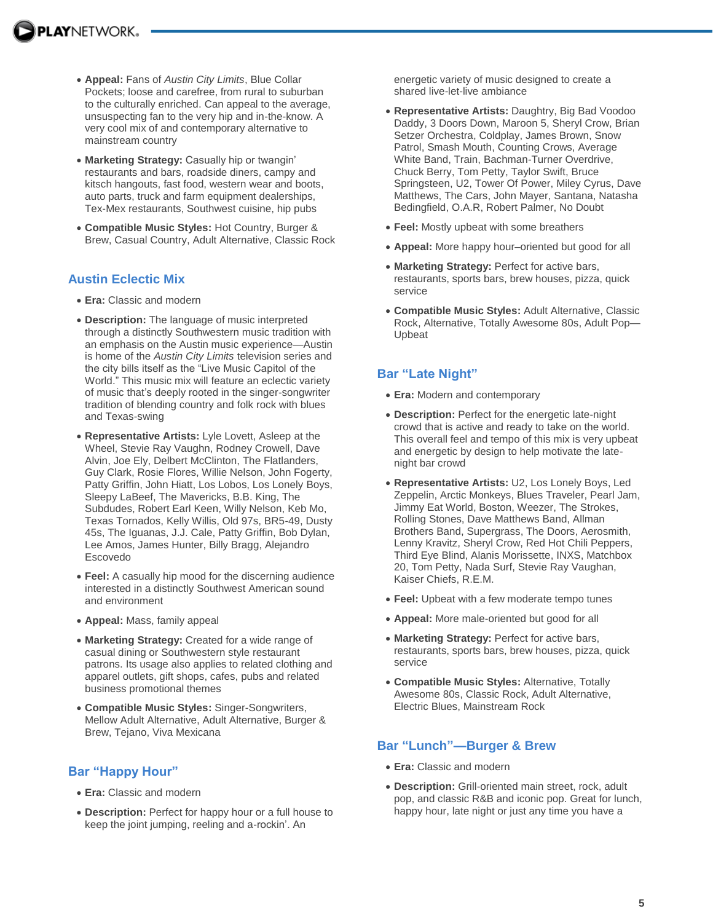- **Appeal:** Fans of *Austin City Limits*, Blue Collar Pockets; loose and carefree, from rural to suburban to the culturally enriched. Can appeal to the average, unsuspecting fan to the very hip and in-the-know. A very cool mix of and contemporary alternative to mainstream country
- **Marketing Strategy:** Casually hip or twangin' restaurants and bars, roadside diners, campy and kitsch hangouts, fast food, western wear and boots, auto parts, truck and farm equipment dealerships, Tex-Mex restaurants, Southwest cuisine, hip pubs
- **Compatible Music Styles:** Hot Country, Burger & Brew, Casual Country, Adult Alternative, Classic Rock

## Austin Eclectic Mix

- **Era:** Classic and modern
- **Description:** The language of music interpreted through a distinctly Southwestern music tradition with an emphasis on the Austin music experience—Austin is home of the *Austin City Limits* television series and the city bills itself as the "Live Music Capitol of the World." This music mix will feature an eclectic variety of music that's deeply rooted in the singer-songwriter tradition of blending country and folk rock with blues and Texas-swing
- **Representative Artists:** Lyle Lovett, Asleep at the Wheel, Stevie Ray Vaughn, Rodney Crowell, Dave Alvin, Joe Ely, Delbert McClinton, The Flatlanders, Guy Clark, Rosie Flores, Willie Nelson, John Fogerty, Patty Griffin, John Hiatt, Los Lobos, Los Lonely Boys, Sleepy LaBeef, The Mavericks, B.B. King, The Subdudes, Robert Earl Keen, Willy Nelson, Keb Mo, Texas Tornados, Kelly Willis, Old 97s, BR5-49, Dusty 45s, The Iguanas, J.J. Cale, Patty Griffin, Bob Dylan, Lee Amos, James Hunter, Billy Bragg, Alejandro Escovedo
- **Feel:** A casually hip mood for the discerning audience interested in a distinctly Southwest American sound and environment
- **Appeal:** Mass, family appeal
- **Marketing Strategy:** Created for a wide range of casual dining or Southwestern style restaurant patrons. Its usage also applies to related clothing and apparel outlets, gift shops, cafes, pubs and related business promotional themes
- **Compatible Music Styles:** Singer-Songwriters, Mellow Adult Alternative, Adult Alternative, Burger & Brew, Tejano, Viva Mexicana

## Bar "Happy Hour"

- **Era:** Classic and modern
- **Description:** Perfect for happy hour or a full house to keep the joint jumping, reeling and a-rockin'. An energetic variety of music designed to create a shared live-let-live ambiance
- **Representative Artists:** Daughtry, Big Bad Voodoo Daddy, 3 Doors Down, Maroon 5, Sheryl Crow, Brian Setzer Orchestra, Coldplay, James Brown, Snow Patrol, Smash Mouth, Counting Crows, Average White Band, Train, Bachman-Turner Overdrive, Chuck Berry, Tom Petty, Taylor Swift, Bruce Springsteen, U2, Tower Of Power, Miley Cyrus, Dave Matthews, The Cars, John Mayer, Santana, Natasha Bedingfield, O.A.R, Robert Palmer, No Doubt
- **Feel:** Mostly upbeat with some breathers
- **Appeal:** More happy hour–oriented but good for all
- **Marketing Strategy:** Perfect for active bars, restaurants, sports bars, brew houses, pizza, quick service
- **Compatible Music Styles:** Adult Alternative, Classic Rock, Alternative, Totally Awesome 80s, Adult Pop—Upbeat

## Bar "Late Night"

- **Era:** Modern and contemporary
- **Description:** Perfect for the energetic late-night crowd that is active and ready to take on the world. This overall feel and tempo of this mix is very upbeat and energetic by design to help motivate the late-night bar crowd
- **Representative Artists:** U2, Los Lonely Boys, Led Zeppelin, Arctic Monkeys, Blues Traveler, Pearl Jam, Jimmy Eat World, Boston, Weezer, The Strokes, Rolling Stones, Dave Matthews Band, Allman Brothers Band, Supergrass, The Doors, Aerosmith, Lenny Kravitz, Sheryl Crow, Red Hot Chili Peppers, Third Eye Blind, Alanis Morissette, INXS, Matchbox 20, Tom Petty, Nada Surf, Stevie Ray Vaughan, Kaiser Chiefs, R.E.M.
- **Feel:** Upbeat with a few moderate tempo tunes
- **Appeal:** More male-oriented but good for all
- **Marketing Strategy:** Perfect for active bars, restaurants, sports bars, brew houses, pizza, quick service
- **Compatible Music Styles:** Alternative, Totally Awesome 80s, Classic Rock, Adult Alternative, Electric Blues, Mainstream Rock

## Bar "Lunch"—Burger & Brew

- **Era:** Classic and modern
- **Description:** Grill-oriented main street, rock, adult pop, and classic R&B and iconic pop. Great for lunch, happy hour, late night or just any time you have a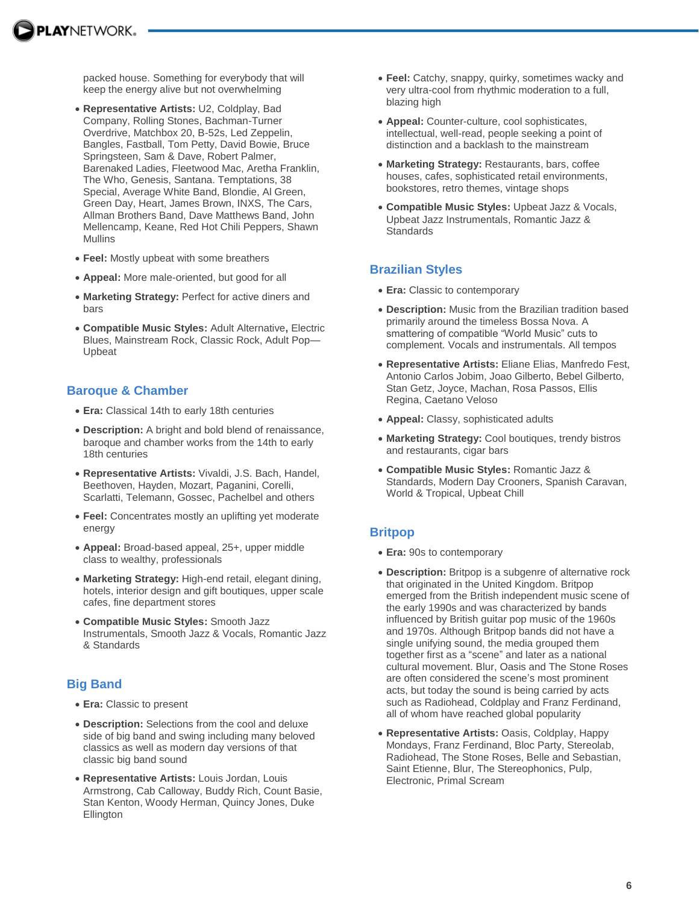packed house. Something for everybody that will keep the energy alive but not overwhelming

- **Representative Artists:** U2, Coldplay, Bad Company, Rolling Stones, Bachman-Turner Overdrive, Matchbox 20, B-52s, Led Zeppelin, Bangles, Fastball, Tom Petty, David Bowie, Bruce Springsteen, Sam & Dave, Robert Palmer, Barenaked Ladies, Fleetwood Mac, Aretha Franklin, The Who, Genesis, Santana. Temptations, 38 Special, Average White Band, Blondie, Al Green, Green Day, Heart, James Brown, INXS, The Cars, Allman Brothers Band, Dave Matthews Band, John Mellencamp, Keane, Red Hot Chili Peppers, Shawn Mullins
- **Feel:** Mostly upbeat with some breathers
- **Appeal:** More male-oriented, but good for all
- **Marketing Strategy:** Perfect for active diners and bars
- **Compatible Music Styles:** Adult Alternative**,** Electric Blues, Mainstream Rock, Classic Rock, Adult Pop—Upbeat

## Baroque & Chamber

- **Era:** Classical 14th to early 18th centuries
- **Description:** A bright and bold blend of renaissance, baroque and chamber works from the 14th to early 18th centuries
- **Representative Artists:** Vivaldi, J.S. Bach, Handel, Beethoven, Hayden, Mozart, Paganini, Corelli, Scarlatti, Telemann, Gossec, Pachelbel and others
- **Feel:** Concentrates mostly an uplifting yet moderate energy
- **Appeal:** Broad-based appeal, 25+, upper middle class to wealthy, professionals
- **Marketing Strategy:** High-end retail, elegant dining, hotels, interior design and gift boutiques, upper scale cafes, fine department stores
- **Compatible Music Styles:** Smooth Jazz Instrumentals, Smooth Jazz & Vocals, Romantic Jazz & Standards

## Big Band

- **Era:** Classic to present
- **Description:** Selections from the cool and deluxe side of big band and swing including many beloved classics as well as modern day versions of that classic big band sound
- **Representative Artists:** Louis Jordan, Louis Armstrong, Cab Calloway, Buddy Rich, Count Basie, Stan Kenton, Woody Herman, Quincy Jones, Duke Ellington
- **Feel:** Catchy, snappy, quirky, sometimes wacky and very ultra-cool from rhythmic moderation to a full, blazing high
- **Appeal:** Counter-culture, cool sophisticates, intellectual, well-read, people seeking a point of distinction and a backlash to the mainstream
- **Marketing Strategy:** Restaurants, bars, coffee houses, cafes, sophisticated retail environments, bookstores, retro themes, vintage shops
- **Compatible Music Styles:** Upbeat Jazz & Vocals, Upbeat Jazz Instrumentals, Romantic Jazz & Standards

## Brazilian Styles

- **Era:** Classic to contemporary
- **Description:** Music from the Brazilian tradition based primarily around the timeless Bossa Nova. A smattering of compatible "World Music" cuts to complement. Vocals and instrumentals. All tempos
- **Representative Artists:** Eliane Elias, Manfredo Fest, Antonio Carlos Jobim, Joao Gilberto, Bebel Gilberto, Stan Getz, Joyce, Machan, Rosa Passos, Ellis Regina, Caetano Veloso
- **Appeal:** Classy, sophisticated adults
- **Marketing Strategy:** Cool boutiques, trendy bistros and restaurants, cigar bars
- **Compatible Music Styles:** Romantic Jazz & Standards, Modern Day Crooners, Spanish Caravan, World & Tropical, Upbeat Chill

## Britpop

- **Era:** 90s to contemporary
- **Description:** Britpop is a subgenre of alternative rock that originated in the United Kingdom. Britpop emerged from the British independent music scene of the early 1990s and was characterized by bands influenced by British guitar pop music of the 1960s and 1970s. Although Britpop bands did not have a single unifying sound, the media grouped them together first as a "scene" and later as a national cultural movement. Blur, Oasis and The Stone Roses are often considered the scene's most prominent acts, but today the sound is being carried by acts such as Radiohead, Coldplay and Franz Ferdinand, all of whom have reached global popularity
- **Representative Artists:** Oasis, Coldplay, Happy Mondays, Franz Ferdinand, Bloc Party, Stereolab, Radiohead, The Stone Roses, Belle and Sebastian, Saint Etienne, Blur, The Stereophonics, Pulp, Electronic, Primal Scream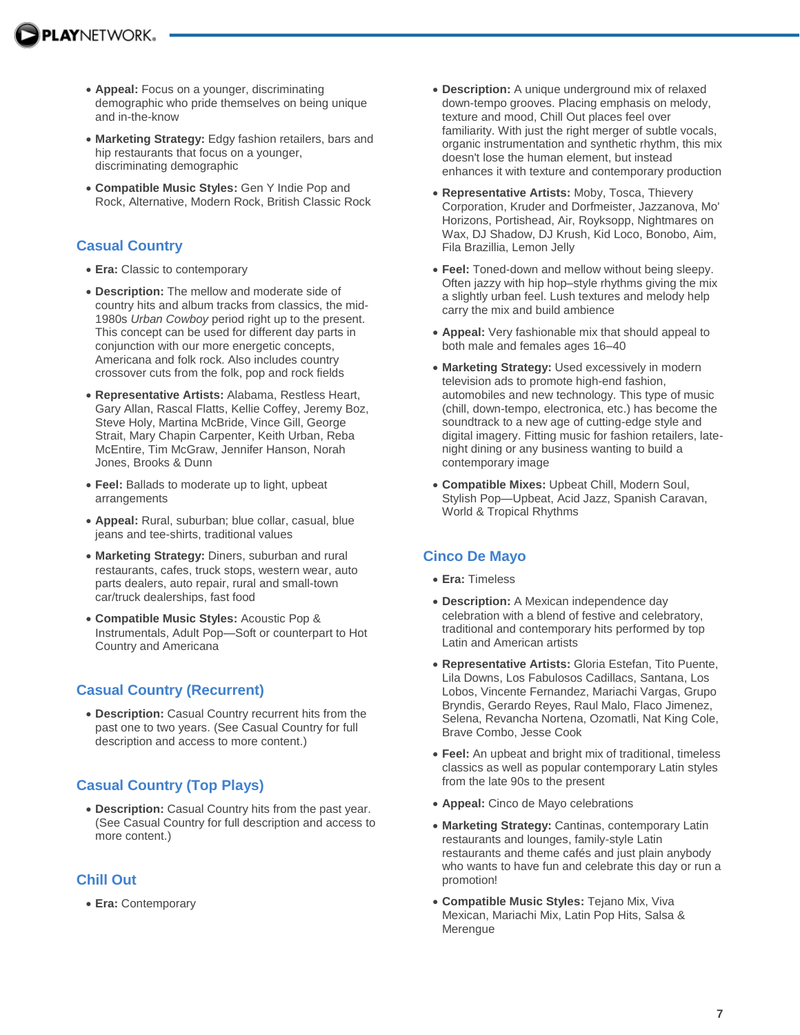- **Appeal:** Focus on a younger, discriminating demographic who pride themselves on being unique and in-the-know
- **Marketing Strategy:** Edgy fashion retailers, bars and hip restaurants that focus on a younger, discriminating demographic
- **Compatible Music Styles:** Gen Y Indie Pop and Rock, Alternative, Modern Rock, British Classic Rock

## Casual Country

- **Era:** Classic to contemporary
- **Description:** The mellow and moderate side of country hits and album tracks from classics, the mid-1980s *Urban Cowboy* period right up to the present. This concept can be used for different day parts in conjunction with our more energetic concepts, Americana and folk rock. Also includes country crossover cuts from the folk, pop and rock fields
- **Representative Artists:** Alabama, Restless Heart, Gary Allan, Rascal Flatts, Kellie Coffey, Jeremy Boz, Steve Holy, Martina McBride, Vince Gill, George Strait, Mary Chapin Carpenter, Keith Urban, Reba McEntire, Tim McGraw, Jennifer Hanson, Norah Jones, Brooks & Dunn
- **Feel:** Ballads to moderate up to light, upbeat arrangements
- **Appeal:** Rural, suburban; blue collar, casual, blue jeans and tee-shirts, traditional values
- **Marketing Strategy:** Diners, suburban and rural restaurants, cafes, truck stops, western wear, auto parts dealers, auto repair, rural and small-town car/truck dealerships, fast food
- **Compatible Music Styles:** Acoustic Pop & Instrumentals, Adult Pop—Soft or counterpart to Hot Country and Americana

## Casual Country (Recurrent)

- **Description:** Casual Country recurrent hits from the past one to two years. (See Casual Country for full description and access to more content.)

## Casual Country (Top Plays)

- **Description:** Casual Country hits from the past year. (See Casual Country for full description and access to more content.)

## Chill Out

- **Era:** Contemporary
- **Description:** A unique underground mix of relaxed down-tempo grooves. Placing emphasis on melody, texture and mood, Chill Out places feel over familiarity. With just the right merger of subtle vocals, organic instrumentation and synthetic rhythm, this mix doesn't lose the human element, but instead enhances it with texture and contemporary production
- **Representative Artists:** Moby, Tosca, Thievery Corporation, Kruder and Dorfmeister, Jazzanova, Mo' Horizons, Portishead, Air, Royksopp, Nightmares on Wax, DJ Shadow, DJ Krush, Kid Loco, Bonobo, Aim, Fila Brazillia, Lemon Jelly
- **Feel:** Toned-down and mellow without being sleepy. Often jazzy with hip hop–style rhythms giving the mix a slightly urban feel. Lush textures and melody help carry the mix and build ambience
- **Appeal:** Very fashionable mix that should appeal to both male and females ages 16–40
- **Marketing Strategy:** Used excessively in modern television ads to promote high-end fashion, automobiles and new technology. This type of music (chill, down-tempo, electronica, etc.) has become the soundtrack to a new age of cutting-edge style and digital imagery. Fitting music for fashion retailers, late-night dining or any business wanting to build a contemporary image
- **Compatible Mixes:** Upbeat Chill, Modern Soul, Stylish Pop—Upbeat, Acid Jazz, Spanish Caravan, World & Tropical Rhythms

## Cinco De Mayo

- **Era:** Timeless
- **Description:** A Mexican independence day celebration with a blend of festive and celebratory, traditional and contemporary hits performed by top Latin and American artists
- **Representative Artists:** Gloria Estefan, Tito Puente, Lila Downs, Los Fabulosos Cadillacs, Santana, Los Lobos, Vincente Fernandez, Mariachi Vargas, Grupo Bryndis, Gerardo Reyes, Raul Malo, Flaco Jimenez, Selena, Revancha Nortena, Ozomatli, Nat King Cole, Brave Combo, Jesse Cook
- **Feel:** An upbeat and bright mix of traditional, timeless classics as well as popular contemporary Latin styles from the late 90s to the present
- **Appeal:** Cinco de Mayo celebrations
- **Marketing Strategy:** Cantinas, contemporary Latin restaurants and lounges, family-style Latin restaurants and theme cafés and just plain anybody who wants to have fun and celebrate this day or run a promotion!
- **Compatible Music Styles:** Tejano Mix, Viva Mexican, Mariachi Mix, Latin Pop Hits, Salsa & Merengue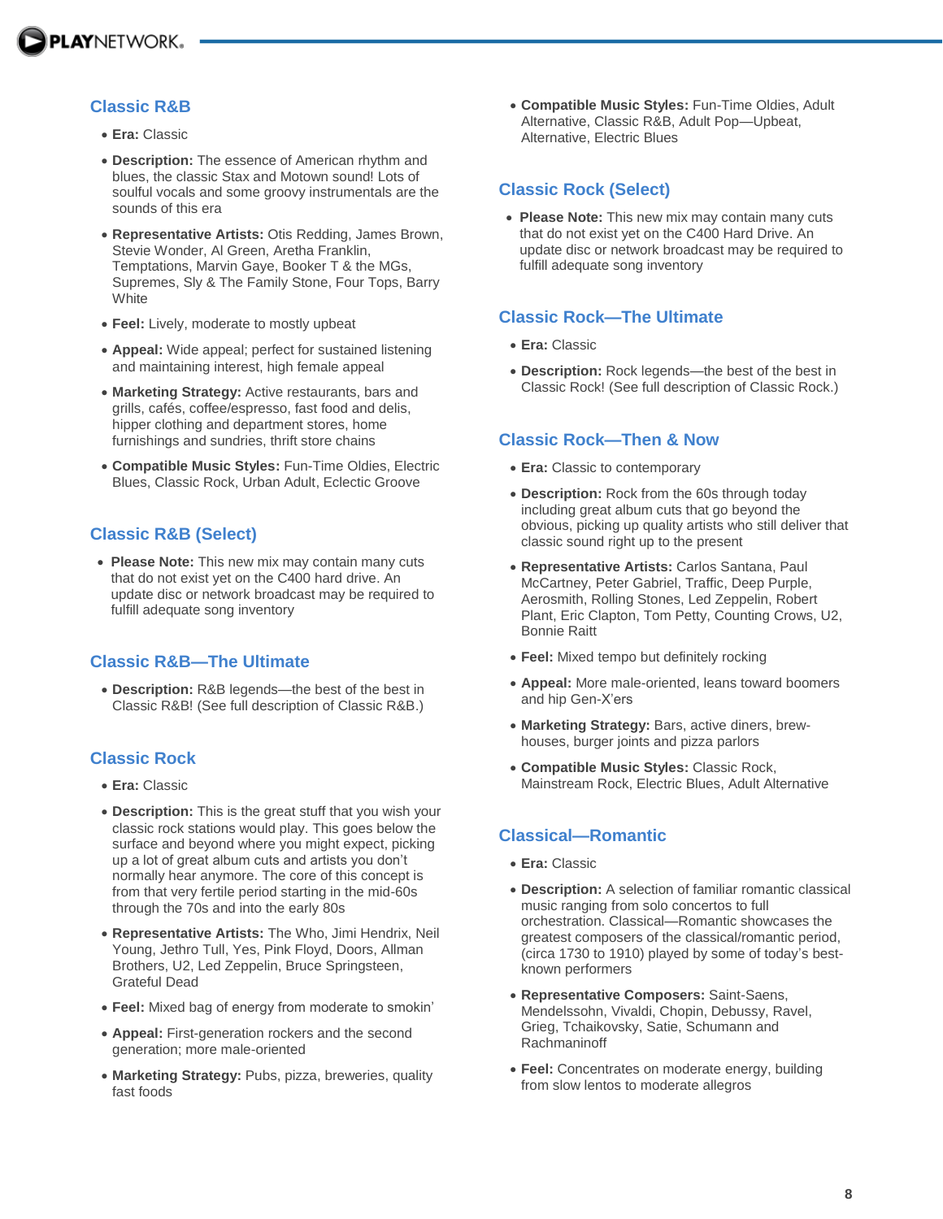## Classic R&B

- **Era:** Classic
- **Description:** The essence of American rhythm and blues, the classic Stax and Motown sound! Lots of soulful vocals and some groovy instrumentals are the sounds of this era
- **Representative Artists:** Otis Redding, James Brown, Stevie Wonder, Al Green, Aretha Franklin, Temptations, Marvin Gaye, Booker T & the MGs, Supremes, Sly & The Family Stone, Four Tops, Barry White
- **Feel:** Lively, moderate to mostly upbeat
- **Appeal:** Wide appeal; perfect for sustained listening and maintaining interest, high female appeal
- **Marketing Strategy:** Active restaurants, bars and grills, cafés, coffee/espresso, fast food and delis, hipper clothing and department stores, home furnishings and sundries, thrift store chains
- **Compatible Music Styles:** Fun-Time Oldies, Electric Blues, Classic Rock, Urban Adult, Eclectic Groove

## Classic R&B (Select)

- **Please Note:** This new mix may contain many cuts that do not exist yet on the C400 hard drive. An update disc or network broadcast may be required to fulfill adequate song inventory

## Classic R&B—The Ultimate

- **Description:** R&B legends—the best of the best in Classic R&B! (See full description of Classic R&B.)

## Classic Rock

- **Era:** Classic
- **Description:** This is the great stuff that you wish your classic rock stations would play. This goes below the surface and beyond where you might expect, picking up a lot of great album cuts and artists you don't normally hear anymore. The core of this concept is from that very fertile period starting in the mid-60s through the 70s and into the early 80s
- **Representative Artists:** The Who, Jimi Hendrix, Neil Young, Jethro Tull, Yes, Pink Floyd, Doors, Allman Brothers, U2, Led Zeppelin, Bruce Springsteen, Grateful Dead
- **Feel:** Mixed bag of energy from moderate to smokin'
- **Appeal:** First-generation rockers and the second generation; more male-oriented
- **Marketing Strategy:** Pubs, pizza, breweries, quality fast foods
- **Compatible Music Styles:** Fun-Time Oldies, Adult Alternative, Classic R&B, Adult Pop—Upbeat, Alternative, Electric Blues

## Classic Rock (Select)

- **Please Note:** This new mix may contain many cuts that do not exist yet on the C400 Hard Drive. An update disc or network broadcast may be required to fulfill adequate song inventory

## Classic Rock—The Ultimate

- **Era:** Classic
- **Description:** Rock legends—the best of the best in Classic Rock! (See full description of Classic Rock.)

## Classic Rock—Then & Now

- **Era:** Classic to contemporary
- **Description:** Rock from the 60s through today including great album cuts that go beyond the obvious, picking up quality artists who still deliver that classic sound right up to the present
- **Representative Artists:** Carlos Santana, Paul McCartney, Peter Gabriel, Traffic, Deep Purple, Aerosmith, Rolling Stones, Led Zeppelin, Robert Plant, Eric Clapton, Tom Petty, Counting Crows, U2, Bonnie Raitt
- **Feel:** Mixed tempo but definitely rocking
- **Appeal:** More male-oriented, leans toward boomers and hip Gen-X'ers
- **Marketing Strategy:** Bars, active diners, brew-houses, burger joints and pizza parlors
- **Compatible Music Styles:** Classic Rock, Mainstream Rock, Electric Blues, Adult Alternative

## Classical—Romantic

- **Era:** Classic
- **Description:** A selection of familiar romantic classical music ranging from solo concertos to full orchestration. Classical—Romantic showcases the greatest composers of the classical/romantic period, (circa 1730 to 1910) played by some of today's best-known performers
- **Representative Composers:** Saint-Saens, Mendelssohn, Vivaldi, Chopin, Debussy, Ravel, Grieg, Tchaikovsky, Satie, Schumann and Rachmaninoff
- **Feel:** Concentrates on moderate energy, building from slow lentos to moderate allegros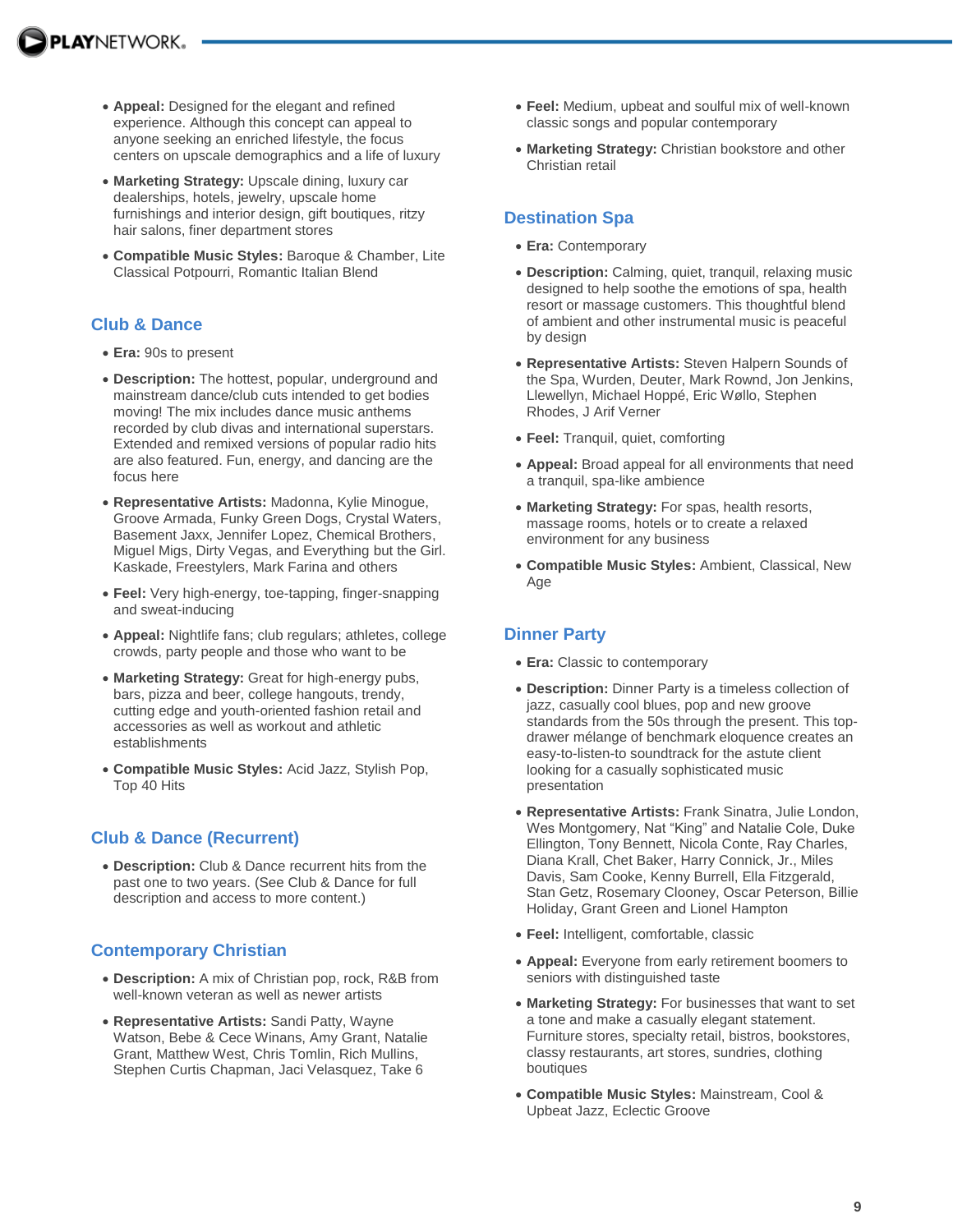- **Appeal:** Designed for the elegant and refined experience. Although this concept can appeal to anyone seeking an enriched lifestyle, the focus centers on upscale demographics and a life of luxury
- **Marketing Strategy:** Upscale dining, luxury car dealerships, hotels, jewelry, upscale home furnishings and interior design, gift boutiques, ritzy hair salons, finer department stores
- **Compatible Music Styles:** Baroque & Chamber, Lite Classical Potpourri, Romantic Italian Blend

## Club & Dance

- **Era:** 90s to present
- **Description:** The hottest, popular, underground and mainstream dance/club cuts intended to get bodies moving! The mix includes dance music anthems recorded by club divas and international superstars. Extended and remixed versions of popular radio hits are also featured. Fun, energy, and dancing are the focus here
- **Representative Artists:** Madonna, Kylie Minogue, Groove Armada, Funky Green Dogs, Crystal Waters, Basement Jaxx, Jennifer Lopez, Chemical Brothers, Miguel Migs, Dirty Vegas, and Everything but the Girl. Kaskade, Freestylers, Mark Farina and others
- **Feel:** Very high-energy, toe-tapping, finger-snapping and sweat-inducing
- **Appeal:** Nightlife fans; club regulars; athletes, college crowds, party people and those who want to be
- **Marketing Strategy:** Great for high-energy pubs, bars, pizza and beer, college hangouts, trendy, cutting edge and youth-oriented fashion retail and accessories as well as workout and athletic establishments
- **Compatible Music Styles:** Acid Jazz, Stylish Pop, Top 40 Hits

## Club & Dance (Recurrent)

- **Description:** Club & Dance recurrent hits from the past one to two years. (See Club & Dance for full description and access to more content.)

## Contemporary Christian

- **Description:** A mix of Christian pop, rock, R&B from well-known veteran as well as newer artists
- **Representative Artists:** Sandi Patty, Wayne Watson, Bebe & Cece Winans, Amy Grant, Natalie Grant, Matthew West, Chris Tomlin, Rich Mullins, Stephen Curtis Chapman, Jaci Velasquez, Take 6
- **Feel:** Medium, upbeat and soulful mix of well-known classic songs and popular contemporary
- **Marketing Strategy:** Christian bookstore and other Christian retail

## Destination Spa

- **Era:** Contemporary
- **Description:** Calming, quiet, tranquil, relaxing music designed to help soothe the emotions of spa, health resort or massage customers. This thoughtful blend of ambient and other instrumental music is peaceful by design
- **Representative Artists:** Steven Halpern Sounds of the Spa, Wurden, Deuter, Mark Rownd, Jon Jenkins, Llewellyn, Michael Hoppé, Eric Wøllo, Stephen Rhodes, J Arif Verner
- **Feel:** Tranquil, quiet, comforting
- **Appeal:** Broad appeal for all environments that need a tranquil, spa-like ambience
- **Marketing Strategy:** For spas, health resorts, massage rooms, hotels or to create a relaxed environment for any business
- **Compatible Music Styles:** Ambient, Classical, New Age

## Dinner Party

- **Era:** Classic to contemporary
- **Description:** Dinner Party is a timeless collection of jazz, casually cool blues, pop and new groove standards from the 50s through the present. This top-drawer mélange of benchmark eloquence creates an easy-to-listen-to soundtrack for the astute client looking for a casually sophisticated music presentation
- **Representative Artists:** Frank Sinatra, Julie London, Wes Montgomery, Nat "King" and Natalie Cole, Duke Ellington, Tony Bennett, Nicola Conte, Ray Charles, Diana Krall, Chet Baker, Harry Connick, Jr., Miles Davis, Sam Cooke, Kenny Burrell, Ella Fitzgerald, Stan Getz, Rosemary Clooney, Oscar Peterson, Billie Holiday, Grant Green and Lionel Hampton
- **Feel:** Intelligent, comfortable, classic
- **Appeal:** Everyone from early retirement boomers to seniors with distinguished taste
- **Marketing Strategy:** For businesses that want to set a tone and make a casually elegant statement. Furniture stores, specialty retail, bistros, bookstores, classy restaurants, art stores, sundries, clothing boutiques
- **Compatible Music Styles:** Mainstream, Cool & Upbeat Jazz, Eclectic Groove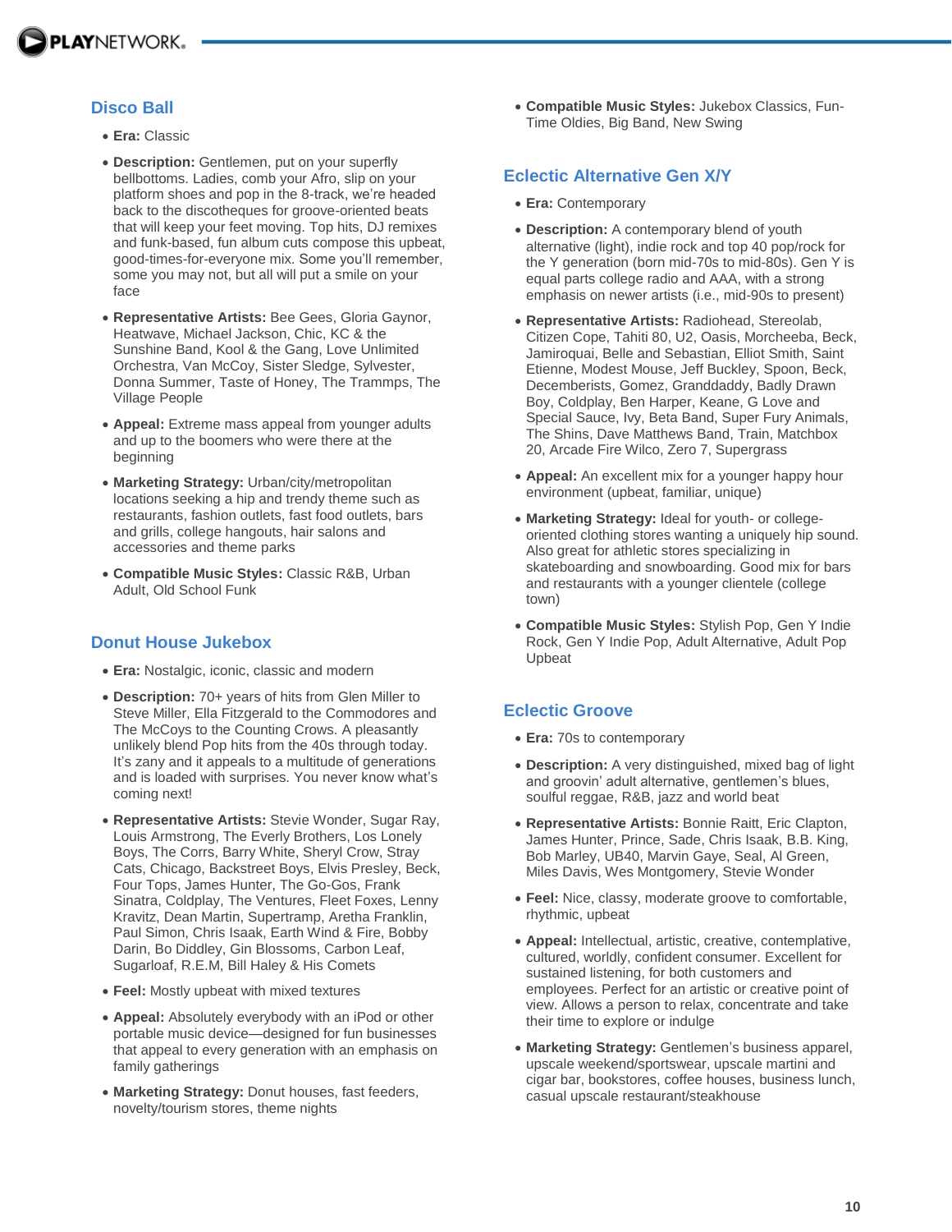## Disco Ball

- **Era:** Classic
- **Description:** Gentlemen, put on your superfly bellbottoms. Ladies, comb your Afro, slip on your platform shoes and pop in the 8-track, we're headed back to the discotheques for groove-oriented beats that will keep your feet moving. Top hits, DJ remixes and funk-based, fun album cuts compose this upbeat, good-times-for-everyone mix. Some you'll remember, some you may not, but all will put a smile on your face
- **Representative Artists:** Bee Gees, Gloria Gaynor, Heatwave, Michael Jackson, Chic, KC & the Sunshine Band, Kool & the Gang, Love Unlimited Orchestra, Van McCoy, Sister Sledge, Sylvester, Donna Summer, Taste of Honey, The Trammps, The Village People
- **Appeal:** Extreme mass appeal from younger adults and up to the boomers who were there at the beginning
- **Marketing Strategy:** Urban/city/metropolitan locations seeking a hip and trendy theme such as restaurants, fashion outlets, fast food outlets, bars and grills, college hangouts, hair salons and accessories and theme parks
- **Compatible Music Styles:** Classic R&B, Urban Adult, Old School Funk

## Donut House Jukebox

- **Era:** Nostalgic, iconic, classic and modern
- **Description:** 70+ years of hits from Glen Miller to Steve Miller, Ella Fitzgerald to the Commodores and The McCoys to the Counting Crows. A pleasantly unlikely blend Pop hits from the 40s through today. It's zany and it appeals to a multitude of generations and is loaded with surprises. You never know what's coming next!
- **Representative Artists:** Stevie Wonder, Sugar Ray, Louis Armstrong, The Everly Brothers, Los Lonely Boys, The Corrs, Barry White, Sheryl Crow, Stray Cats, Chicago, Backstreet Boys, Elvis Presley, Beck, Four Tops, James Hunter, The Go-Gos, Frank Sinatra, Coldplay, The Ventures, Fleet Foxes, Lenny Kravitz, Dean Martin, Supertramp, Aretha Franklin, Paul Simon, Chris Isaak, Earth Wind & Fire, Bobby Darin, Bo Diddley, Gin Blossoms, Carbon Leaf, Sugarloaf, R.E.M, Bill Haley & His Comets
- **Feel:** Mostly upbeat with mixed textures
- **Appeal:** Absolutely everybody with an iPod or other portable music device—designed for fun businesses that appeal to every generation with an emphasis on family gatherings
- **Marketing Strategy:** Donut houses, fast feeders, novelty/tourism stores, theme nights
- **Compatible Music Styles:** Jukebox Classics, Fun-Time Oldies, Big Band, New Swing

## Eclectic Alternative Gen X/Y

- **Era:** Contemporary
- **Description:** A contemporary blend of youth alternative (light), indie rock and top 40 pop/rock for the Y generation (born mid-70s to mid-80s). Gen Y is equal parts college radio and AAA, with a strong emphasis on newer artists (i.e., mid-90s to present)
- **Representative Artists:** Radiohead, Stereolab, Citizen Cope, Tahiti 80, U2, Oasis, Morcheeba, Beck, Jamiroquai, Belle and Sebastian, Elliot Smith, Saint Etienne, Modest Mouse, Jeff Buckley, Spoon, Beck, Decemberists, Gomez, Granddaddy, Badly Drawn Boy, Coldplay, Ben Harper, Keane, G Love and Special Sauce, Ivy, Beta Band, Super Fury Animals, The Shins, Dave Matthews Band, Train, Matchbox 20, Arcade Fire Wilco, Zero 7, Supergrass
- **Appeal:** An excellent mix for a younger happy hour environment (upbeat, familiar, unique)
- **Marketing Strategy:** Ideal for youth- or college-oriented clothing stores wanting a uniquely hip sound. Also great for athletic stores specializing in skateboarding and snowboarding. Good mix for bars and restaurants with a younger clientele (college town)
- **Compatible Music Styles:** Stylish Pop, Gen Y Indie Rock, Gen Y Indie Pop, Adult Alternative, Adult Pop Upbeat

## Eclectic Groove

- **Era:** 70s to contemporary
- **Description:** A very distinguished, mixed bag of light and groovin' adult alternative, gentlemen's blues, soulful reggae, R&B, jazz and world beat
- **Representative Artists:** Bonnie Raitt, Eric Clapton, James Hunter, Prince, Sade, Chris Isaak, B.B. King, Bob Marley, UB40, Marvin Gaye, Seal, Al Green, Miles Davis, Wes Montgomery, Stevie Wonder
- **Feel:** Nice, classy, moderate groove to comfortable, rhythmic, upbeat
- **Appeal:** Intellectual, artistic, creative, contemplative, cultured, worldly, confident consumer. Excellent for sustained listening, for both customers and employees. Perfect for an artistic or creative point of view. Allows a person to relax, concentrate and take their time to explore or indulge
- **Marketing Strategy:** Gentlemen's business apparel, upscale weekend/sportswear, upscale martini and cigar bar, bookstores, coffee houses, business lunch, casual upscale restaurant/steakhouse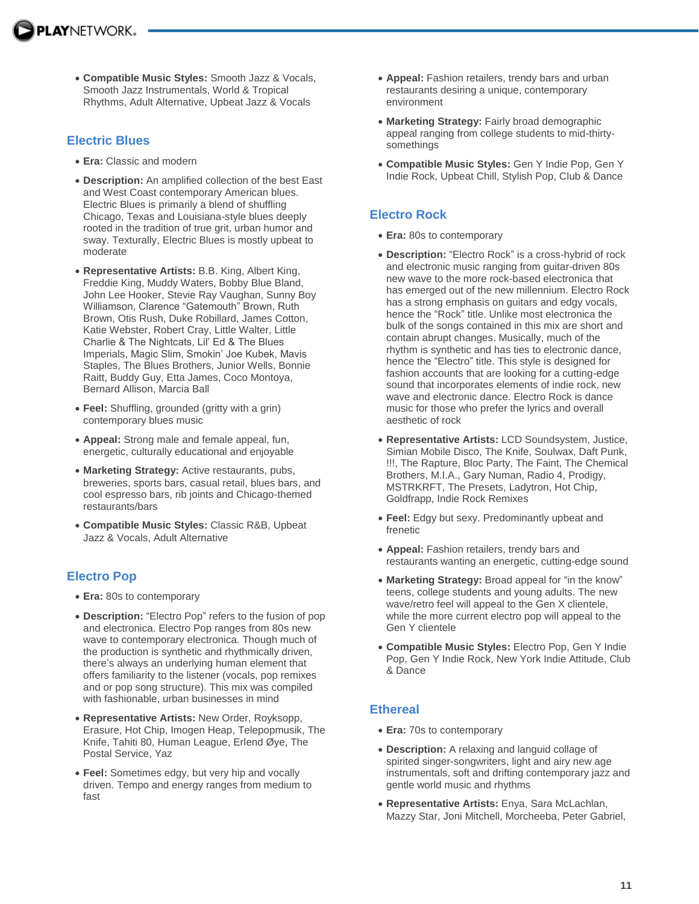- **Compatible Music Styles:** Smooth Jazz & Vocals, Smooth Jazz Instrumentals, World & Tropical Rhythms, Adult Alternative, Upbeat Jazz & Vocals

## Electric Blues

- **Era:** Classic and modern
- **Description:** An amplified collection of the best East and West Coast contemporary American blues. Electric Blues is primarily a blend of shuffling Chicago, Texas and Louisiana-style blues deeply rooted in the tradition of true grit, urban humor and sway. Texturally, Electric Blues is mostly upbeat to moderate
- **Representative Artists:** B.B. King, Albert King, Freddie King, Muddy Waters, Bobby Blue Bland, John Lee Hooker, Stevie Ray Vaughan, Sunny Boy Williamson, Clarence "Gatemouth" Brown, Ruth Brown, Otis Rush, Duke Robillard, James Cotton, Katie Webster, Robert Cray, Little Walter, Little Charlie & The Nightcats, Lil' Ed & The Blues Imperials, Magic Slim, Smokin' Joe Kubek, Mavis Staples, The Blues Brothers, Junior Wells, Bonnie Raitt, Buddy Guy, Etta James, Coco Montoya, Bernard Allison, Marcia Ball
- **Feel:** Shuffling, grounded (gritty with a grin) contemporary blues music
- **Appeal:** Strong male and female appeal, fun, energetic, culturally educational and enjoyable
- **Marketing Strategy:** Active restaurants, pubs, breweries, sports bars, casual retail, blues bars, and cool espresso bars, rib joints and Chicago-themed restaurants/bars
- **Compatible Music Styles:** Classic R&B, Upbeat Jazz & Vocals, Adult Alternative

## Electro Pop

- **Era:** 80s to contemporary
- **Description:** "Electro Pop" refers to the fusion of pop and electronica. Electro Pop ranges from 80s new wave to contemporary electronica. Though much of the production is synthetic and rhythmically driven, there's always an underlying human element that offers familiarity to the listener (vocals, pop remixes and or pop song structure). This mix was compiled with fashionable, urban businesses in mind
- **Representative Artists:** New Order, Royksopp, Erasure, Hot Chip, Imogen Heap, Telepopmusik, The Knife, Tahiti 80, Human League, Erlend Øye, The Postal Service, Yaz
- **Feel:** Sometimes edgy, but very hip and vocally driven. Tempo and energy ranges from medium to fast
- **Appeal:** Fashion retailers, trendy bars and urban restaurants desiring a unique, contemporary environment
- **Marketing Strategy:** Fairly broad demographic appeal ranging from college students to mid-thirty-somethings
- **Compatible Music Styles:** Gen Y Indie Pop, Gen Y Indie Rock, Upbeat Chill, Stylish Pop, Club & Dance

## Electro Rock

- **Era:** 80s to contemporary
- **Description:** "Electro Rock" is a cross-hybrid of rock and electronic music ranging from guitar-driven 80s new wave to the more rock-based electronica that has emerged out of the new millennium. Electro Rock has a strong emphasis on guitars and edgy vocals, hence the "Rock" title. Unlike most electronica the bulk of the songs contained in this mix are short and contain abrupt changes. Musically, much of the rhythm is synthetic and has ties to electronic dance, hence the "Electro" title. This style is designed for fashion accounts that are looking for a cutting-edge sound that incorporates elements of indie rock, new wave and electronic dance. Electro Rock is dance music for those who prefer the lyrics and overall aesthetic of rock
- **Representative Artists:** LCD Soundsystem, Justice, Simian Mobile Disco, The Knife, Soulwax, Daft Punk, !!!, The Rapture, Bloc Party, The Faint, The Chemical Brothers, M.I.A., Gary Numan, Radio 4, Prodigy, MSTRKRFT, The Presets, Ladytron, Hot Chip, Goldfrapp, Indie Rock Remixes
- **Feel:** Edgy but sexy. Predominantly upbeat and frenetic
- **Appeal:** Fashion retailers, trendy bars and restaurants wanting an energetic, cutting-edge sound
- **Marketing Strategy:** Broad appeal for "in the know" teens, college students and young adults. The new wave/retro feel will appeal to the Gen X clientele, while the more current electro pop will appeal to the Gen Y clientele
- **Compatible Music Styles:** Electro Pop, Gen Y Indie Pop, Gen Y Indie Rock, New York Indie Attitude, Club & Dance

## Ethereal

- **Era:** 70s to contemporary
- **Description:** A relaxing and languid collage of spirited singer-songwriters, light and airy new age instrumentals, soft and drifting contemporary jazz and gentle world music and rhythms
- **Representative Artists:** Enya, Sara McLachlan, Mazzy Star, Joni Mitchell, Morcheeba, Peter Gabriel,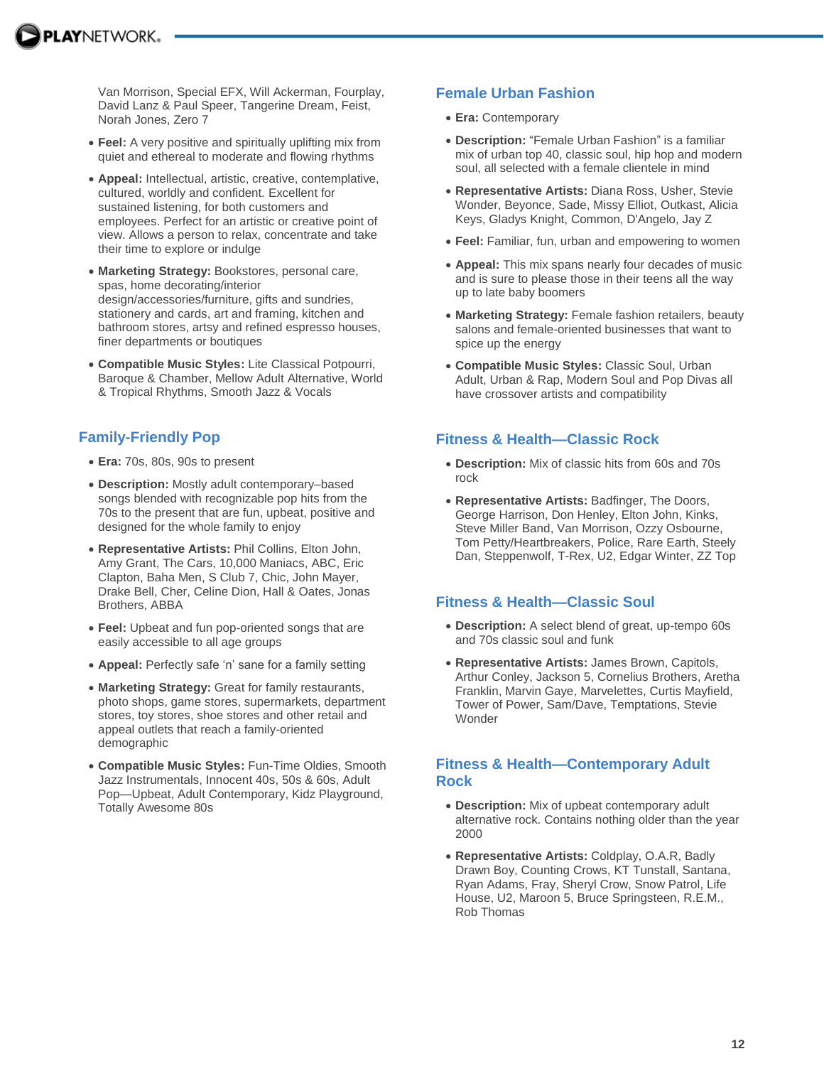Van Morrison, Special EFX, Will Ackerman, Fourplay, David Lanz & Paul Speer, Tangerine Dream, Feist, Norah Jones, Zero 7

- **Feel:** A very positive and spiritually uplifting mix from quiet and ethereal to moderate and flowing rhythms
- **Appeal:** Intellectual, artistic, creative, contemplative, cultured, worldly and confident. Excellent for sustained listening, for both customers and employees. Perfect for an artistic or creative point of view. Allows a person to relax, concentrate and take their time to explore or indulge
- **Marketing Strategy:** Bookstores, personal care, spas, home decorating/interior design/accessories/furniture, gifts and sundries, stationery and cards, art and framing, kitchen and bathroom stores, artsy and refined espresso houses, finer departments or boutiques
- **Compatible Music Styles:** Lite Classical Potpourri, Baroque & Chamber, Mellow Adult Alternative, World & Tropical Rhythms, Smooth Jazz & Vocals

## Family-Friendly Pop

- **Era:** 70s, 80s, 90s to present
- **Description:** Mostly adult contemporary–based songs blended with recognizable pop hits from the 70s to the present that are fun, upbeat, positive and designed for the whole family to enjoy
- **Representative Artists:** Phil Collins, Elton John, Amy Grant, The Cars, 10,000 Maniacs, ABC, Eric Clapton, Baha Men, S Club 7, Chic, John Mayer, Drake Bell, Cher, Celine Dion, Hall & Oates, Jonas Brothers, ABBA
- **Feel:** Upbeat and fun pop-oriented songs that are easily accessible to all age groups
- **Appeal:** Perfectly safe 'n' sane for a family setting
- **Marketing Strategy:** Great for family restaurants, photo shops, game stores, supermarkets, department stores, toy stores, shoe stores and other retail and appeal outlets that reach a family-oriented demographic
- **Compatible Music Styles:** Fun-Time Oldies, Smooth Jazz Instrumentals, Innocent 40s, 50s & 60s, Adult Pop—Upbeat, Adult Contemporary, Kidz Playground, Totally Awesome 80s

## Female Urban Fashion

- **Era:** Contemporary
- **Description:** "Female Urban Fashion" is a familiar mix of urban top 40, classic soul, hip hop and modern soul, all selected with a female clientele in mind
- **Representative Artists:** Diana Ross, Usher, Stevie Wonder, Beyonce, Sade, Missy Elliot, Outkast, Alicia Keys, Gladys Knight, Common, D'Angelo, Jay Z
- **Feel:** Familiar, fun, urban and empowering to women
- **Appeal:** This mix spans nearly four decades of music and is sure to please those in their teens all the way up to late baby boomers
- **Marketing Strategy:** Female fashion retailers, beauty salons and female-oriented businesses that want to spice up the energy
- **Compatible Music Styles:** Classic Soul, Urban Adult, Urban & Rap, Modern Soul and Pop Divas all have crossover artists and compatibility

## Fitness & Health—Classic Rock

- **Description:** Mix of classic hits from 60s and 70s rock
- **Representative Artists:** Badfinger, The Doors, George Harrison, Don Henley, Elton John, Kinks, Steve Miller Band, Van Morrison, Ozzy Osbourne, Tom Petty/Heartbreakers, Police, Rare Earth, Steely Dan, Steppenwolf, T-Rex, U2, Edgar Winter, ZZ Top

## Fitness & Health—Classic Soul

- **Description:** A select blend of great, up-tempo 60s and 70s classic soul and funk
- **Representative Artists:** James Brown, Capitols, Arthur Conley, Jackson 5, Cornelius Brothers, Aretha Franklin, Marvin Gaye, Marvelettes, Curtis Mayfield, Tower of Power, Sam/Dave, Temptations, Stevie Wonder

## Fitness & Health—Contemporary Adult Rock

- **Description:** Mix of upbeat contemporary adult alternative rock. Contains nothing older than the year 2000
- **Representative Artists:** Coldplay, O.A.R, Badly Drawn Boy, Counting Crows, KT Tunstall, Santana, Ryan Adams, Fray, Sheryl Crow, Snow Patrol, Life House, U2, Maroon 5, Bruce Springsteen, R.E.M., Rob Thomas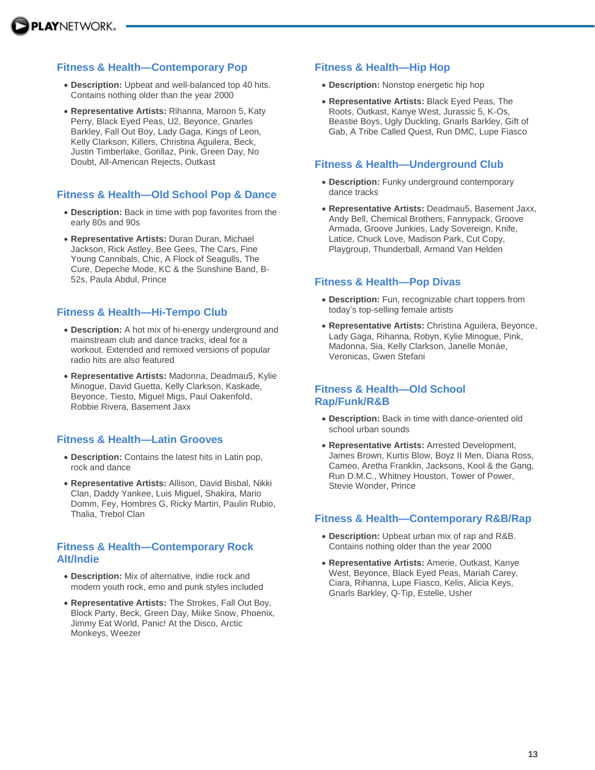## Fitness & Health—Contemporary Pop

- **Description:** Upbeat and well-balanced top 40 hits. Contains nothing older than the year 2000
- **Representative Artists:** Rihanna, Maroon 5, Katy Perry, Black Eyed Peas, U2, Beyonce, Gnarles Barkley, Fall Out Boy, Lady Gaga, Kings of Leon, Kelly Clarkson, Killers, Christina Aguilera, Beck, Justin Timberlake, Gorillaz, Pink, Green Day, No Doubt, All-American Rejects, Outkast

## Fitness & Health—Old School Pop & Dance

- **Description:** Back in time with pop favorites from the early 80s and 90s
- **Representative Artists:** Duran Duran, Michael Jackson, Rick Astley, Bee Gees, The Cars, Fine Young Cannibals, Chic, A Flock of Seagulls, The Cure, Depeche Mode, KC & the Sunshine Band, B-52s, Paula Abdul, Prince

## Fitness & Health—Hi-Tempo Club

- **Description:** A hot mix of hi-energy underground and mainstream club and dance tracks, ideal for a workout. Extended and remixed versions of popular radio hits are also featured
- **Representative Artists:** Madonna, Deadmau5, Kylie Minogue, David Guetta, Kelly Clarkson, Kaskade, Beyonce, Tiesto, Miguel Migs, Paul Oakenfold, Robbie Rivera, Basement Jaxx

## Fitness & Health—Latin Grooves

- **Description:** Contains the latest hits in Latin pop, rock and dance
- **Representative Artists:** Allison, David Bisbal, Nikki Clan, Daddy Yankee, Luis Miguel, Shakira, Mario Domm, Fey, Hombres G, Ricky Martin, Paulin Rubio, Thalia, Trebol Clan

## Fitness & Health—Contemporary Rock Alt/Indie

- **Description:** Mix of alternative, indie rock and modern youth rock, emo and punk styles included
- **Representative Artists:** The Strokes, Fall Out Boy, Block Party, Beck, Green Day, Miike Snow, Phoenix, Jimmy Eat World, Panic! At the Disco, Arctic Monkeys, Weezer

## Fitness & Health—Hip Hop

- **Description:** Nonstop energetic hip hop
- **Representative Artists:** Black Eyed Peas, The Roots, Outkast, Kanye West, Jurassic 5, K-Os, Beastie Boys, Ugly Duckling, Gnarls Barkley, Gift of Gab, A Tribe Called Quest, Run DMC, Lupe Fiasco

## Fitness & Health—Underground Club

- **Description:** Funky underground contemporary dance tracks
- **Representative Artists:** Deadmau5, Basement Jaxx, Andy Bell, Chemical Brothers, Fannypack, Groove Armada, Groove Junkies, Lady Sovereign, Knife, Latice, Chuck Love, Madison Park, Cut Copy, Playgroup, Thunderball, Armand Van Helden

## Fitness & Health—Pop Divas

- **Description:** Fun, recognizable chart toppers from today's top-selling female artists
- **Representative Artists:** Christina Aguilera, Beyonce, Lady Gaga, Rihanna, Robyn, Kylie Minogue, Pink, Madonna, Sia, Kelly Clarkson, Janelle Monáe, Veronicas, Gwen Stefani

## Fitness & Health—Old School Rap/Funk/R&B

- **Description:** Back in time with dance-oriented old school urban sounds
- **Representative Artists:** Arrested Development, James Brown, Kurtis Blow, Boyz II Men, Diana Ross, Cameo, Aretha Franklin, Jacksons, Kool & the Gang, Run D.M.C., Whitney Houston, Tower of Power, Stevie Wonder, Prince

## Fitness & Health—Contemporary R&B/Rap

- **Description:** Upbeat urban mix of rap and R&B. Contains nothing older than the year 2000
- **Representative Artists:** Amerie, Outkast, Kanye West, Beyonce, Black Eyed Peas, Mariah Carey, Ciara, Rihanna, Lupe Fiasco, Kelis, Alicia Keys, Gnarls Barkley, Q-Tip, Estelle, Usher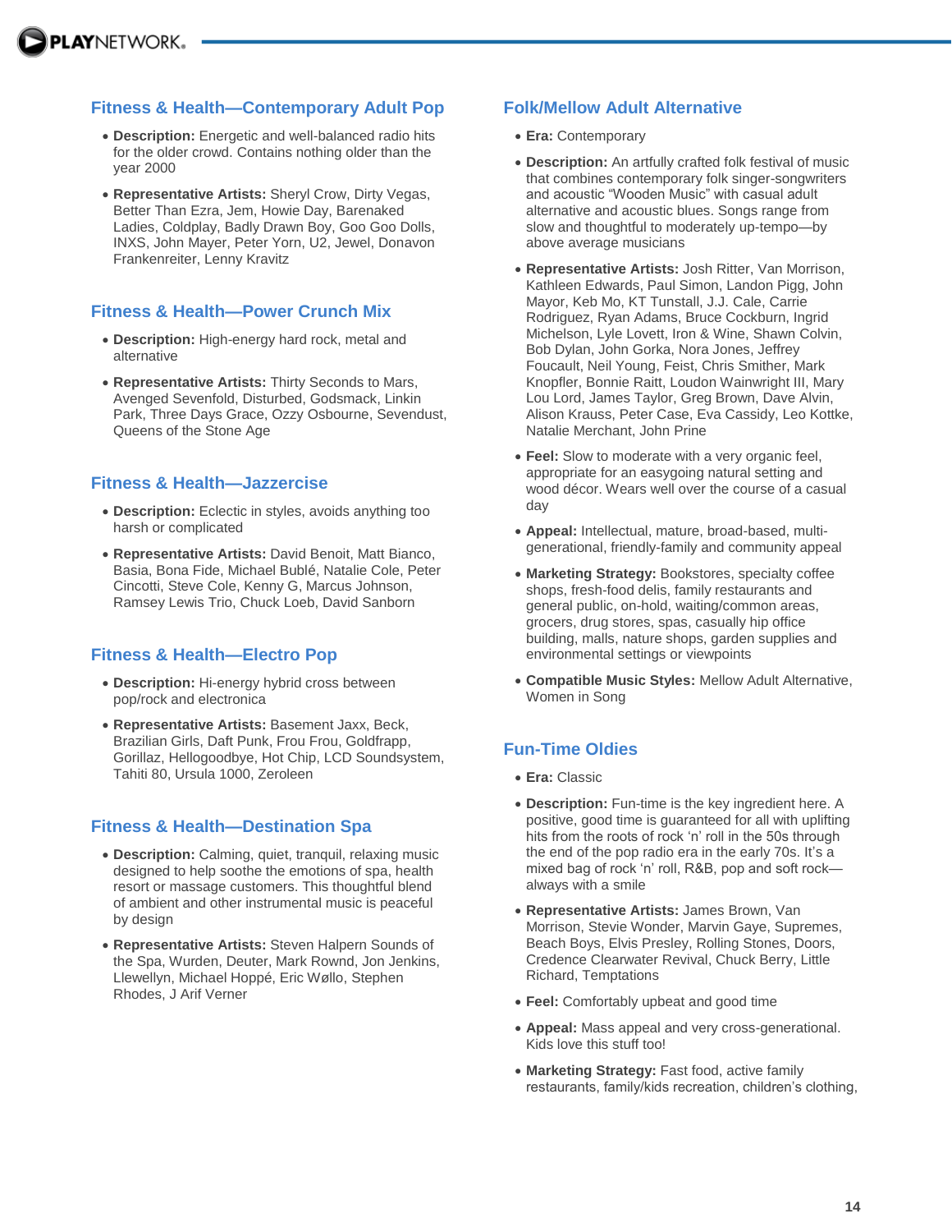## Fitness & Health—Contemporary Adult Pop

- **Description:** Energetic and well-balanced radio hits for the older crowd. Contains nothing older than the year 2000
- **Representative Artists:** Sheryl Crow, Dirty Vegas, Better Than Ezra, Jem, Howie Day, Barenaked Ladies, Coldplay, Badly Drawn Boy, Goo Goo Dolls, INXS, John Mayer, Peter Yorn, U2, Jewel, Donavon Frankenreiter, Lenny Kravitz

## Fitness & Health—Power Crunch Mix

- **Description:** High-energy hard rock, metal and alternative
- **Representative Artists:** Thirty Seconds to Mars, Avenged Sevenfold, Disturbed, Godsmack, Linkin Park, Three Days Grace, Ozzy Osbourne, Sevendust, Queens of the Stone Age

## Fitness & Health—Jazzercise

- **Description:** Eclectic in styles, avoids anything too harsh or complicated
- **Representative Artists:** David Benoit, Matt Bianco, Basia, Bona Fide, Michael Bublé, Natalie Cole, Peter Cincotti, Steve Cole, Kenny G, Marcus Johnson, Ramsey Lewis Trio, Chuck Loeb, David Sanborn

## Fitness & Health—Electro Pop

- **Description:** Hi-energy hybrid cross between pop/rock and electronica
- **Representative Artists:** Basement Jaxx, Beck, Brazilian Girls, Daft Punk, Frou Frou, Goldfrapp, Gorillaz, Hellogoodbye, Hot Chip, LCD Soundsystem, Tahiti 80, Ursula 1000, Zeroleen

## Fitness & Health—Destination Spa

- **Description:** Calming, quiet, tranquil, relaxing music designed to help soothe the emotions of spa, health resort or massage customers. This thoughtful blend of ambient and other instrumental music is peaceful by design
- **Representative Artists:** Steven Halpern Sounds of the Spa, Wurden, Deuter, Mark Rownd, Jon Jenkins, Llewellyn, Michael Hoppé, Eric Wøllo, Stephen Rhodes, J Arif Verner

## Folk/Mellow Adult Alternative

- **Era:** Contemporary
- **Description:** An artfully crafted folk festival of music that combines contemporary folk singer-songwriters and acoustic "Wooden Music" with casual adult alternative and acoustic blues. Songs range from slow and thoughtful to moderately up-tempo—by above average musicians
- **Representative Artists:** Josh Ritter, Van Morrison, Kathleen Edwards, Paul Simon, Landon Pigg, John Mayor, Keb Mo, KT Tunstall, J.J. Cale, Carrie Rodriguez, Ryan Adams, Bruce Cockburn, Ingrid Michelson, Lyle Lovett, Iron & Wine, Shawn Colvin, Bob Dylan, John Gorka, Nora Jones, Jeffrey Foucault, Neil Young, Feist, Chris Smither, Mark Knopfler, Bonnie Raitt, Loudon Wainwright III, Mary Lou Lord, James Taylor, Greg Brown, Dave Alvin, Alison Krauss, Peter Case, Eva Cassidy, Leo Kottke, Natalie Merchant, John Prine
- **Feel:** Slow to moderate with a very organic feel, appropriate for an easygoing natural setting and wood décor. Wears well over the course of a casual day
- **Appeal:** Intellectual, mature, broad-based, multi-generational, friendly-family and community appeal
- **Marketing Strategy:** Bookstores, specialty coffee shops, fresh-food delis, family restaurants and general public, on-hold, waiting/common areas, grocers, drug stores, spas, casually hip office building, malls, nature shops, garden supplies and environmental settings or viewpoints
- **Compatible Music Styles:** Mellow Adult Alternative, Women in Song

## Fun-Time Oldies

- **Era:** Classic
- **Description:** Fun-time is the key ingredient here. A positive, good time is guaranteed for all with uplifting hits from the roots of rock 'n' roll in the 50s through the end of the pop radio era in the early 70s. It's a mixed bag of rock 'n' roll, R&B, pop and soft rock—always with a smile
- **Representative Artists:** James Brown, Van Morrison, Stevie Wonder, Marvin Gaye, Supremes, Beach Boys, Elvis Presley, Rolling Stones, Doors, Credence Clearwater Revival, Chuck Berry, Little Richard, Temptations
- **Feel:** Comfortably upbeat and good time
- **Appeal:** Mass appeal and very cross-generational. Kids love this stuff too!
- **Marketing Strategy:** Fast food, active family restaurants, family/kids recreation, children's clothing,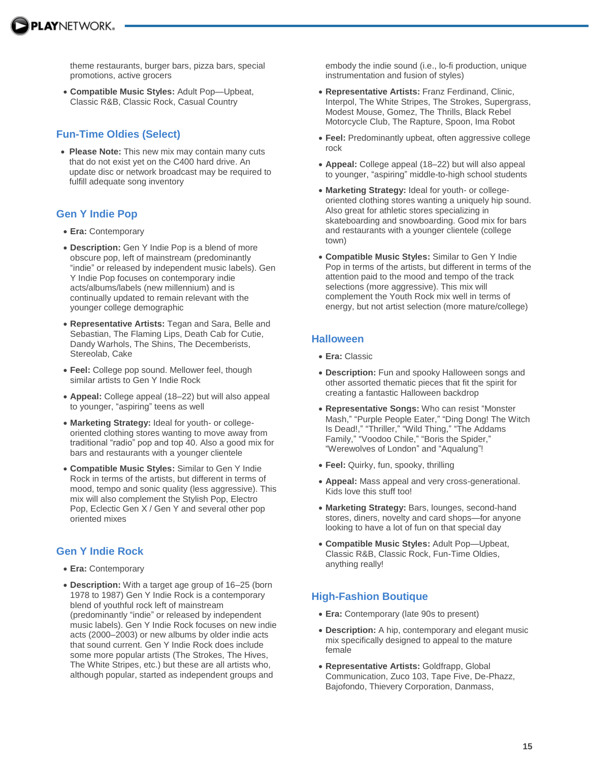theme restaurants, burger bars, pizza bars, special promotions, active grocers

- **Compatible Music Styles:** Adult Pop—Upbeat, Classic R&B, Classic Rock, Casual Country

## Fun-Time Oldies (Select)

- **Please Note:** This new mix may contain many cuts that do not exist yet on the C400 hard drive. An update disc or network broadcast may be required to fulfill adequate song inventory

## Gen Y Indie Pop

- **Era:** Contemporary
- **Description:** Gen Y Indie Pop is a blend of more obscure pop, left of mainstream (predominantly "indie" or released by independent music labels). Gen Y Indie Pop focuses on contemporary indie acts/albums/labels (new millennium) and is continually updated to remain relevant with the younger college demographic
- **Representative Artists:** Tegan and Sara, Belle and Sebastian, The Flaming Lips, Death Cab for Cutie, Dandy Warhols, The Shins, The Decemberists, Stereolab, Cake
- **Feel:** College pop sound. Mellower feel, though similar artists to Gen Y Indie Rock
- **Appeal:** College appeal (18–22) but will also appeal to younger, "aspiring" teens as well
- **Marketing Strategy:** Ideal for youth- or college-oriented clothing stores wanting to move away from traditional "radio" pop and top 40. Also a good mix for bars and restaurants with a younger clientele
- **Compatible Music Styles:** Similar to Gen Y Indie Rock in terms of the artists, but different in terms of mood, tempo and sonic quality (less aggressive). This mix will also complement the Stylish Pop, Electro Pop, Eclectic Gen X / Gen Y and several other pop oriented mixes

## Gen Y Indie Rock

- **Era:** Contemporary
- **Description:** With a target age group of 16–25 (born 1978 to 1987) Gen Y Indie Rock is a contemporary blend of youthful rock left of mainstream (predominantly "indie" or released by independent music labels). Gen Y Indie Rock focuses on new indie acts (2000–2003) or new albums by older indie acts that sound current. Gen Y Indie Rock does include some more popular artists (The Strokes, The Hives, The White Stripes, etc.) but these are all artists who, although popular, started as independent groups and embody the indie sound (i.e., lo-fi production, unique instrumentation and fusion of styles)
- **Representative Artists:** Franz Ferdinand, Clinic, Interpol, The White Stripes, The Strokes, Supergrass, Modest Mouse, Gomez, The Thrills, Black Rebel Motorcycle Club, The Rapture, Spoon, Ima Robot
- **Feel:** Predominantly upbeat, often aggressive college rock
- **Appeal:** College appeal (18–22) but will also appeal to younger, "aspiring" middle-to-high school students
- **Marketing Strategy:** Ideal for youth- or college-oriented clothing stores wanting a uniquely hip sound. Also great for athletic stores specializing in skateboarding and snowboarding. Good mix for bars and restaurants with a younger clientele (college town)
- **Compatible Music Styles:** Similar to Gen Y Indie Pop in terms of the artists, but different in terms of the attention paid to the mood and tempo of the track selections (more aggressive). This mix will complement the Youth Rock mix well in terms of energy, but not artist selection (more mature/college)

## Halloween

- **Era:** Classic
- **Description:** Fun and spooky Halloween songs and other assorted thematic pieces that fit the spirit for creating a fantastic Halloween backdrop
- **Representative Songs:** Who can resist "Monster Mash," "Purple People Eater," "Ding Dong! The Witch Is Dead!," "Thriller," "Wild Thing," "The Addams Family," "Voodoo Chile," "Boris the Spider," "Werewolves of London" and "Aqualung"!
- **Feel:** Quirky, fun, spooky, thrilling
- **Appeal:** Mass appeal and very cross-generational. Kids love this stuff too!
- **Marketing Strategy:** Bars, lounges, second-hand stores, diners, novelty and card shops—for anyone looking to have a lot of fun on that special day
- **Compatible Music Styles:** Adult Pop—Upbeat, Classic R&B, Classic Rock, Fun-Time Oldies, anything really!

## High-Fashion Boutique

- **Era:** Contemporary (late 90s to present)
- **Description:** A hip, contemporary and elegant music mix specifically designed to appeal to the mature female
- **Representative Artists:** Goldfrapp, Global Communication, Zuco 103, Tape Five, De-Phazz, Bajofondo, Thievery Corporation, Danmass,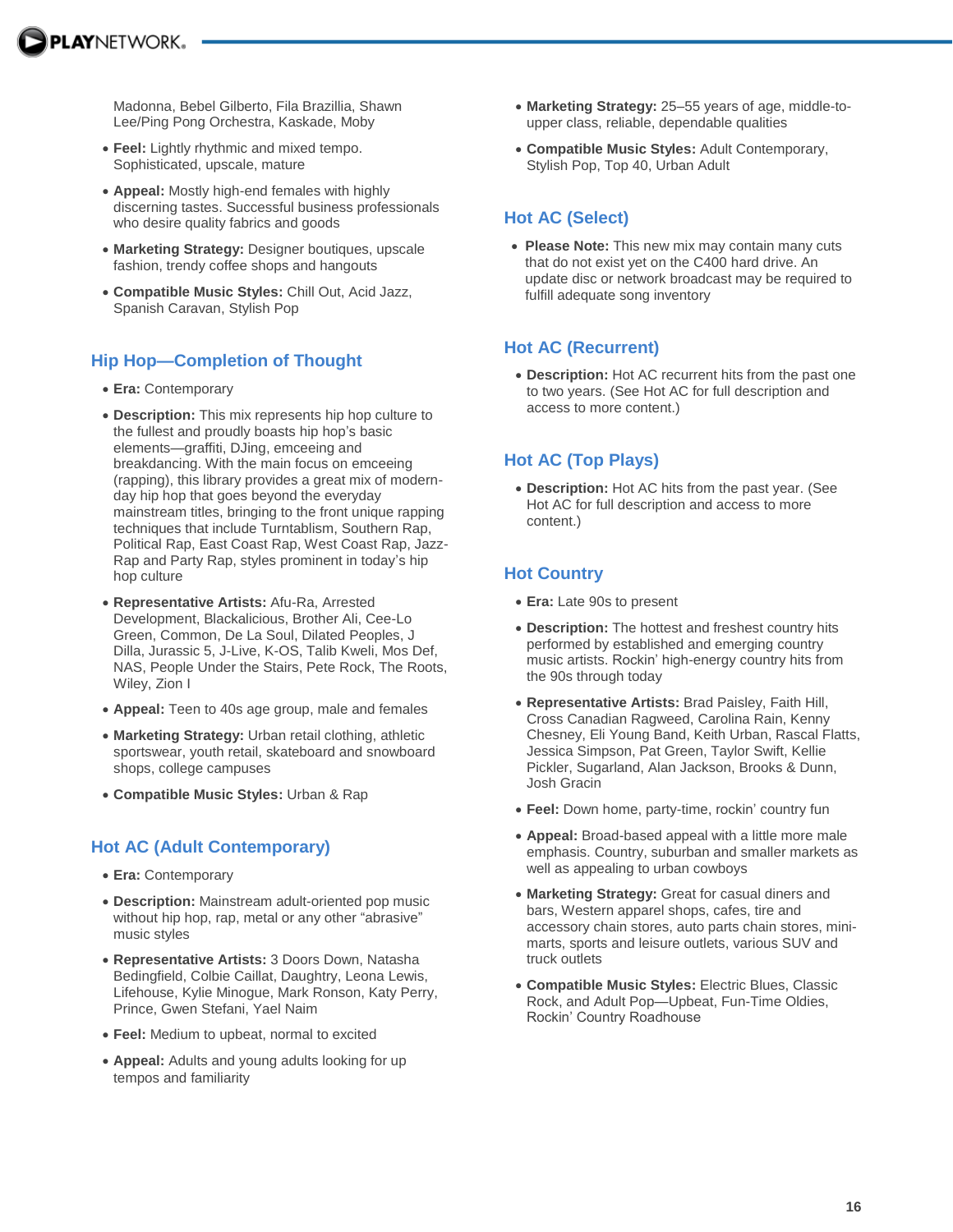Madonna, Bebel Gilberto, Fila Brazillia, Shawn Lee/Ping Pong Orchestra, Kaskade, Moby

- **Feel:** Lightly rhythmic and mixed tempo. Sophisticated, upscale, mature
- **Appeal:** Mostly high-end females with highly discerning tastes. Successful business professionals who desire quality fabrics and goods
- **Marketing Strategy:** Designer boutiques, upscale fashion, trendy coffee shops and hangouts
- **Compatible Music Styles:** Chill Out, Acid Jazz, Spanish Caravan, Stylish Pop

## Hip Hop—Completion of Thought

- **Era:** Contemporary
- **Description:** This mix represents hip hop culture to the fullest and proudly boasts hip hop's basic elements—graffiti, DJing, emceeing and breakdancing. With the main focus on emceeing (rapping), this library provides a great mix of modern-day hip hop that goes beyond the everyday mainstream titles, bringing to the front unique rapping techniques that include Turntablism, Southern Rap, Political Rap, East Coast Rap, West Coast Rap, Jazz-Rap and Party Rap, styles prominent in today's hip hop culture
- **Representative Artists:** Afu-Ra, Arrested Development, Blackalicious, Brother Ali, Cee-Lo Green, Common, De La Soul, Dilated Peoples, J Dilla, Jurassic 5, J-Live, K-OS, Talib Kweli, Mos Def, NAS, People Under the Stairs, Pete Rock, The Roots, Wiley, Zion I
- **Appeal:** Teen to 40s age group, male and females
- **Marketing Strategy:** Urban retail clothing, athletic sportswear, youth retail, skateboard and snowboard shops, college campuses
- **Compatible Music Styles:** Urban & Rap

## Hot AC (Adult Contemporary)

- **Era:** Contemporary
- **Description:** Mainstream adult-oriented pop music without hip hop, rap, metal or any other "abrasive" music styles
- **Representative Artists:** 3 Doors Down, Natasha Bedingfield, Colbie Caillat, Daughtry, Leona Lewis, Lifehouse, Kylie Minogue, Mark Ronson, Katy Perry, Prince, Gwen Stefani, Yael Naim
- **Feel:** Medium to upbeat, normal to excited
- **Appeal:** Adults and young adults looking for up tempos and familiarity
- **Marketing Strategy:** 25–55 years of age, middle-to-upper class, reliable, dependable qualities
- **Compatible Music Styles:** Adult Contemporary, Stylish Pop, Top 40, Urban Adult

## Hot AC (Select)

- **Please Note:** This new mix may contain many cuts that do not exist yet on the C400 hard drive. An update disc or network broadcast may be required to fulfill adequate song inventory

## Hot AC (Recurrent)

- **Description:** Hot AC recurrent hits from the past one to two years. (See Hot AC for full description and access to more content.)

## Hot AC (Top Plays)

- **Description:** Hot AC hits from the past year. (See Hot AC for full description and access to more content.)

## Hot Country

- **Era:** Late 90s to present
- **Description:** The hottest and freshest country hits performed by established and emerging country music artists. Rockin' high-energy country hits from the 90s through today
- **Representative Artists:** Brad Paisley, Faith Hill, Cross Canadian Ragweed, Carolina Rain, Kenny Chesney, Eli Young Band, Keith Urban, Rascal Flatts, Jessica Simpson, Pat Green, Taylor Swift, Kellie Pickler, Sugarland, Alan Jackson, Brooks & Dunn, Josh Gracin
- **Feel:** Down home, party-time, rockin' country fun
- **Appeal:** Broad-based appeal with a little more male emphasis. Country, suburban and smaller markets as well as appealing to urban cowboys
- **Marketing Strategy:** Great for casual diners and bars, Western apparel shops, cafes, tire and accessory chain stores, auto parts chain stores, mini-marts, sports and leisure outlets, various SUV and truck outlets
- **Compatible Music Styles:** Electric Blues, Classic Rock, and Adult Pop—Upbeat, Fun-Time Oldies, Rockin' Country Roadhouse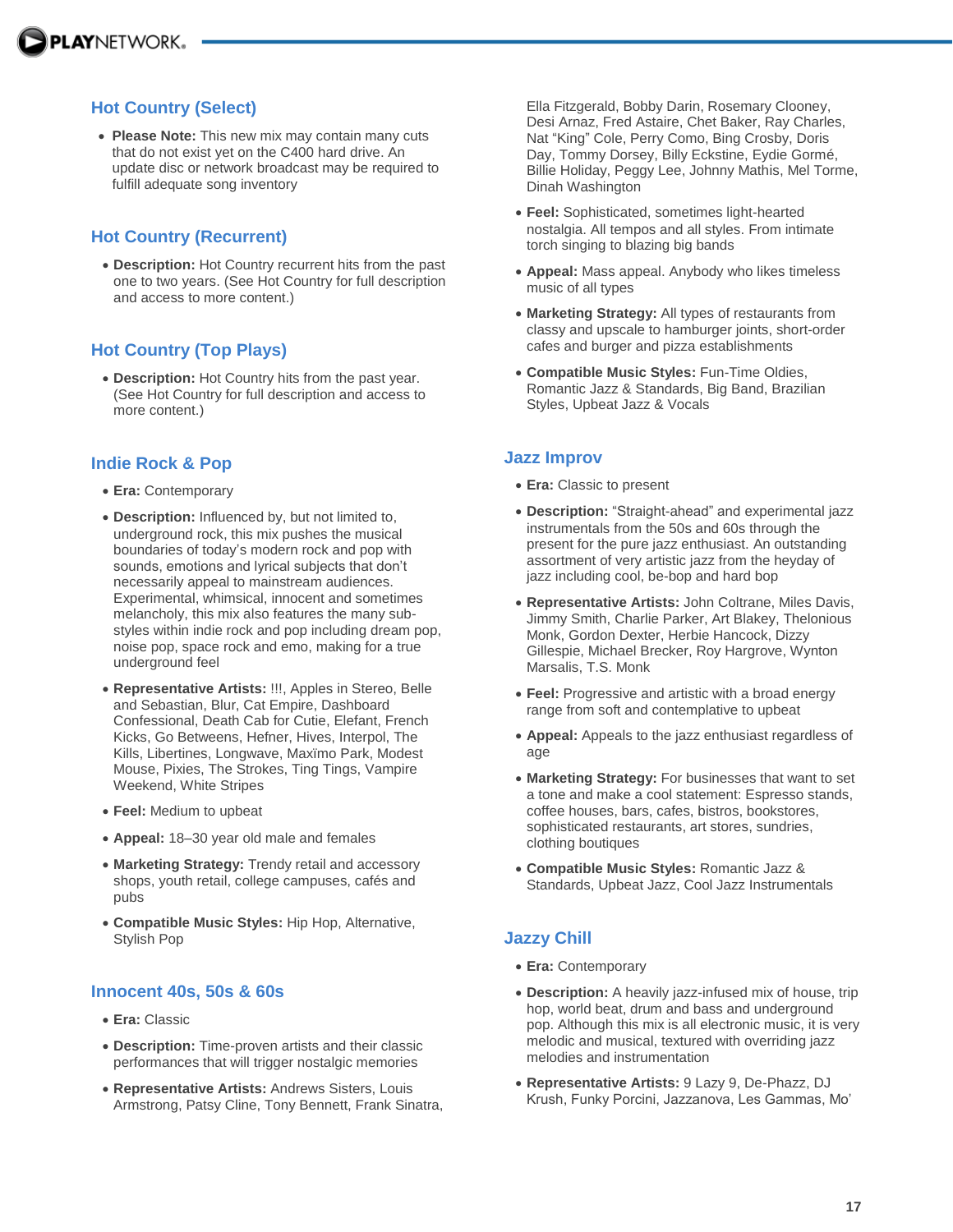## Hot Country (Select)

- **Please Note:** This new mix may contain many cuts that do not exist yet on the C400 hard drive. An update disc or network broadcast may be required to fulfill adequate song inventory

## Hot Country (Recurrent)

- **Description:** Hot Country recurrent hits from the past one to two years. (See Hot Country for full description and access to more content.)

## Hot Country (Top Plays)

- **Description:** Hot Country hits from the past year. (See Hot Country for full description and access to more content.)

## Indie Rock & Pop

- **Era:** Contemporary
- **Description:** Influenced by, but not limited to, underground rock, this mix pushes the musical boundaries of today's modern rock and pop with sounds, emotions and lyrical subjects that don't necessarily appeal to mainstream audiences. Experimental, whimsical, innocent and sometimes melancholy, this mix also features the many sub-styles within indie rock and pop including dream pop, noise pop, space rock and emo, making for a true underground feel
- **Representative Artists:** !!!, Apples in Stereo, Belle and Sebastian, Blur, Cat Empire, Dashboard Confessional, Death Cab for Cutie, Elefant, French Kicks, Go Betweens, Hefner, Hives, Interpol, The Kills, Libertines, Longwave, Maxïmo Park, Modest Mouse, Pixies, The Strokes, Ting Tings, Vampire Weekend, White Stripes
- **Feel:** Medium to upbeat
- **Appeal:** 18–30 year old male and females
- **Marketing Strategy:** Trendy retail and accessory shops, youth retail, college campuses, cafés and pubs
- **Compatible Music Styles:** Hip Hop, Alternative, Stylish Pop

## Innocent 40s, 50s & 60s

- **Era:** Classic
- **Description:** Time-proven artists and their classic performances that will trigger nostalgic memories
- **Representative Artists:** Andrews Sisters, Louis Armstrong, Patsy Cline, Tony Bennett, Frank Sinatra, Ella Fitzgerald, Bobby Darin, Rosemary Clooney, Desi Arnaz, Fred Astaire, Chet Baker, Ray Charles, Nat "King" Cole, Perry Como, Bing Crosby, Doris Day, Tommy Dorsey, Billy Eckstine, Eydie Gormé, Billie Holiday, Peggy Lee, Johnny Mathis, Mel Torme, Dinah Washington
- **Feel:** Sophisticated, sometimes light-hearted nostalgia. All tempos and all styles. From intimate torch singing to blazing big bands
- **Appeal:** Mass appeal. Anybody who likes timeless music of all types
- **Marketing Strategy:** All types of restaurants from classy and upscale to hamburger joints, short-order cafes and burger and pizza establishments
- **Compatible Music Styles:** Fun-Time Oldies, Romantic Jazz & Standards, Big Band, Brazilian Styles, Upbeat Jazz & Vocals

## Jazz Improv

- **Era:** Classic to present
- **Description:** "Straight-ahead" and experimental jazz instrumentals from the 50s and 60s through the present for the pure jazz enthusiast. An outstanding assortment of very artistic jazz from the heyday of jazz including cool, be-bop and hard bop
- **Representative Artists:** John Coltrane, Miles Davis, Jimmy Smith, Charlie Parker, Art Blakey, Thelonious Monk, Gordon Dexter, Herbie Hancock, Dizzy Gillespie, Michael Brecker, Roy Hargrove, Wynton Marsalis, T.S. Monk
- **Feel:** Progressive and artistic with a broad energy range from soft and contemplative to upbeat
- **Appeal:** Appeals to the jazz enthusiast regardless of age
- **Marketing Strategy:** For businesses that want to set a tone and make a cool statement: Espresso stands, coffee houses, bars, cafes, bistros, bookstores, sophisticated restaurants, art stores, sundries, clothing boutiques
- **Compatible Music Styles:** Romantic Jazz & Standards, Upbeat Jazz, Cool Jazz Instrumentals

## Jazzy Chill

- **Era:** Contemporary
- **Description:** A heavily jazz-infused mix of house, trip hop, world beat, drum and bass and underground pop. Although this mix is all electronic music, it is very melodic and musical, textured with overriding jazz melodies and instrumentation
- **Representative Artists:** 9 Lazy 9, De-Phazz, DJ Krush, Funky Porcini, Jazzanova, Les Gammas, Mo'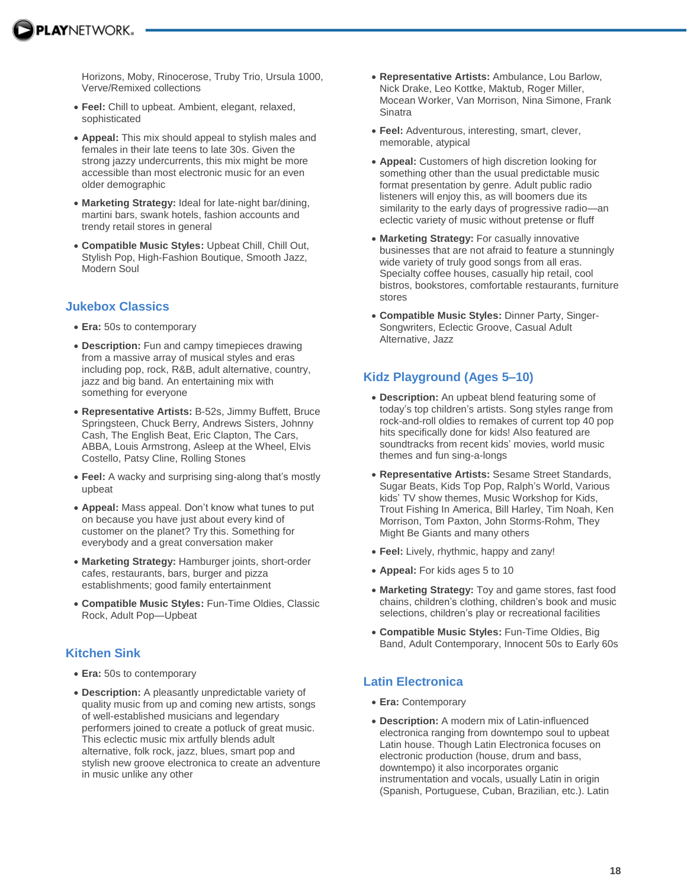Horizons, Moby, Rinocerose, Truby Trio, Ursula 1000, Verve/Remixed collections

- **Feel:** Chill to upbeat. Ambient, elegant, relaxed, sophisticated
- **Appeal:** This mix should appeal to stylish males and females in their late teens to late 30s. Given the strong jazzy undercurrents, this mix might be more accessible than most electronic music for an even older demographic
- **Marketing Strategy:** Ideal for late-night bar/dining, martini bars, swank hotels, fashion accounts and trendy retail stores in general
- **Compatible Music Styles:** Upbeat Chill, Chill Out, Stylish Pop, High-Fashion Boutique, Smooth Jazz, Modern Soul

## Jukebox Classics

- **Era:** 50s to contemporary
- **Description:** Fun and campy timepieces drawing from a massive array of musical styles and eras including pop, rock, R&B, adult alternative, country, jazz and big band. An entertaining mix with something for everyone
- **Representative Artists:** B-52s, Jimmy Buffett, Bruce Springsteen, Chuck Berry, Andrews Sisters, Johnny Cash, The English Beat, Eric Clapton, The Cars, ABBA, Louis Armstrong, Asleep at the Wheel, Elvis Costello, Patsy Cline, Rolling Stones
- **Feel:** A wacky and surprising sing-along that's mostly upbeat
- **Appeal:** Mass appeal. Don't know what tunes to put on because you have just about every kind of customer on the planet? Try this. Something for everybody and a great conversation maker
- **Marketing Strategy:** Hamburger joints, short-order cafes, restaurants, bars, burger and pizza establishments; good family entertainment
- **Compatible Music Styles:** Fun-Time Oldies, Classic Rock, Adult Pop—Upbeat

## Kitchen Sink

- **Era:** 50s to contemporary
- **Description:** A pleasantly unpredictable variety of quality music from up and coming new artists, songs of well-established musicians and legendary performers joined to create a potluck of great music. This eclectic music mix artfully blends adult alternative, folk rock, jazz, blues, smart pop and stylish new groove electronica to create an adventure in music unlike any other
- **Representative Artists:** Ambulance, Lou Barlow, Nick Drake, Leo Kottke, Maktub, Roger Miller, Mocean Worker, Van Morrison, Nina Simone, Frank Sinatra
- **Feel:** Adventurous, interesting, smart, clever, memorable, atypical
- **Appeal:** Customers of high discretion looking for something other than the usual predictable music format presentation by genre. Adult public radio listeners will enjoy this, as will boomers due its similarity to the early days of progressive radio—an eclectic variety of music without pretense or fluff
- **Marketing Strategy:** For casually innovative businesses that are not afraid to feature a stunningly wide variety of truly good songs from all eras. Specialty coffee houses, casually hip retail, cool bistros, bookstores, comfortable restaurants, furniture stores
- **Compatible Music Styles:** Dinner Party, Singer-Songwriters, Eclectic Groove, Casual Adult Alternative, Jazz

## Kidz Playground (Ages 5–10)

- **Description:** An upbeat blend featuring some of today's top children's artists. Song styles range from rock-and-roll oldies to remakes of current top 40 pop hits specifically done for kids! Also featured are soundtracks from recent kids' movies, world music themes and fun sing-a-longs
- **Representative Artists:** Sesame Street Standards, Sugar Beats, Kids Top Pop, Ralph's World, Various kids' TV show themes, Music Workshop for Kids, Trout Fishing In America, Bill Harley, Tim Noah, Ken Morrison, Tom Paxton, John Storms-Rohm, They Might Be Giants and many others
- **Feel:** Lively, rhythmic, happy and zany!
- **Appeal:** For kids ages 5 to 10
- **Marketing Strategy:** Toy and game stores, fast food chains, children's clothing, children's book and music selections, children's play or recreational facilities
- **Compatible Music Styles:** Fun-Time Oldies, Big Band, Adult Contemporary, Innocent 50s to Early 60s

## Latin Electronica

- **Era:** Contemporary
- **Description:** A modern mix of Latin-influenced electronica ranging from downtempo soul to upbeat Latin house. Though Latin Electronica focuses on electronic production (house, drum and bass, downtempo) it also incorporates organic instrumentation and vocals, usually Latin in origin (Spanish, Portuguese, Cuban, Brazilian, etc.). Latin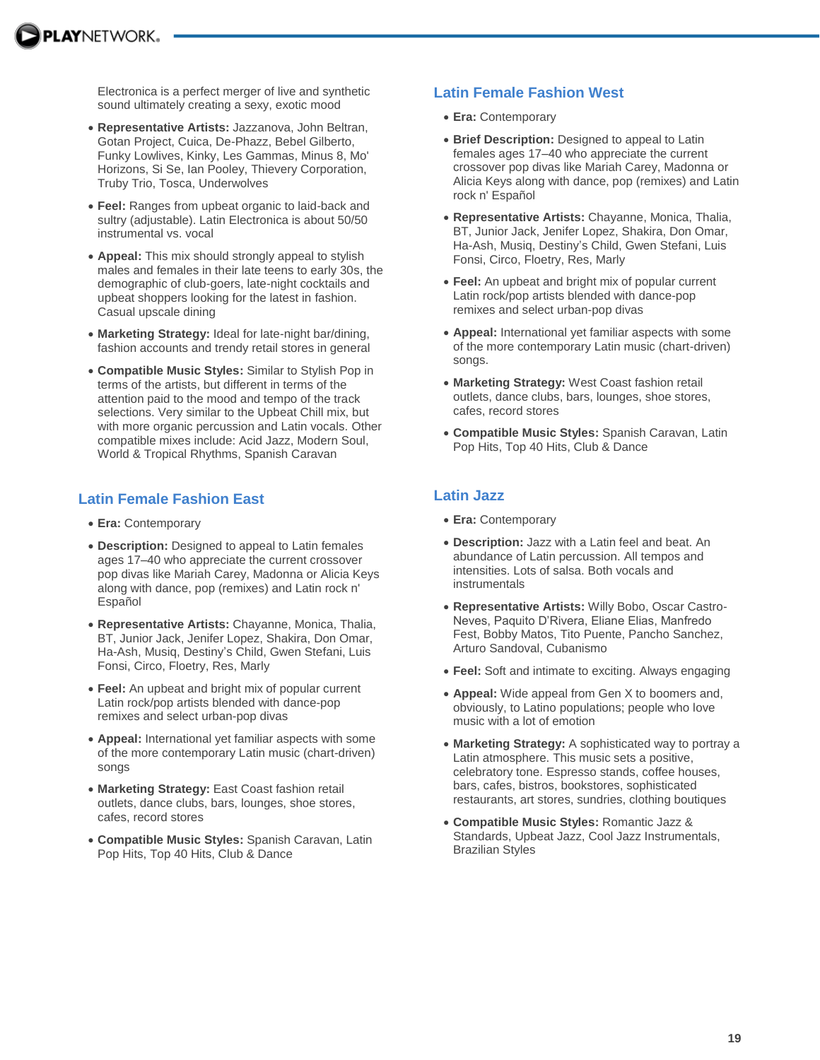Electronica is a perfect merger of live and synthetic sound ultimately creating a sexy, exotic mood

- **Representative Artists:** Jazzanova, John Beltran, Gotan Project, Cuica, De-Phazz, Bebel Gilberto, Funky Lowlives, Kinky, Les Gammas, Minus 8, Mo' Horizons, Si Se, Ian Pooley, Thievery Corporation, Truby Trio, Tosca, Underwolves
- **Feel:** Ranges from upbeat organic to laid-back and sultry (adjustable). Latin Electronica is about 50/50 instrumental vs. vocal
- **Appeal:** This mix should strongly appeal to stylish males and females in their late teens to early 30s, the demographic of club-goers, late-night cocktails and upbeat shoppers looking for the latest in fashion. Casual upscale dining
- **Marketing Strategy:** Ideal for late-night bar/dining, fashion accounts and trendy retail stores in general
- **Compatible Music Styles:** Similar to Stylish Pop in terms of the artists, but different in terms of the attention paid to the mood and tempo of the track selections. Very similar to the Upbeat Chill mix, but with more organic percussion and Latin vocals. Other compatible mixes include: Acid Jazz, Modern Soul, World & Tropical Rhythms, Spanish Caravan

## Latin Female Fashion East

- **Era:** Contemporary
- **Description:** Designed to appeal to Latin females ages 17–40 who appreciate the current crossover pop divas like Mariah Carey, Madonna or Alicia Keys along with dance, pop (remixes) and Latin rock n' Español
- **Representative Artists:** Chayanne, Monica, Thalia, BT, Junior Jack, Jenifer Lopez, Shakira, Don Omar, Ha-Ash, Musiq, Destiny's Child, Gwen Stefani, Luis Fonsi, Circo, Floetry, Res, Marly
- **Feel:** An upbeat and bright mix of popular current Latin rock/pop artists blended with dance-pop remixes and select urban-pop divas
- **Appeal:** International yet familiar aspects with some of the more contemporary Latin music (chart-driven) songs
- **Marketing Strategy:** East Coast fashion retail outlets, dance clubs, bars, lounges, shoe stores, cafes, record stores
- **Compatible Music Styles:** Spanish Caravan, Latin Pop Hits, Top 40 Hits, Club & Dance

## Latin Female Fashion West

- **Era:** Contemporary
- **Brief Description:** Designed to appeal to Latin females ages 17–40 who appreciate the current crossover pop divas like Mariah Carey, Madonna or Alicia Keys along with dance, pop (remixes) and Latin rock n' Español
- **Representative Artists:** Chayanne, Monica, Thalia, BT, Junior Jack, Jenifer Lopez, Shakira, Don Omar, Ha-Ash, Musiq, Destiny's Child, Gwen Stefani, Luis Fonsi, Circo, Floetry, Res, Marly
- **Feel:** An upbeat and bright mix of popular current Latin rock/pop artists blended with dance-pop remixes and select urban-pop divas
- **Appeal:** International yet familiar aspects with some of the more contemporary Latin music (chart-driven) songs.
- **Marketing Strategy:** West Coast fashion retail outlets, dance clubs, bars, lounges, shoe stores, cafes, record stores
- **Compatible Music Styles:** Spanish Caravan, Latin Pop Hits, Top 40 Hits, Club & Dance

## Latin Jazz

- **Era:** Contemporary
- **Description:** Jazz with a Latin feel and beat. An abundance of Latin percussion. All tempos and intensities. Lots of salsa. Both vocals and instrumentals
- **Representative Artists:** Willy Bobo, Oscar Castro-Neves, Paquito D'Rivera, Eliane Elias, Manfredo Fest, Bobby Matos, Tito Puente, Pancho Sanchez, Arturo Sandoval, Cubanismo
- **Feel:** Soft and intimate to exciting. Always engaging
- **Appeal:** Wide appeal from Gen X to boomers and, obviously, to Latino populations; people who love music with a lot of emotion
- **Marketing Strategy:** A sophisticated way to portray a Latin atmosphere. This music sets a positive, celebratory tone. Espresso stands, coffee houses, bars, cafes, bistros, bookstores, sophisticated restaurants, art stores, sundries, clothing boutiques
- **Compatible Music Styles:** Romantic Jazz & Standards, Upbeat Jazz, Cool Jazz Instrumentals, Brazilian Styles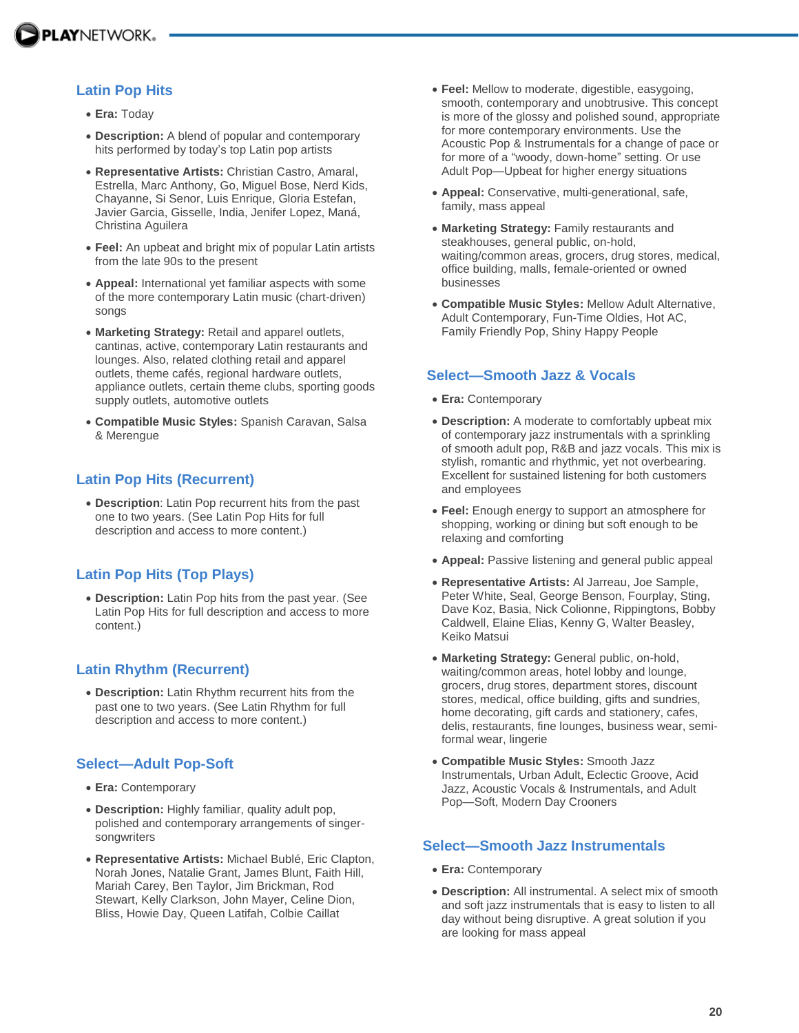## Latin Pop Hits

- **Era:** Today
- **Description:** A blend of popular and contemporary hits performed by today's top Latin pop artists
- **Representative Artists:** Christian Castro, Amaral, Estrella, Marc Anthony, Go, Miguel Bose, Nerd Kids, Chayanne, Si Senor, Luis Enrique, Gloria Estefan, Javier Garcia, Gisselle, India, Jenifer Lopez, Maná, Christina Aguilera
- **Feel:** An upbeat and bright mix of popular Latin artists from the late 90s to the present
- **Appeal:** International yet familiar aspects with some of the more contemporary Latin music (chart-driven) songs
- **Marketing Strategy:** Retail and apparel outlets, cantinas, active, contemporary Latin restaurants and lounges. Also, related clothing retail and apparel outlets, theme cafés, regional hardware outlets, appliance outlets, certain theme clubs, sporting goods supply outlets, automotive outlets
- **Compatible Music Styles:** Spanish Caravan, Salsa & Merengue

## Latin Pop Hits (Recurrent)

- **Description**: Latin Pop recurrent hits from the past one to two years. (See Latin Pop Hits for full description and access to more content.)

## Latin Pop Hits (Top Plays)

- **Description:** Latin Pop hits from the past year. (See Latin Pop Hits for full description and access to more content.)

## Latin Rhythm (Recurrent)

- **Description:** Latin Rhythm recurrent hits from the past one to two years. (See Latin Rhythm for full description and access to more content.)

## Select—Adult Pop-Soft

- **Era:** Contemporary
- **Description:** Highly familiar, quality adult pop, polished and contemporary arrangements of singer-songwriters
- **Representative Artists:** Michael Bublé, Eric Clapton, Norah Jones, Natalie Grant, James Blunt, Faith Hill, Mariah Carey, Ben Taylor, Jim Brickman, Rod Stewart, Kelly Clarkson, John Mayer, Celine Dion, Bliss, Howie Day, Queen Latifah, Colbie Caillat
- **Feel:** Mellow to moderate, digestible, easygoing, smooth, contemporary and unobtrusive. This concept is more of the glossy and polished sound, appropriate for more contemporary environments. Use the Acoustic Pop & Instrumentals for a change of pace or for more of a "woody, down-home" setting. Or use Adult Pop—Upbeat for higher energy situations
- **Appeal:** Conservative, multi-generational, safe, family, mass appeal
- **Marketing Strategy:** Family restaurants and steakhouses, general public, on-hold, waiting/common areas, grocers, drug stores, medical, office building, malls, female-oriented or owned businesses
- **Compatible Music Styles:** Mellow Adult Alternative, Adult Contemporary, Fun-Time Oldies, Hot AC, Family Friendly Pop, Shiny Happy People

## Select—Smooth Jazz & Vocals

- **Era:** Contemporary
- **Description:** A moderate to comfortably upbeat mix of contemporary jazz instrumentals with a sprinkling of smooth adult pop, R&B and jazz vocals. This mix is stylish, romantic and rhythmic, yet not overbearing. Excellent for sustained listening for both customers and employees
- **Feel:** Enough energy to support an atmosphere for shopping, working or dining but soft enough to be relaxing and comforting
- **Appeal:** Passive listening and general public appeal
- **Representative Artists:** Al Jarreau, Joe Sample, Peter White, Seal, George Benson, Fourplay, Sting, Dave Koz, Basia, Nick Colionne, Rippingtons, Bobby Caldwell, Elaine Elias, Kenny G, Walter Beasley, Keiko Matsui
- **Marketing Strategy:** General public, on-hold, waiting/common areas, hotel lobby and lounge, grocers, drug stores, department stores, discount stores, medical, office building, gifts and sundries, home decorating, gift cards and stationery, cafes, delis, restaurants, fine lounges, business wear, semi-formal wear, lingerie
- **Compatible Music Styles:** Smooth Jazz Instrumentals, Urban Adult, Eclectic Groove, Acid Jazz, Acoustic Vocals & Instrumentals, and Adult Pop—Soft, Modern Day Crooners

## Select—Smooth Jazz Instrumentals

- **Era:** Contemporary
- **Description:** All instrumental. A select mix of smooth and soft jazz instrumentals that is easy to listen to all day without being disruptive. A great solution if you are looking for mass appeal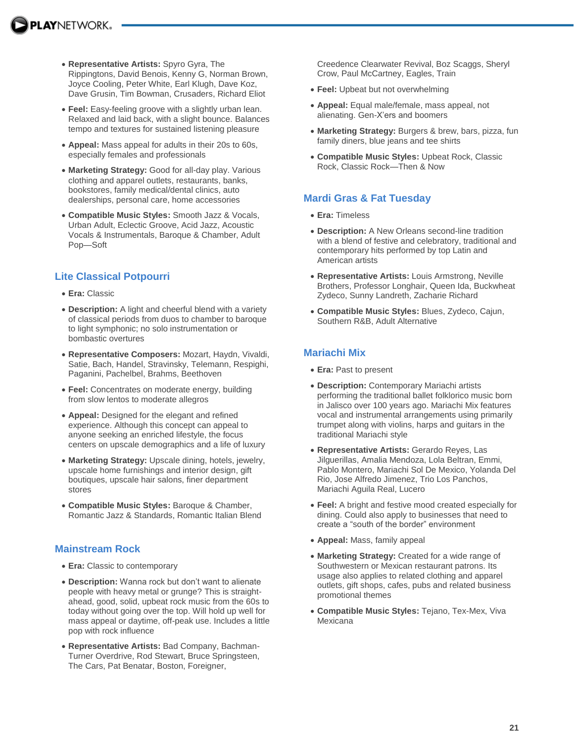- **Representative Artists:** Spyro Gyra, The Rippingtons, David Benois, Kenny G, Norman Brown, Joyce Cooling, Peter White, Earl Klugh, Dave Koz, Dave Grusin, Tim Bowman, Crusaders, Richard Eliot
- **Feel:** Easy-feeling groove with a slightly urban lean. Relaxed and laid back, with a slight bounce. Balances tempo and textures for sustained listening pleasure
- **Appeal:** Mass appeal for adults in their 20s to 60s, especially females and professionals
- **Marketing Strategy:** Good for all-day play. Various clothing and apparel outlets, restaurants, banks, bookstores, family medical/dental clinics, auto dealerships, personal care, home accessories
- **Compatible Music Styles:** Smooth Jazz & Vocals, Urban Adult, Eclectic Groove, Acid Jazz, Acoustic Vocals & Instrumentals, Baroque & Chamber, Adult Pop—Soft

## Lite Classical Potpourri

- **Era:** Classic
- **Description:** A light and cheerful blend with a variety of classical periods from duos to chamber to baroque to light symphonic; no solo instrumentation or bombastic overtures
- **Representative Composers:** Mozart, Haydn, Vivaldi, Satie, Bach, Handel, Stravinsky, Telemann, Respighi, Paganini, Pachelbel, Brahms, Beethoven
- **Feel:** Concentrates on moderate energy, building from slow lentos to moderate allegros
- **Appeal:** Designed for the elegant and refined experience. Although this concept can appeal to anyone seeking an enriched lifestyle, the focus centers on upscale demographics and a life of luxury
- **Marketing Strategy:** Upscale dining, hotels, jewelry, upscale home furnishings and interior design, gift boutiques, upscale hair salons, finer department stores
- **Compatible Music Styles:** Baroque & Chamber, Romantic Jazz & Standards, Romantic Italian Blend

## Mainstream Rock

- **Era:** Classic to contemporary
- **Description:** Wanna rock but don't want to alienate people with heavy metal or grunge? This is straight-ahead, good, solid, upbeat rock music from the 60s to today without going over the top. Will hold up well for mass appeal or daytime, off-peak use. Includes a little pop with rock influence
- **Representative Artists:** Bad Company, Bachman-Turner Overdrive, Rod Stewart, Bruce Springsteen, The Cars, Pat Benatar, Boston, Foreigner, Creedence Clearwater Revival, Boz Scaggs, Sheryl Crow, Paul McCartney, Eagles, Train
- **Feel:** Upbeat but not overwhelming
- **Appeal:** Equal male/female, mass appeal, not alienating. Gen-X'ers and boomers
- **Marketing Strategy:** Burgers & brew, bars, pizza, fun family diners, blue jeans and tee shirts
- **Compatible Music Styles:** Upbeat Rock, Classic Rock, Classic Rock—Then & Now

## Mardi Gras & Fat Tuesday

- **Era:** Timeless
- **Description:** A New Orleans second-line tradition with a blend of festive and celebratory, traditional and contemporary hits performed by top Latin and American artists
- **Representative Artists:** Louis Armstrong, Neville Brothers, Professor Longhair, Queen Ida, Buckwheat Zydeco, Sunny Landreth, Zacharie Richard
- **Compatible Music Styles:** Blues, Zydeco, Cajun, Southern R&B, Adult Alternative

## Mariachi Mix

- **Era:** Past to present
- **Description:** Contemporary Mariachi artists performing the traditional ballet folklorico music born in Jalisco over 100 years ago. Mariachi Mix features vocal and instrumental arrangements using primarily trumpet along with violins, harps and guitars in the traditional Mariachi style
- **Representative Artists:** Gerardo Reyes, Las Jilguerillas, Amalia Mendoza, Lola Beltran, Emmi, Pablo Montero, Mariachi Sol De Mexico, Yolanda Del Rio, Jose Alfredo Jimenez, Trio Los Panchos, Mariachi Aguila Real, Lucero
- **Feel:** A bright and festive mood created especially for dining. Could also apply to businesses that need to create a "south of the border" environment
- **Appeal:** Mass, family appeal
- **Marketing Strategy:** Created for a wide range of Southwestern or Mexican restaurant patrons. Its usage also applies to related clothing and apparel outlets, gift shops, cafes, pubs and related business promotional themes
- **Compatible Music Styles:** Tejano, Tex-Mex, Viva Mexicana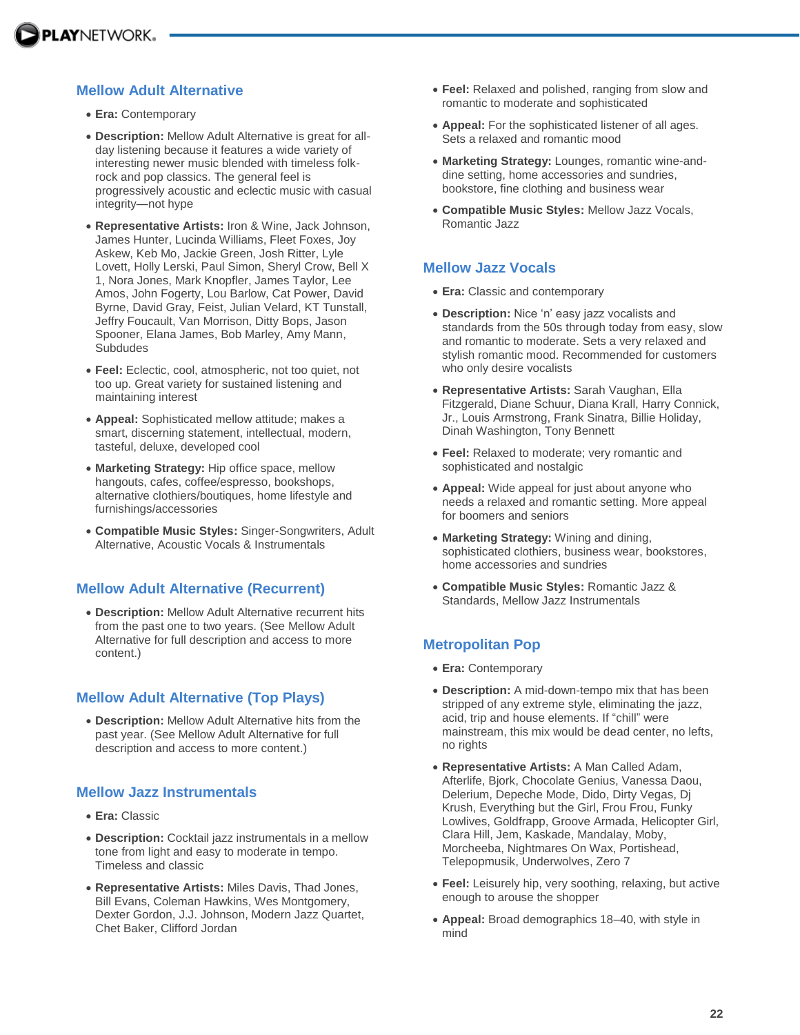## Mellow Adult Alternative

- **Era:** Contemporary
- **Description:** Mellow Adult Alternative is great for all-day listening because it features a wide variety of interesting newer music blended with timeless folk-rock and pop classics. The general feel is progressively acoustic and eclectic music with casual integrity—not hype
- **Representative Artists:** Iron & Wine, Jack Johnson, James Hunter, Lucinda Williams, Fleet Foxes, Joy Askew, Keb Mo, Jackie Green, Josh Ritter, Lyle Lovett, Holly Lerski, Paul Simon, Sheryl Crow, Bell X 1, Nora Jones, Mark Knopfler, James Taylor, Lee Amos, John Fogerty, Lou Barlow, Cat Power, David Byrne, David Gray, Feist, Julian Velard, KT Tunstall, Jeffry Foucault, Van Morrison, Ditty Bops, Jason Spooner, Elana James, Bob Marley, Amy Mann, Subdudes
- **Feel:** Eclectic, cool, atmospheric, not too quiet, not too up. Great variety for sustained listening and maintaining interest
- **Appeal:** Sophisticated mellow attitude; makes a smart, discerning statement, intellectual, modern, tasteful, deluxe, developed cool
- **Marketing Strategy:** Hip office space, mellow hangouts, cafes, coffee/espresso, bookshops, alternative clothiers/boutiques, home lifestyle and furnishings/accessories
- **Compatible Music Styles:** Singer-Songwriters, Adult Alternative, Acoustic Vocals & Instrumentals

## Mellow Adult Alternative (Recurrent)

- **Description:** Mellow Adult Alternative recurrent hits from the past one to two years. (See Mellow Adult Alternative for full description and access to more content.)

## Mellow Adult Alternative (Top Plays)

- **Description:** Mellow Adult Alternative hits from the past year. (See Mellow Adult Alternative for full description and access to more content.)

## Mellow Jazz Instrumentals

- **Era:** Classic
- **Description:** Cocktail jazz instrumentals in a mellow tone from light and easy to moderate in tempo. Timeless and classic
- **Representative Artists:** Miles Davis, Thad Jones, Bill Evans, Coleman Hawkins, Wes Montgomery, Dexter Gordon, J.J. Johnson, Modern Jazz Quartet, Chet Baker, Clifford Jordan
- **Feel:** Relaxed and polished, ranging from slow and romantic to moderate and sophisticated
- **Appeal:** For the sophisticated listener of all ages. Sets a relaxed and romantic mood
- **Marketing Strategy:** Lounges, romantic wine-and-dine setting, home accessories and sundries, bookstore, fine clothing and business wear
- **Compatible Music Styles:** Mellow Jazz Vocals, Romantic Jazz

## Mellow Jazz Vocals

- **Era:** Classic and contemporary
- **Description:** Nice 'n' easy jazz vocalists and standards from the 50s through today from easy, slow and romantic to moderate. Sets a very relaxed and stylish romantic mood. Recommended for customers who only desire vocalists
- **Representative Artists:** Sarah Vaughan, Ella Fitzgerald, Diane Schuur, Diana Krall, Harry Connick, Jr., Louis Armstrong, Frank Sinatra, Billie Holiday, Dinah Washington, Tony Bennett
- **Feel:** Relaxed to moderate; very romantic and sophisticated and nostalgic
- **Appeal:** Wide appeal for just about anyone who needs a relaxed and romantic setting. More appeal for boomers and seniors
- **Marketing Strategy:** Wining and dining, sophisticated clothiers, business wear, bookstores, home accessories and sundries
- **Compatible Music Styles:** Romantic Jazz & Standards, Mellow Jazz Instrumentals

## Metropolitan Pop

- **Era:** Contemporary
- **Description:** A mid-down-tempo mix that has been stripped of any extreme style, eliminating the jazz, acid, trip and house elements. If "chill" were mainstream, this mix would be dead center, no lefts, no rights
- **Representative Artists:** A Man Called Adam, Afterlife, Bjork, Chocolate Genius, Vanessa Daou, Delerium, Depeche Mode, Dido, Dirty Vegas, Dj Krush, Everything but the Girl, Frou Frou, Funky Lowlives, Goldfrapp, Groove Armada, Helicopter Girl, Clara Hill, Jem, Kaskade, Mandalay, Moby, Morcheeba, Nightmares On Wax, Portishead, Telepopmusik, Underwolves, Zero 7
- **Feel:** Leisurely hip, very soothing, relaxing, but active enough to arouse the shopper
- **Appeal:** Broad demographics 18–40, with style in mind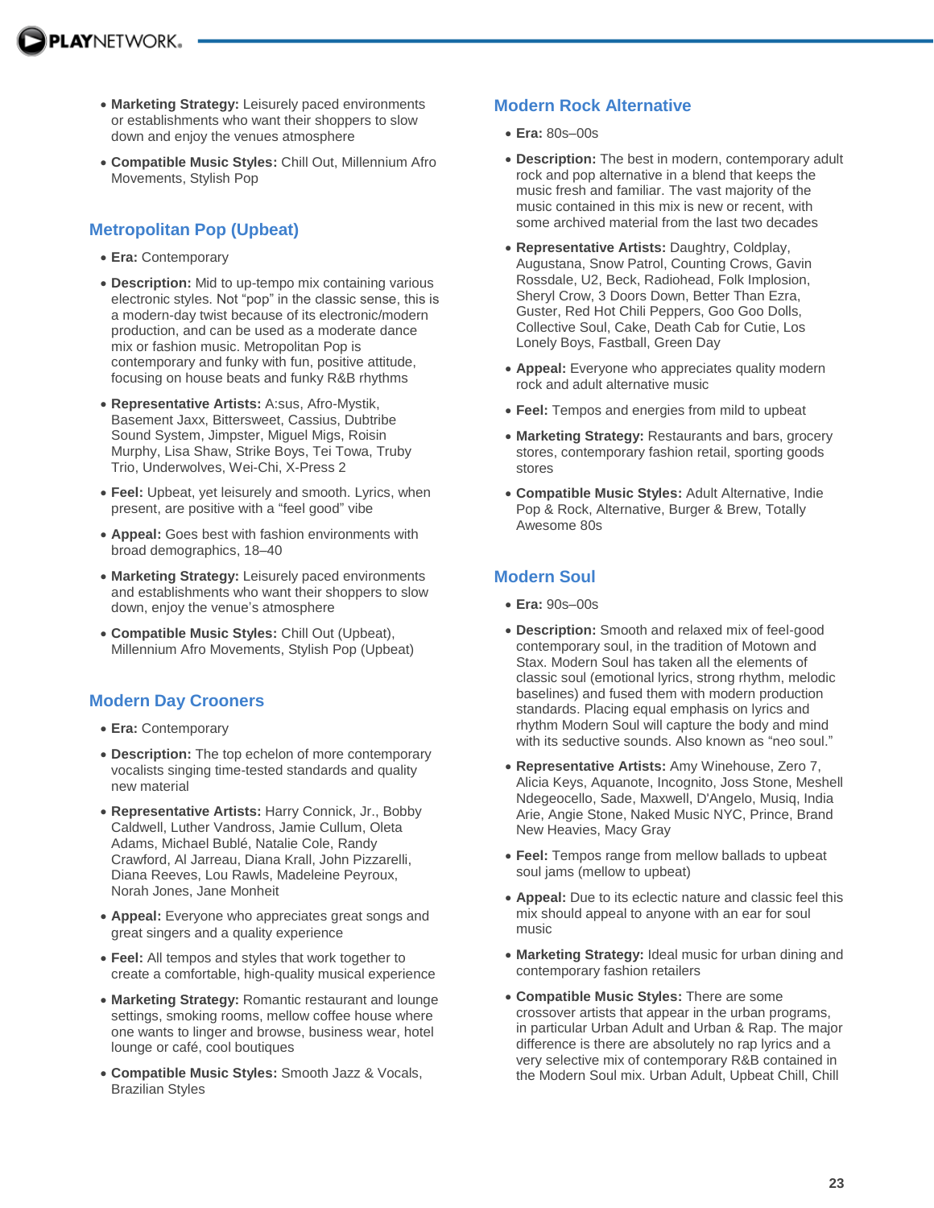- **Marketing Strategy:** Leisurely paced environments or establishments who want their shoppers to slow down and enjoy the venues atmosphere
- **Compatible Music Styles:** Chill Out, Millennium Afro Movements, Stylish Pop

## Metropolitan Pop (Upbeat)

- **Era:** Contemporary
- **Description:** Mid to up-tempo mix containing various electronic styles. Not "pop" in the classic sense, this is a modern-day twist because of its electronic/modern production, and can be used as a moderate dance mix or fashion music. Metropolitan Pop is contemporary and funky with fun, positive attitude, focusing on house beats and funky R&B rhythms
- **Representative Artists:** A:sus, Afro-Mystik, Basement Jaxx, Bittersweet, Cassius, Dubtribe Sound System, Jimpster, Miguel Migs, Roisin Murphy, Lisa Shaw, Strike Boys, Tei Towa, Truby Trio, Underwolves, Wei-Chi, X-Press 2
- **Feel:** Upbeat, yet leisurely and smooth. Lyrics, when present, are positive with a "feel good" vibe
- **Appeal:** Goes best with fashion environments with broad demographics, 18–40
- **Marketing Strategy:** Leisurely paced environments and establishments who want their shoppers to slow down, enjoy the venue's atmosphere
- **Compatible Music Styles:** Chill Out (Upbeat), Millennium Afro Movements, Stylish Pop (Upbeat)

## Modern Day Crooners

- **Era:** Contemporary
- **Description:** The top echelon of more contemporary vocalists singing time-tested standards and quality new material
- **Representative Artists:** Harry Connick, Jr., Bobby Caldwell, Luther Vandross, Jamie Cullum, Oleta Adams, Michael Bublé, Natalie Cole, Randy Crawford, Al Jarreau, Diana Krall, John Pizzarelli, Diana Reeves, Lou Rawls, Madeleine Peyroux, Norah Jones, Jane Monheit
- **Appeal:** Everyone who appreciates great songs and great singers and a quality experience
- **Feel:** All tempos and styles that work together to create a comfortable, high-quality musical experience
- **Marketing Strategy:** Romantic restaurant and lounge settings, smoking rooms, mellow coffee house where one wants to linger and browse, business wear, hotel lounge or café, cool boutiques
- **Compatible Music Styles:** Smooth Jazz & Vocals, Brazilian Styles

## Modern Rock Alternative

- **Era:** 80s–00s
- **Description:** The best in modern, contemporary adult rock and pop alternative in a blend that keeps the music fresh and familiar. The vast majority of the music contained in this mix is new or recent, with some archived material from the last two decades
- **Representative Artists:** Daughtry, Coldplay, Augustana, Snow Patrol, Counting Crows, Gavin Rossdale, U2, Beck, Radiohead, Folk Implosion, Sheryl Crow, 3 Doors Down, Better Than Ezra, Guster, Red Hot Chili Peppers, Goo Goo Dolls, Collective Soul, Cake, Death Cab for Cutie, Los Lonely Boys, Fastball, Green Day
- **Appeal:** Everyone who appreciates quality modern rock and adult alternative music
- **Feel:** Tempos and energies from mild to upbeat
- **Marketing Strategy:** Restaurants and bars, grocery stores, contemporary fashion retail, sporting goods stores
- **Compatible Music Styles:** Adult Alternative, Indie Pop & Rock, Alternative, Burger & Brew, Totally Awesome 80s

## Modern Soul

- **Era:** 90s–00s
- **Description:** Smooth and relaxed mix of feel-good contemporary soul, in the tradition of Motown and Stax. Modern Soul has taken all the elements of classic soul (emotional lyrics, strong rhythm, melodic baselines) and fused them with modern production standards. Placing equal emphasis on lyrics and rhythm Modern Soul will capture the body and mind with its seductive sounds. Also known as "neo soul."
- **Representative Artists:** Amy Winehouse, Zero 7, Alicia Keys, Aquanote, Incognito, Joss Stone, Meshell Ndegeocello, Sade, Maxwell, D'Angelo, Musiq, India Arie, Angie Stone, Naked Music NYC, Prince, Brand New Heavies, Macy Gray
- **Feel:** Tempos range from mellow ballads to upbeat soul jams (mellow to upbeat)
- **Appeal:** Due to its eclectic nature and classic feel this mix should appeal to anyone with an ear for soul music
- **Marketing Strategy:** Ideal music for urban dining and contemporary fashion retailers
- **Compatible Music Styles:** There are some crossover artists that appear in the urban programs, in particular Urban Adult and Urban & Rap. The major difference is there are absolutely no rap lyrics and a very selective mix of contemporary R&B contained in the Modern Soul mix. Urban Adult, Upbeat Chill, Chill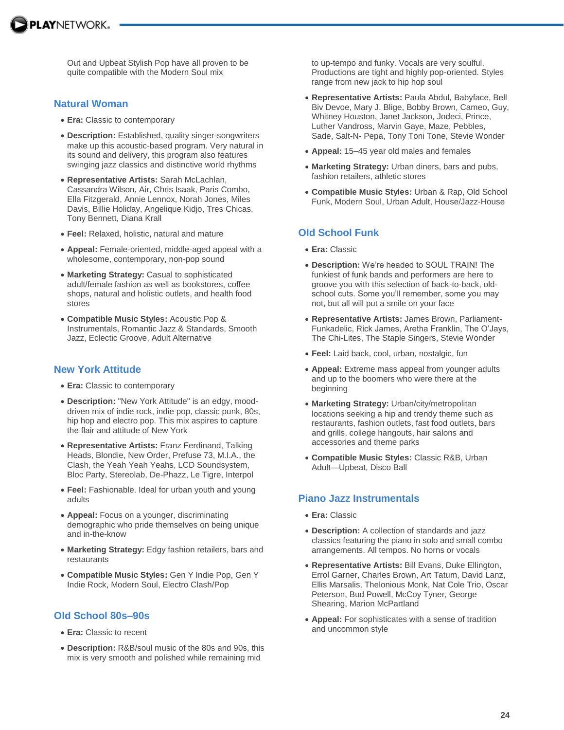Out and Upbeat Stylish Pop have all proven to be quite compatible with the Modern Soul mix

## Natural Woman

- **Era:** Classic to contemporary
- **Description:** Established, quality singer-songwriters make up this acoustic-based program. Very natural in its sound and delivery, this program also features swinging jazz classics and distinctive world rhythms
- **Representative Artists:** Sarah McLachlan, Cassandra Wilson, Air, Chris Isaak, Paris Combo, Ella Fitzgerald, Annie Lennox, Norah Jones, Miles Davis, Billie Holiday, Angelique Kidjo, Tres Chicas, Tony Bennett, Diana Krall
- **Feel:** Relaxed, holistic, natural and mature
- **Appeal:** Female-oriented, middle-aged appeal with a wholesome, contemporary, non-pop sound
- **Marketing Strategy:** Casual to sophisticated adult/female fashion as well as bookstores, coffee shops, natural and holistic outlets, and health food stores
- **Compatible Music Styles:** Acoustic Pop & Instrumentals, Romantic Jazz & Standards, Smooth Jazz, Eclectic Groove, Adult Alternative

## New York Attitude

- **Era:** Classic to contemporary
- **Description:** "New York Attitude" is an edgy, mood-driven mix of indie rock, indie pop, classic punk, 80s, hip hop and electro pop. This mix aspires to capture the flair and attitude of New York
- **Representative Artists:** Franz Ferdinand, Talking Heads, Blondie, New Order, Prefuse 73, M.I.A., the Clash, the Yeah Yeah Yeahs, LCD Soundsystem, Bloc Party, Stereolab, De-Phazz, Le Tigre, Interpol
- **Feel:** Fashionable. Ideal for urban youth and young adults
- **Appeal:** Focus on a younger, discriminating demographic who pride themselves on being unique and in-the-know
- **Marketing Strategy:** Edgy fashion retailers, bars and restaurants
- **Compatible Music Styles:** Gen Y Indie Pop, Gen Y Indie Rock, Modern Soul, Electro Clash/Pop

## Old School 80s–90s

- **Era:** Classic to recent
- **Description:** R&B/soul music of the 80s and 90s, this mix is very smooth and polished while remaining mid to up-tempo and funky. Vocals are very soulful. Productions are tight and highly pop-oriented. Styles range from new jack to hip hop soul
- **Representative Artists:** Paula Abdul, Babyface, Bell Biv Devoe, Mary J. Blige, Bobby Brown, Cameo, Guy, Whitney Houston, Janet Jackson, Jodeci, Prince, Luther Vandross, Marvin Gaye, Maze, Pebbles, Sade, Salt-N- Pepa, Tony Toni Tone, Stevie Wonder
- **Appeal:** 15–45 year old males and females
- **Marketing Strategy:** Urban diners, bars and pubs, fashion retailers, athletic stores
- **Compatible Music Styles:** Urban & Rap, Old School Funk, Modern Soul, Urban Adult, House/Jazz-House

## Old School Funk

- **Era:** Classic
- **Description:** We're headed to SOUL TRAIN! The funkiest of funk bands and performers are here to groove you with this selection of back-to-back, old-school cuts. Some you'll remember, some you may not, but all will put a smile on your face
- **Representative Artists:** James Brown, Parliament-Funkadelic, Rick James, Aretha Franklin, The O'Jays, The Chi-Lites, The Staple Singers, Stevie Wonder
- **Feel:** Laid back, cool, urban, nostalgic, fun
- **Appeal:** Extreme mass appeal from younger adults and up to the boomers who were there at the beginning
- **Marketing Strategy:** Urban/city/metropolitan locations seeking a hip and trendy theme such as restaurants, fashion outlets, fast food outlets, bars and grills, college hangouts, hair salons and accessories and theme parks
- **Compatible Music Styles:** Classic R&B, Urban Adult—Upbeat, Disco Ball

## Piano Jazz Instrumentals

- **Era:** Classic
- **Description:** A collection of standards and jazz classics featuring the piano in solo and small combo arrangements. All tempos. No horns or vocals
- **Representative Artists:** Bill Evans, Duke Ellington, Errol Garner, Charles Brown, Art Tatum, David Lanz, Ellis Marsalis, Thelonious Monk, Nat Cole Trio, Oscar Peterson, Bud Powell, McCoy Tyner, George Shearing, Marion McPartland
- **Appeal:** For sophisticates with a sense of tradition and uncommon style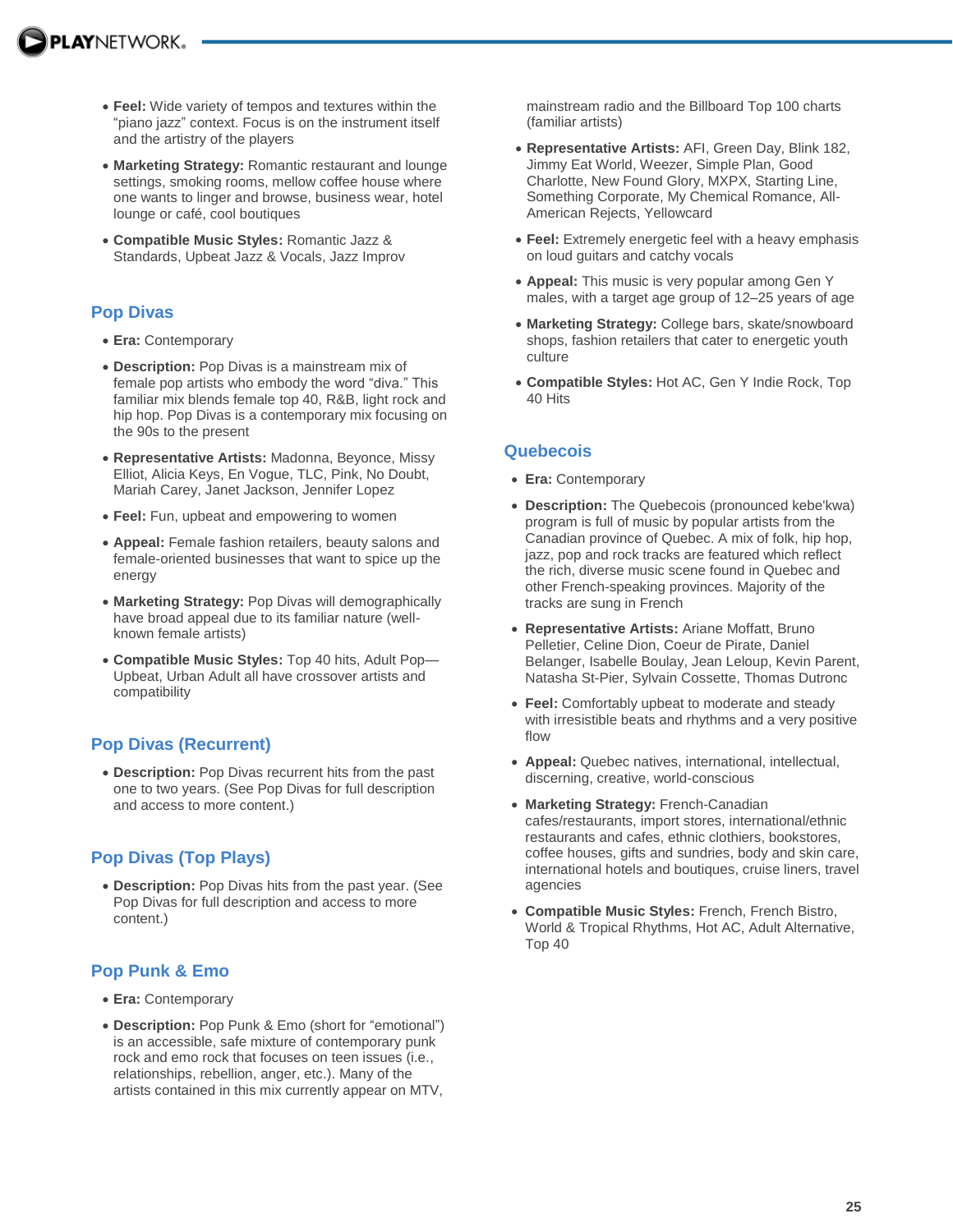- **Feel:** Wide variety of tempos and textures within the "piano jazz" context. Focus is on the instrument itself and the artistry of the players
- **Marketing Strategy:** Romantic restaurant and lounge settings, smoking rooms, mellow coffee house where one wants to linger and browse, business wear, hotel lounge or café, cool boutiques
- **Compatible Music Styles:** Romantic Jazz & Standards, Upbeat Jazz & Vocals, Jazz Improv

## Pop Divas

- **Era:** Contemporary
- **Description:** Pop Divas is a mainstream mix of female pop artists who embody the word "diva." This familiar mix blends female top 40, R&B, light rock and hip hop. Pop Divas is a contemporary mix focusing on the 90s to the present
- **Representative Artists:** Madonna, Beyonce, Missy Elliot, Alicia Keys, En Vogue, TLC, Pink, No Doubt, Mariah Carey, Janet Jackson, Jennifer Lopez
- **Feel:** Fun, upbeat and empowering to women
- **Appeal:** Female fashion retailers, beauty salons and female-oriented businesses that want to spice up the energy
- **Marketing Strategy:** Pop Divas will demographically have broad appeal due to its familiar nature (well-known female artists)
- **Compatible Music Styles:** Top 40 hits, Adult Pop—Upbeat, Urban Adult all have crossover artists and compatibility

## Pop Divas (Recurrent)

- **Description:** Pop Divas recurrent hits from the past one to two years. (See Pop Divas for full description and access to more content.)

## Pop Divas (Top Plays)

- **Description:** Pop Divas hits from the past year. (See Pop Divas for full description and access to more content.)

## Pop Punk & Emo

- **Era:** Contemporary
- **Description:** Pop Punk & Emo (short for "emotional") is an accessible, safe mixture of contemporary punk rock and emo rock that focuses on teen issues (i.e., relationships, rebellion, anger, etc.). Many of the artists contained in this mix currently appear on MTV, mainstream radio and the Billboard Top 100 charts (familiar artists)
- **Representative Artists:** AFI, Green Day, Blink 182, Jimmy Eat World, Weezer, Simple Plan, Good Charlotte, New Found Glory, MXPX, Starting Line, Something Corporate, My Chemical Romance, All-American Rejects, Yellowcard
- **Feel:** Extremely energetic feel with a heavy emphasis on loud guitars and catchy vocals
- **Appeal:** This music is very popular among Gen Y males, with a target age group of 12–25 years of age
- **Marketing Strategy:** College bars, skate/snowboard shops, fashion retailers that cater to energetic youth culture
- **Compatible Styles:** Hot AC, Gen Y Indie Rock, Top 40 Hits

## Quebecois

- **Era:** Contemporary
- **Description:** The Quebecois (pronounced kebe'kwa) program is full of music by popular artists from the Canadian province of Quebec. A mix of folk, hip hop, jazz, pop and rock tracks are featured which reflect the rich, diverse music scene found in Quebec and other French-speaking provinces. Majority of the tracks are sung in French
- **Representative Artists:** Ariane Moffatt, Bruno Pelletier, Celine Dion, Coeur de Pirate, Daniel Belanger, Isabelle Boulay, Jean Leloup, Kevin Parent, Natasha St-Pier, Sylvain Cossette, Thomas Dutronc
- **Feel:** Comfortably upbeat to moderate and steady with irresistible beats and rhythms and a very positive flow
- **Appeal:** Quebec natives, international, intellectual, discerning, creative, world-conscious
- **Marketing Strategy:** French-Canadian cafes/restaurants, import stores, international/ethnic restaurants and cafes, ethnic clothiers, bookstores, coffee houses, gifts and sundries, body and skin care, international hotels and boutiques, cruise liners, travel agencies
- **Compatible Music Styles:** French, French Bistro, World & Tropical Rhythms, Hot AC, Adult Alternative, Top 40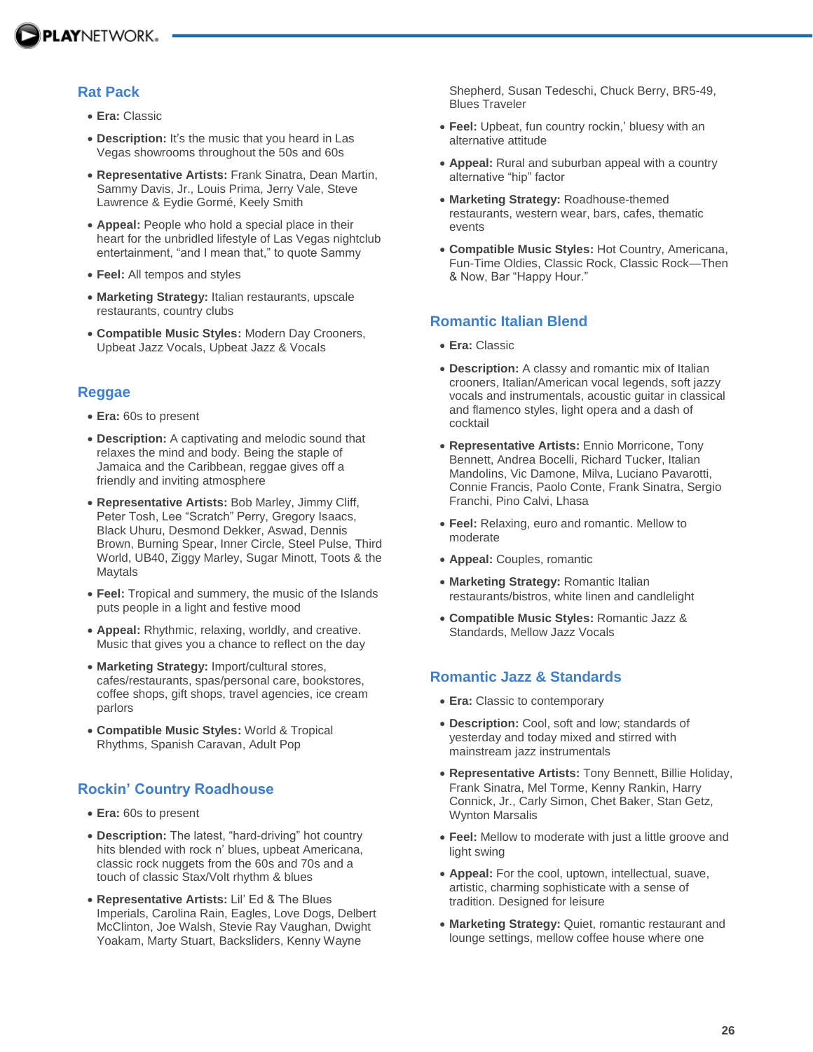## Rat Pack

- **Era:** Classic
- **Description:** It's the music that you heard in Las Vegas showrooms throughout the 50s and 60s
- **Representative Artists:** Frank Sinatra, Dean Martin, Sammy Davis, Jr., Louis Prima, Jerry Vale, Steve Lawrence & Eydie Gormé, Keely Smith
- **Appeal:** People who hold a special place in their heart for the unbridled lifestyle of Las Vegas nightclub entertainment, "and I mean that," to quote Sammy
- **Feel:** All tempos and styles
- **Marketing Strategy:** Italian restaurants, upscale restaurants, country clubs
- **Compatible Music Styles:** Modern Day Crooners, Upbeat Jazz Vocals, Upbeat Jazz & Vocals

## Reggae

- **Era:** 60s to present
- **Description:** A captivating and melodic sound that relaxes the mind and body. Being the staple of Jamaica and the Caribbean, reggae gives off a friendly and inviting atmosphere
- **Representative Artists:** Bob Marley, Jimmy Cliff, Peter Tosh, Lee "Scratch" Perry, Gregory Isaacs, Black Uhuru, Desmond Dekker, Aswad, Dennis Brown, Burning Spear, Inner Circle, Steel Pulse, Third World, UB40, Ziggy Marley, Sugar Minott, Toots & the Maytals
- **Feel:** Tropical and summery, the music of the Islands puts people in a light and festive mood
- **Appeal:** Rhythmic, relaxing, worldly, and creative. Music that gives you a chance to reflect on the day
- **Marketing Strategy:** Import/cultural stores, cafes/restaurants, spas/personal care, bookstores, coffee shops, gift shops, travel agencies, ice cream parlors
- **Compatible Music Styles:** World & Tropical Rhythms, Spanish Caravan, Adult Pop

## Rockin' Country Roadhouse

- **Era:** 60s to present
- **Description:** The latest, "hard-driving" hot country hits blended with rock n' blues, upbeat Americana, classic rock nuggets from the 60s and 70s and a touch of classic Stax/Volt rhythm & blues
- **Representative Artists:** Lil' Ed & The Blues Imperials, Carolina Rain, Eagles, Love Dogs, Delbert McClinton, Joe Walsh, Stevie Ray Vaughan, Dwight Yoakam, Marty Stuart, Backsliders, Kenny Wayne Shepherd, Susan Tedeschi, Chuck Berry, BR5-49, Blues Traveler
- **Feel:** Upbeat, fun country rockin,' bluesy with an alternative attitude
- **Appeal:** Rural and suburban appeal with a country alternative "hip" factor
- **Marketing Strategy:** Roadhouse-themed restaurants, western wear, bars, cafes, thematic events
- **Compatible Music Styles:** Hot Country, Americana, Fun-Time Oldies, Classic Rock, Classic Rock—Then & Now, Bar "Happy Hour."

## Romantic Italian Blend

- **Era:** Classic
- **Description:** A classy and romantic mix of Italian crooners, Italian/American vocal legends, soft jazzy vocals and instrumentals, acoustic guitar in classical and flamenco styles, light opera and a dash of cocktail
- **Representative Artists:** Ennio Morricone, Tony Bennett, Andrea Bocelli, Richard Tucker, Italian Mandolins, Vic Damone, Milva, Luciano Pavarotti, Connie Francis, Paolo Conte, Frank Sinatra, Sergio Franchi, Pino Calvi, Lhasa
- **Feel:** Relaxing, euro and romantic. Mellow to moderate
- **Appeal:** Couples, romantic
- **Marketing Strategy:** Romantic Italian restaurants/bistros, white linen and candlelight
- **Compatible Music Styles:** Romantic Jazz & Standards, Mellow Jazz Vocals

## Romantic Jazz & Standards

- **Era:** Classic to contemporary
- **Description:** Cool, soft and low; standards of yesterday and today mixed and stirred with mainstream jazz instrumentals
- **Representative Artists:** Tony Bennett, Billie Holiday, Frank Sinatra, Mel Torme, Kenny Rankin, Harry Connick, Jr., Carly Simon, Chet Baker, Stan Getz, Wynton Marsalis
- **Feel:** Mellow to moderate with just a little groove and light swing
- **Appeal:** For the cool, uptown, intellectual, suave, artistic, charming sophisticate with a sense of tradition. Designed for leisure
- **Marketing Strategy:** Quiet, romantic restaurant and lounge settings, mellow coffee house where one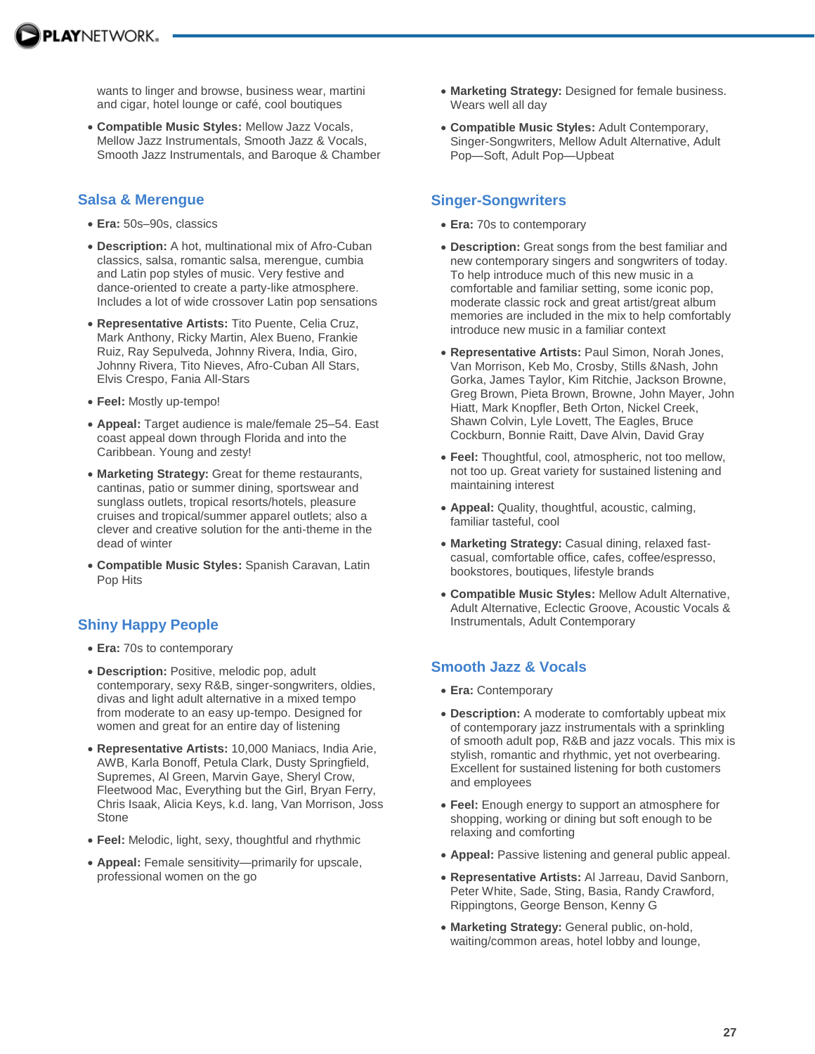wants to linger and browse, business wear, martini and cigar, hotel lounge or café, cool boutiques

- **Compatible Music Styles:** Mellow Jazz Vocals, Mellow Jazz Instrumentals, Smooth Jazz & Vocals, Smooth Jazz Instrumentals, and Baroque & Chamber

## Salsa & Merengue

- **Era:** 50s–90s, classics
- **Description:** A hot, multinational mix of Afro-Cuban classics, salsa, romantic salsa, merengue, cumbia and Latin pop styles of music. Very festive and dance-oriented to create a party-like atmosphere. Includes a lot of wide crossover Latin pop sensations
- **Representative Artists:** Tito Puente, Celia Cruz, Mark Anthony, Ricky Martin, Alex Bueno, Frankie Ruiz, Ray Sepulveda, Johnny Rivera, India, Giro, Johnny Rivera, Tito Nieves, Afro-Cuban All Stars, Elvis Crespo, Fania All-Stars
- **Feel:** Mostly up-tempo!
- **Appeal:** Target audience is male/female 25–54. East coast appeal down through Florida and into the Caribbean. Young and zesty!
- **Marketing Strategy:** Great for theme restaurants, cantinas, patio or summer dining, sportswear and sunglass outlets, tropical resorts/hotels, pleasure cruises and tropical/summer apparel outlets; also a clever and creative solution for the anti-theme in the dead of winter
- **Compatible Music Styles:** Spanish Caravan, Latin Pop Hits

## Shiny Happy People

- **Era:** 70s to contemporary
- **Description:** Positive, melodic pop, adult contemporary, sexy R&B, singer-songwriters, oldies, divas and light adult alternative in a mixed tempo from moderate to an easy up-tempo. Designed for women and great for an entire day of listening
- **Representative Artists:** 10,000 Maniacs, India Arie, AWB, Karla Bonoff, Petula Clark, Dusty Springfield, Supremes, Al Green, Marvin Gaye, Sheryl Crow, Fleetwood Mac, Everything but the Girl, Bryan Ferry, Chris Isaak, Alicia Keys, k.d. lang, Van Morrison, Joss Stone
- **Feel:** Melodic, light, sexy, thoughtful and rhythmic
- **Appeal:** Female sensitivity—primarily for upscale, professional women on the go
- **Marketing Strategy:** Designed for female business. Wears well all day
- **Compatible Music Styles:** Adult Contemporary, Singer-Songwriters, Mellow Adult Alternative, Adult Pop—Soft, Adult Pop—Upbeat

## Singer-Songwriters

- **Era:** 70s to contemporary
- **Description:** Great songs from the best familiar and new contemporary singers and songwriters of today. To help introduce much of this new music in a comfortable and familiar setting, some iconic pop, moderate classic rock and great artist/great album memories are included in the mix to help comfortably introduce new music in a familiar context
- **Representative Artists:** Paul Simon, Norah Jones, Van Morrison, Keb Mo, Crosby, Stills &Nash, John Gorka, James Taylor, Kim Ritchie, Jackson Browne, Greg Brown, Pieta Brown, Browne, John Mayer, John Hiatt, Mark Knopfler, Beth Orton, Nickel Creek, Shawn Colvin, Lyle Lovett, The Eagles, Bruce Cockburn, Bonnie Raitt, Dave Alvin, David Gray
- **Feel:** Thoughtful, cool, atmospheric, not too mellow, not too up. Great variety for sustained listening and maintaining interest
- **Appeal:** Quality, thoughtful, acoustic, calming, familiar tasteful, cool
- **Marketing Strategy:** Casual dining, relaxed fast-casual, comfortable office, cafes, coffee/espresso, bookstores, boutiques, lifestyle brands
- **Compatible Music Styles:** Mellow Adult Alternative, Adult Alternative, Eclectic Groove, Acoustic Vocals & Instrumentals, Adult Contemporary

## Smooth Jazz & Vocals

- **Era:** Contemporary
- **Description:** A moderate to comfortably upbeat mix of contemporary jazz instrumentals with a sprinkling of smooth adult pop, R&B and jazz vocals. This mix is stylish, romantic and rhythmic, yet not overbearing. Excellent for sustained listening for both customers and employees
- **Feel:** Enough energy to support an atmosphere for shopping, working or dining but soft enough to be relaxing and comforting
- **Appeal:** Passive listening and general public appeal.
- **Representative Artists:** Al Jarreau, David Sanborn, Peter White, Sade, Sting, Basia, Randy Crawford, Rippingtons, George Benson, Kenny G
- **Marketing Strategy:** General public, on-hold, waiting/common areas, hotel lobby and lounge,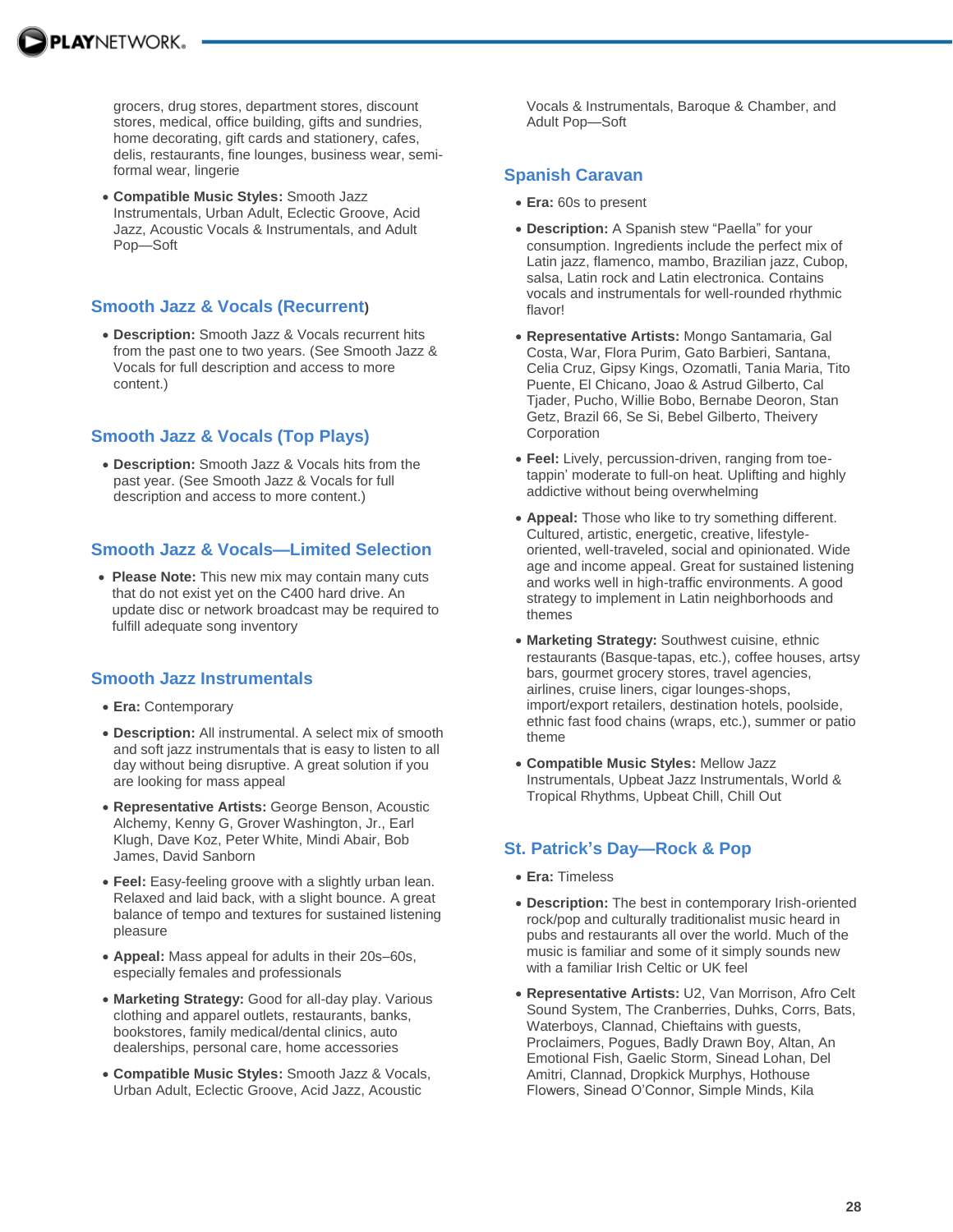grocers, drug stores, department stores, discount stores, medical, office building, gifts and sundries, home decorating, gift cards and stationery, cafes, delis, restaurants, fine lounges, business wear, semi-formal wear, lingerie

- **Compatible Music Styles:** Smooth Jazz Instrumentals, Urban Adult, Eclectic Groove, Acid Jazz, Acoustic Vocals & Instrumentals, and Adult Pop—Soft

## Smooth Jazz & Vocals (Recurrent)

- **Description:** Smooth Jazz & Vocals recurrent hits from the past one to two years. (See Smooth Jazz & Vocals for full description and access to more content.)

## Smooth Jazz & Vocals (Top Plays)

- **Description:** Smooth Jazz & Vocals hits from the past year. (See Smooth Jazz & Vocals for full description and access to more content.)

## Smooth Jazz & Vocals—Limited Selection

- **Please Note:** This new mix may contain many cuts that do not exist yet on the C400 hard drive. An update disc or network broadcast may be required to fulfill adequate song inventory

## Smooth Jazz Instrumentals

- **Era:** Contemporary
- **Description:** All instrumental. A select mix of smooth and soft jazz instrumentals that is easy to listen to all day without being disruptive. A great solution if you are looking for mass appeal
- **Representative Artists:** George Benson, Acoustic Alchemy, Kenny G, Grover Washington, Jr., Earl Klugh, Dave Koz, Peter White, Mindi Abair, Bob James, David Sanborn
- **Feel:** Easy-feeling groove with a slightly urban lean. Relaxed and laid back, with a slight bounce. A great balance of tempo and textures for sustained listening pleasure
- **Appeal:** Mass appeal for adults in their 20s–60s, especially females and professionals
- **Marketing Strategy:** Good for all-day play. Various clothing and apparel outlets, restaurants, banks, bookstores, family medical/dental clinics, auto dealerships, personal care, home accessories
- **Compatible Music Styles:** Smooth Jazz & Vocals, Urban Adult, Eclectic Groove, Acid Jazz, Acoustic Vocals & Instrumentals, Baroque & Chamber, and Adult Pop—Soft

## Spanish Caravan

- **Era:** 60s to present
- **Description:** A Spanish stew "Paella" for your consumption. Ingredients include the perfect mix of Latin jazz, flamenco, mambo, Brazilian jazz, Cubop, salsa, Latin rock and Latin electronica. Contains vocals and instrumentals for well-rounded rhythmic flavor!
- **Representative Artists:** Mongo Santamaria, Gal Costa, War, Flora Purim, Gato Barbieri, Santana, Celia Cruz, Gipsy Kings, Ozomatli, Tania Maria, Tito Puente, El Chicano, Joao & Astrud Gilberto, Cal Tjader, Pucho, Willie Bobo, Bernabe Deoron, Stan Getz, Brazil 66, Se Si, Bebel Gilberto, Theivery Corporation
- **Feel:** Lively, percussion-driven, ranging from toe-tappin' moderate to full-on heat. Uplifting and highly addictive without being overwhelming
- **Appeal:** Those who like to try something different. Cultured, artistic, energetic, creative, lifestyle-oriented, well-traveled, social and opinionated. Wide age and income appeal. Great for sustained listening and works well in high-traffic environments. A good strategy to implement in Latin neighborhoods and themes
- **Marketing Strategy:** Southwest cuisine, ethnic restaurants (Basque-tapas, etc.), coffee houses, artsy bars, gourmet grocery stores, travel agencies, airlines, cruise liners, cigar lounges-shops, import/export retailers, destination hotels, poolside, ethnic fast food chains (wraps, etc.), summer or patio theme
- **Compatible Music Styles:** Mellow Jazz Instrumentals, Upbeat Jazz Instrumentals, World & Tropical Rhythms, Upbeat Chill, Chill Out

## St. Patrick's Day—Rock & Pop

- **Era:** Timeless
- **Description:** The best in contemporary Irish-oriented rock/pop and culturally traditionalist music heard in pubs and restaurants all over the world. Much of the music is familiar and some of it simply sounds new with a familiar Irish Celtic or UK feel
- **Representative Artists:** U2, Van Morrison, Afro Celt Sound System, The Cranberries, Duhks, Corrs, Bats, Waterboys, Clannad, Chieftains with guests, Proclaimers, Pogues, Badly Drawn Boy, Altan, An Emotional Fish, Gaelic Storm, Sinead Lohan, Del Amitri, Clannad, Dropkick Murphys, Hothouse Flowers, Sinead O'Connor, Simple Minds, Kila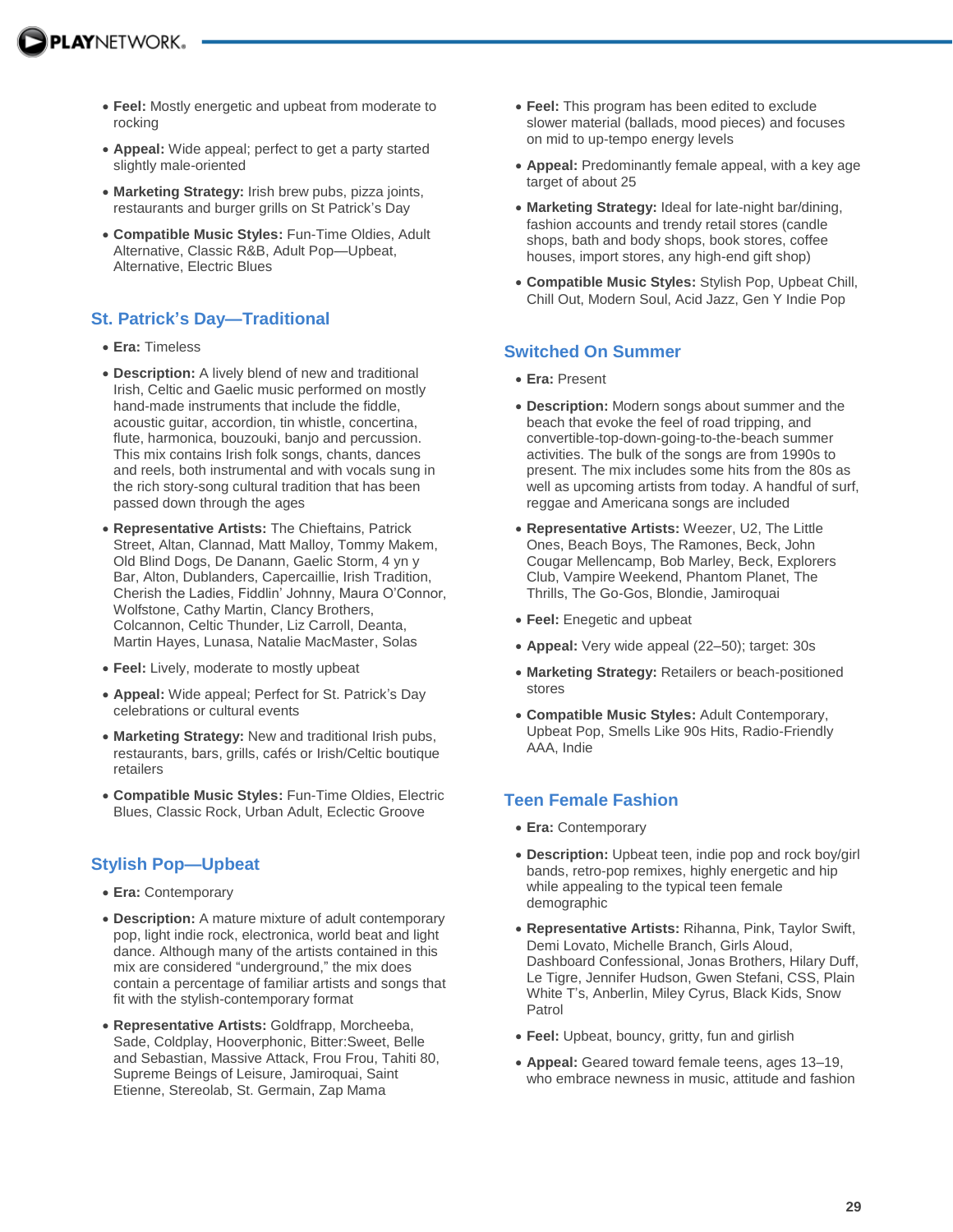- **Feel:** Mostly energetic and upbeat from moderate to rocking
- **Appeal:** Wide appeal; perfect to get a party started slightly male-oriented
- **Marketing Strategy:** Irish brew pubs, pizza joints, restaurants and burger grills on St Patrick's Day
- **Compatible Music Styles:** Fun-Time Oldies, Adult Alternative, Classic R&B, Adult Pop—Upbeat, Alternative, Electric Blues

## St. Patrick's Day—Traditional

- **Era:** Timeless
- **Description:** A lively blend of new and traditional Irish, Celtic and Gaelic music performed on mostly hand-made instruments that include the fiddle, acoustic guitar, accordion, tin whistle, concertina, flute, harmonica, bouzouki, banjo and percussion. This mix contains Irish folk songs, chants, dances and reels, both instrumental and with vocals sung in the rich story-song cultural tradition that has been passed down through the ages
- **Representative Artists:** The Chieftains, Patrick Street, Altan, Clannad, Matt Malloy, Tommy Makem, Old Blind Dogs, De Danann, Gaelic Storm, 4 yn y Bar, Alton, Dublanders, Capercaillie, Irish Tradition, Cherish the Ladies, Fiddlin' Johnny, Maura O'Connor, Wolfstone, Cathy Martin, Clancy Brothers, Colcannon, Celtic Thunder, Liz Carroll, Deanta, Martin Hayes, Lunasa, Natalie MacMaster, Solas
- **Feel:** Lively, moderate to mostly upbeat
- **Appeal:** Wide appeal; Perfect for St. Patrick's Day celebrations or cultural events
- **Marketing Strategy:** New and traditional Irish pubs, restaurants, bars, grills, cafés or Irish/Celtic boutique retailers
- **Compatible Music Styles:** Fun-Time Oldies, Electric Blues, Classic Rock, Urban Adult, Eclectic Groove

## Stylish Pop—Upbeat

- **Era:** Contemporary
- **Description:** A mature mixture of adult contemporary pop, light indie rock, electronica, world beat and light dance. Although many of the artists contained in this mix are considered "underground," the mix does contain a percentage of familiar artists and songs that fit with the stylish-contemporary format
- **Representative Artists:** Goldfrapp, Morcheeba, Sade, Coldplay, Hooverphonic, Bitter:Sweet, Belle and Sebastian, Massive Attack, Frou Frou, Tahiti 80, Supreme Beings of Leisure, Jamiroquai, Saint Etienne, Stereolab, St. Germain, Zap Mama
- **Feel:** This program has been edited to exclude slower material (ballads, mood pieces) and focuses on mid to up-tempo energy levels
- **Appeal:** Predominantly female appeal, with a key age target of about 25
- **Marketing Strategy:** Ideal for late-night bar/dining, fashion accounts and trendy retail stores (candle shops, bath and body shops, book stores, coffee houses, import stores, any high-end gift shop)
- **Compatible Music Styles:** Stylish Pop, Upbeat Chill, Chill Out, Modern Soul, Acid Jazz, Gen Y Indie Pop

## Switched On Summer

- **Era:** Present
- **Description:** Modern songs about summer and the beach that evoke the feel of road tripping, and convertible-top-down-going-to-the-beach summer activities. The bulk of the songs are from 1990s to present. The mix includes some hits from the 80s as well as upcoming artists from today. A handful of surf, reggae and Americana songs are included
- **Representative Artists:** Weezer, U2, The Little Ones, Beach Boys, The Ramones, Beck, John Cougar Mellencamp, Bob Marley, Beck, Explorers Club, Vampire Weekend, Phantom Planet, The Thrills, The Go-Gos, Blondie, Jamiroquai
- **Feel:** Enegetic and upbeat
- **Appeal:** Very wide appeal (22–50); target: 30s
- **Marketing Strategy:** Retailers or beach-positioned stores
- **Compatible Music Styles:** Adult Contemporary, Upbeat Pop, Smells Like 90s Hits, Radio-Friendly AAA, Indie

## Teen Female Fashion

- **Era:** Contemporary
- **Description:** Upbeat teen, indie pop and rock boy/girl bands, retro-pop remixes, highly energetic and hip while appealing to the typical teen female demographic
- **Representative Artists:** Rihanna, Pink, Taylor Swift, Demi Lovato, Michelle Branch, Girls Aloud, Dashboard Confessional, Jonas Brothers, Hilary Duff, Le Tigre, Jennifer Hudson, Gwen Stefani, CSS, Plain White T's, Anberlin, Miley Cyrus, Black Kids, Snow Patrol
- **Feel:** Upbeat, bouncy, gritty, fun and girlish
- **Appeal:** Geared toward female teens, ages 13–19, who embrace newness in music, attitude and fashion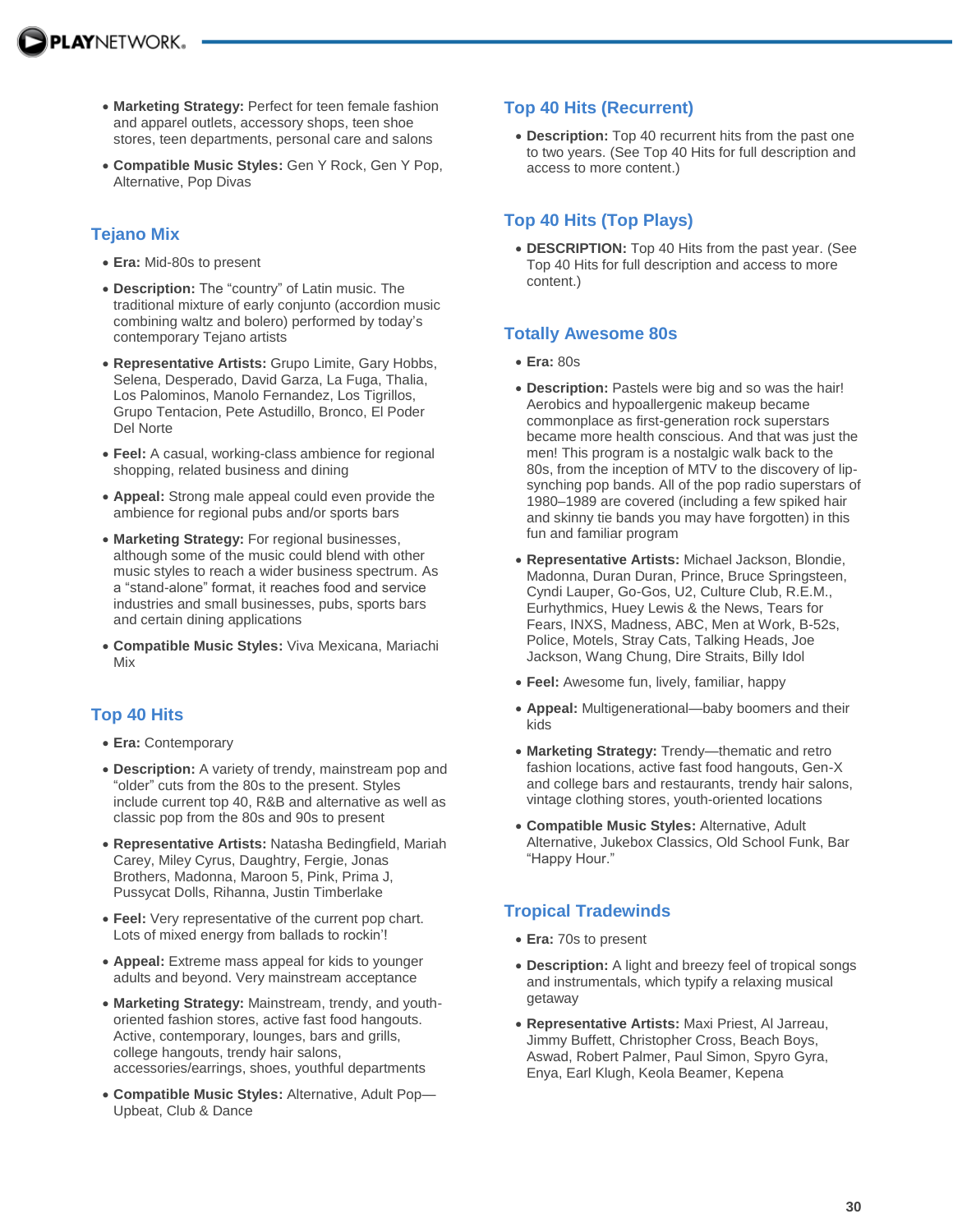- **Marketing Strategy:** Perfect for teen female fashion and apparel outlets, accessory shops, teen shoe stores, teen departments, personal care and salons
- **Compatible Music Styles:** Gen Y Rock, Gen Y Pop, Alternative, Pop Divas

## Tejano Mix

- **Era:** Mid-80s to present
- **Description:** The "country" of Latin music. The traditional mixture of early conjunto (accordion music combining waltz and bolero) performed by today's contemporary Tejano artists
- **Representative Artists:** Grupo Limite, Gary Hobbs, Selena, Desperado, David Garza, La Fuga, Thalia, Los Palominos, Manolo Fernandez, Los Tigrillos, Grupo Tentacion, Pete Astudillo, Bronco, El Poder Del Norte
- **Feel:** A casual, working-class ambience for regional shopping, related business and dining
- **Appeal:** Strong male appeal could even provide the ambience for regional pubs and/or sports bars
- **Marketing Strategy:** For regional businesses, although some of the music could blend with other music styles to reach a wider business spectrum. As a "stand-alone" format, it reaches food and service industries and small businesses, pubs, sports bars and certain dining applications
- **Compatible Music Styles:** Viva Mexicana, Mariachi Mix

## Top 40 Hits

- **Era:** Contemporary
- **Description:** A variety of trendy, mainstream pop and "older" cuts from the 80s to the present. Styles include current top 40, R&B and alternative as well as classic pop from the 80s and 90s to present
- **Representative Artists:** Natasha Bedingfield, Mariah Carey, Miley Cyrus, Daughtry, Fergie, Jonas Brothers, Madonna, Maroon 5, Pink, Prima J, Pussycat Dolls, Rihanna, Justin Timberlake
- **Feel:** Very representative of the current pop chart. Lots of mixed energy from ballads to rockin'!
- **Appeal:** Extreme mass appeal for kids to younger adults and beyond. Very mainstream acceptance
- **Marketing Strategy:** Mainstream, trendy, and youth-oriented fashion stores, active fast food hangouts. Active, contemporary, lounges, bars and grills, college hangouts, trendy hair salons, accessories/earrings, shoes, youthful departments
- **Compatible Music Styles:** Alternative, Adult Pop—Upbeat, Club & Dance

## Top 40 Hits (Recurrent)

- **Description:** Top 40 recurrent hits from the past one to two years. (See Top 40 Hits for full description and access to more content.)

## Top 40 Hits (Top Plays)

- **DESCRIPTION:** Top 40 Hits from the past year. (See Top 40 Hits for full description and access to more content.)

## Totally Awesome 80s

- **Era:** 80s
- **Description:** Pastels were big and so was the hair! Aerobics and hypoallergenic makeup became commonplace as first-generation rock superstars became more health conscious. And that was just the men! This program is a nostalgic walk back to the 80s, from the inception of MTV to the discovery of lip-synching pop bands. All of the pop radio superstars of 1980–1989 are covered (including a few spiked hair and skinny tie bands you may have forgotten) in this fun and familiar program
- **Representative Artists:** Michael Jackson, Blondie, Madonna, Duran Duran, Prince, Bruce Springsteen, Cyndi Lauper, Go-Gos, U2, Culture Club, R.E.M., Eurhythmics, Huey Lewis & the News, Tears for Fears, INXS, Madness, ABC, Men at Work, B-52s, Police, Motels, Stray Cats, Talking Heads, Joe Jackson, Wang Chung, Dire Straits, Billy Idol
- **Feel:** Awesome fun, lively, familiar, happy
- **Appeal:** Multigenerational—baby boomers and their kids
- **Marketing Strategy:** Trendy—thematic and retro fashion locations, active fast food hangouts, Gen-X and college bars and restaurants, trendy hair salons, vintage clothing stores, youth-oriented locations
- **Compatible Music Styles:** Alternative, Adult Alternative, Jukebox Classics, Old School Funk, Bar "Happy Hour."

## Tropical Tradewinds

- **Era:** 70s to present
- **Description:** A light and breezy feel of tropical songs and instrumentals, which typify a relaxing musical getaway
- **Representative Artists:** Maxi Priest, Al Jarreau, Jimmy Buffett, Christopher Cross, Beach Boys, Aswad, Robert Palmer, Paul Simon, Spyro Gyra, Enya, Earl Klugh, Keola Beamer, Kepena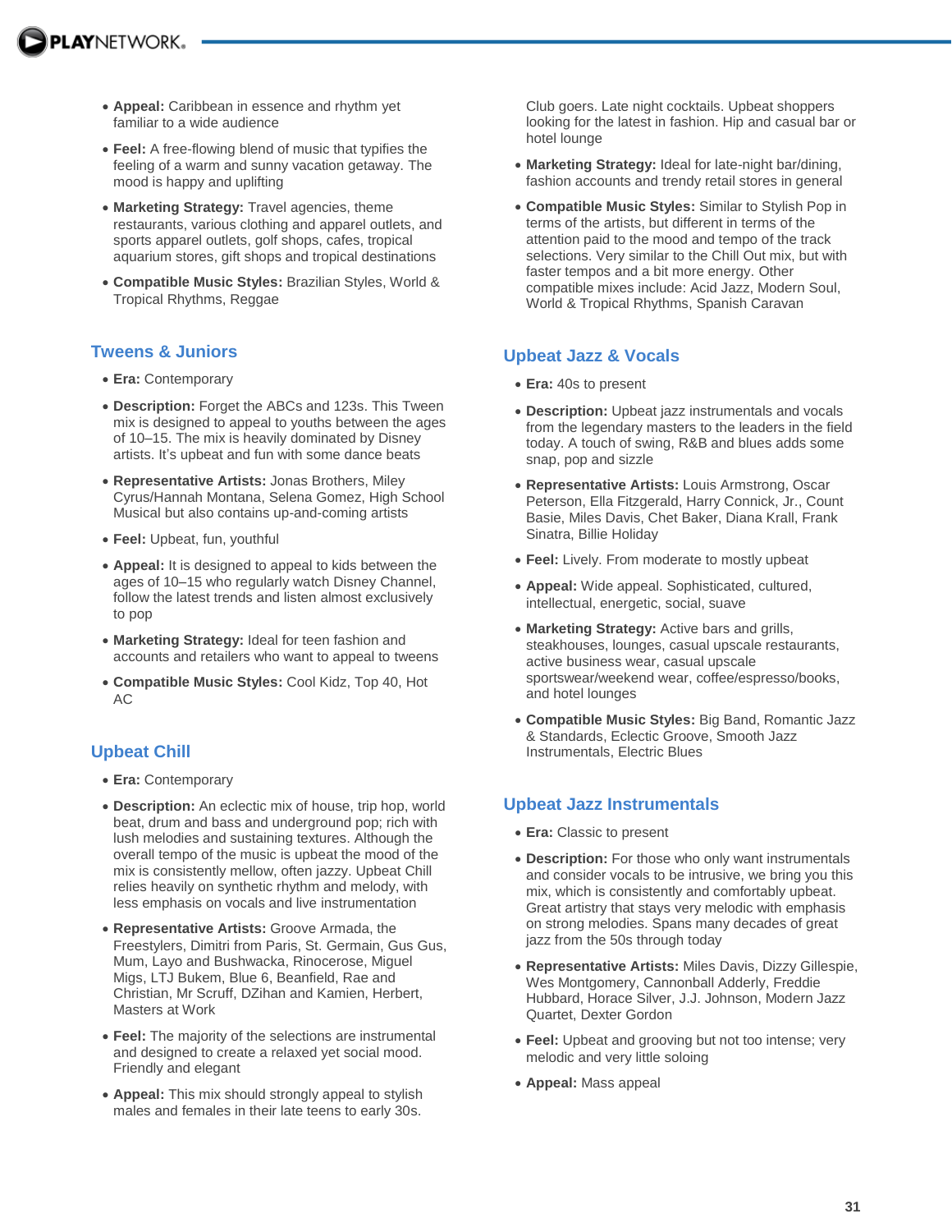- **Appeal:** Caribbean in essence and rhythm yet familiar to a wide audience
- **Feel:** A free-flowing blend of music that typifies the feeling of a warm and sunny vacation getaway. The mood is happy and uplifting
- **Marketing Strategy:** Travel agencies, theme restaurants, various clothing and apparel outlets, and sports apparel outlets, golf shops, cafes, tropical aquarium stores, gift shops and tropical destinations
- **Compatible Music Styles:** Brazilian Styles, World & Tropical Rhythms, Reggae

## Tweens & Juniors

- **Era:** Contemporary
- **Description:** Forget the ABCs and 123s. This Tween mix is designed to appeal to youths between the ages of 10–15. The mix is heavily dominated by Disney artists. It's upbeat and fun with some dance beats
- **Representative Artists:** Jonas Brothers, Miley Cyrus/Hannah Montana, Selena Gomez, High School Musical but also contains up-and-coming artists
- **Feel:** Upbeat, fun, youthful
- **Appeal:** It is designed to appeal to kids between the ages of 10–15 who regularly watch Disney Channel, follow the latest trends and listen almost exclusively to pop
- **Marketing Strategy:** Ideal for teen fashion and accounts and retailers who want to appeal to tweens
- **Compatible Music Styles:** Cool Kidz, Top 40, Hot AC

## Upbeat Chill

- **Era:** Contemporary
- **Description:** An eclectic mix of house, trip hop, world beat, drum and bass and underground pop; rich with lush melodies and sustaining textures. Although the overall tempo of the music is upbeat the mood of the mix is consistently mellow, often jazzy. Upbeat Chill relies heavily on synthetic rhythm and melody, with less emphasis on vocals and live instrumentation
- **Representative Artists:** Groove Armada, the Freestylers, Dimitri from Paris, St. Germain, Gus Gus, Mum, Layo and Bushwacka, Rinocerose, Miguel Migs, LTJ Bukem, Blue 6, Beanfield, Rae and Christian, Mr Scruff, DZihan and Kamien, Herbert, Masters at Work
- **Feel:** The majority of the selections are instrumental and designed to create a relaxed yet social mood. Friendly and elegant
- **Appeal:** This mix should strongly appeal to stylish males and females in their late teens to early 30s. Club goers. Late night cocktails. Upbeat shoppers looking for the latest in fashion. Hip and casual bar or hotel lounge
- **Marketing Strategy:** Ideal for late-night bar/dining, fashion accounts and trendy retail stores in general
- **Compatible Music Styles:** Similar to Stylish Pop in terms of the artists, but different in terms of the attention paid to the mood and tempo of the track selections. Very similar to the Chill Out mix, but with faster tempos and a bit more energy. Other compatible mixes include: Acid Jazz, Modern Soul, World & Tropical Rhythms, Spanish Caravan

## Upbeat Jazz & Vocals

- **Era:** 40s to present
- **Description:** Upbeat jazz instrumentals and vocals from the legendary masters to the leaders in the field today. A touch of swing, R&B and blues adds some snap, pop and sizzle
- **Representative Artists:** Louis Armstrong, Oscar Peterson, Ella Fitzgerald, Harry Connick, Jr., Count Basie, Miles Davis, Chet Baker, Diana Krall, Frank Sinatra, Billie Holiday
- **Feel:** Lively. From moderate to mostly upbeat
- **Appeal:** Wide appeal. Sophisticated, cultured, intellectual, energetic, social, suave
- **Marketing Strategy:** Active bars and grills, steakhouses, lounges, casual upscale restaurants, active business wear, casual upscale sportswear/weekend wear, coffee/espresso/books, and hotel lounges
- **Compatible Music Styles:** Big Band, Romantic Jazz & Standards, Eclectic Groove, Smooth Jazz Instrumentals, Electric Blues

## Upbeat Jazz Instrumentals

- **Era:** Classic to present
- **Description:** For those who only want instrumentals and consider vocals to be intrusive, we bring you this mix, which is consistently and comfortably upbeat. Great artistry that stays very melodic with emphasis on strong melodies. Spans many decades of great jazz from the 50s through today
- **Representative Artists:** Miles Davis, Dizzy Gillespie, Wes Montgomery, Cannonball Adderly, Freddie Hubbard, Horace Silver, J.J. Johnson, Modern Jazz Quartet, Dexter Gordon
- **Feel:** Upbeat and grooving but not too intense; very melodic and very little soloing
- **Appeal:** Mass appeal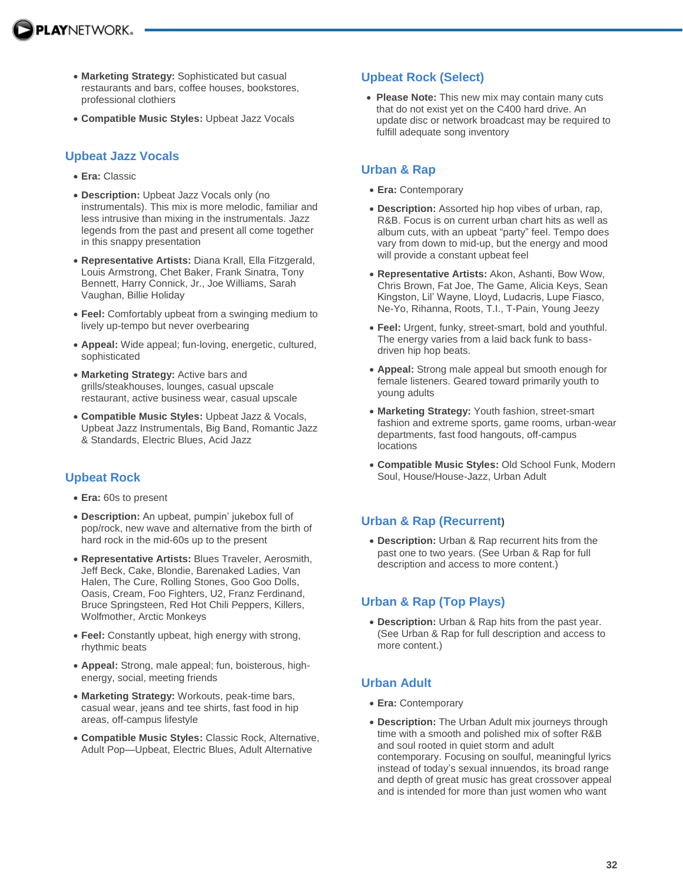- **Marketing Strategy:** Sophisticated but casual restaurants and bars, coffee houses, bookstores, professional clothiers
- **Compatible Music Styles:** Upbeat Jazz Vocals

## Upbeat Jazz Vocals

- **Era:** Classic
- **Description:** Upbeat Jazz Vocals only (no instrumentals). This mix is more melodic, familiar and less intrusive than mixing in the instrumentals. Jazz legends from the past and present all come together in this snappy presentation
- **Representative Artists:** Diana Krall, Ella Fitzgerald, Louis Armstrong, Chet Baker, Frank Sinatra, Tony Bennett, Harry Connick, Jr., Joe Williams, Sarah Vaughan, Billie Holiday
- **Feel:** Comfortably upbeat from a swinging medium to lively up-tempo but never overbearing
- **Appeal:** Wide appeal; fun-loving, energetic, cultured, sophisticated
- **Marketing Strategy:** Active bars and grills/steakhouses, lounges, casual upscale restaurant, active business wear, casual upscale
- **Compatible Music Styles:** Upbeat Jazz & Vocals, Upbeat Jazz Instrumentals, Big Band, Romantic Jazz & Standards, Electric Blues, Acid Jazz

## Upbeat Rock

- **Era:** 60s to present
- **Description:** An upbeat, pumpin' jukebox full of pop/rock, new wave and alternative from the birth of hard rock in the mid-60s up to the present
- **Representative Artists:** Blues Traveler, Aerosmith, Jeff Beck, Cake, Blondie, Barenaked Ladies, Van Halen, The Cure, Rolling Stones, Goo Goo Dolls, Oasis, Cream, Foo Fighters, U2, Franz Ferdinand, Bruce Springsteen, Red Hot Chili Peppers, Killers, Wolfmother, Arctic Monkeys
- **Feel:** Constantly upbeat, high energy with strong, rhythmic beats
- **Appeal:** Strong, male appeal; fun, boisterous, high-energy, social, meeting friends
- **Marketing Strategy:** Workouts, peak-time bars, casual wear, jeans and tee shirts, fast food in hip areas, off-campus lifestyle
- **Compatible Music Styles:** Classic Rock, Alternative, Adult Pop—Upbeat, Electric Blues, Adult Alternative

## Upbeat Rock (Select)

- **Please Note:** This new mix may contain many cuts that do not exist yet on the C400 hard drive. An update disc or network broadcast may be required to fulfill adequate song inventory

## Urban & Rap

- **Era:** Contemporary
- **Description:** Assorted hip hop vibes of urban, rap, R&B. Focus is on current urban chart hits as well as album cuts, with an upbeat "party" feel. Tempo does vary from down to mid-up, but the energy and mood will provide a constant upbeat feel
- **Representative Artists:** Akon, Ashanti, Bow Wow, Chris Brown, Fat Joe, The Game, Alicia Keys, Sean Kingston, Lil' Wayne, Lloyd, Ludacris, Lupe Fiasco, Ne-Yo, Rihanna, Roots, T.I., T-Pain, Young Jeezy
- **Feel:** Urgent, funky, street-smart, bold and youthful. The energy varies from a laid back funk to bass-driven hip hop beats.
- **Appeal:** Strong male appeal but smooth enough for female listeners. Geared toward primarily youth to young adults
- **Marketing Strategy:** Youth fashion, street-smart fashion and extreme sports, game rooms, urban-wear departments, fast food hangouts, off-campus locations
- **Compatible Music Styles:** Old School Funk, Modern Soul, House/House-Jazz, Urban Adult

## Urban & Rap (Recurrent)

- **Description:** Urban & Rap recurrent hits from the past one to two years. (See Urban & Rap for full description and access to more content.)

## Urban & Rap (Top Plays)

- **Description:** Urban & Rap hits from the past year. (See Urban & Rap for full description and access to more content.)

## Urban Adult

- **Era:** Contemporary
- **Description:** The Urban Adult mix journeys through time with a smooth and polished mix of softer R&B and soul rooted in quiet storm and adult contemporary. Focusing on soulful, meaningful lyrics instead of today's sexual innuendos, its broad range and depth of great music has great crossover appeal and is intended for more than just women who want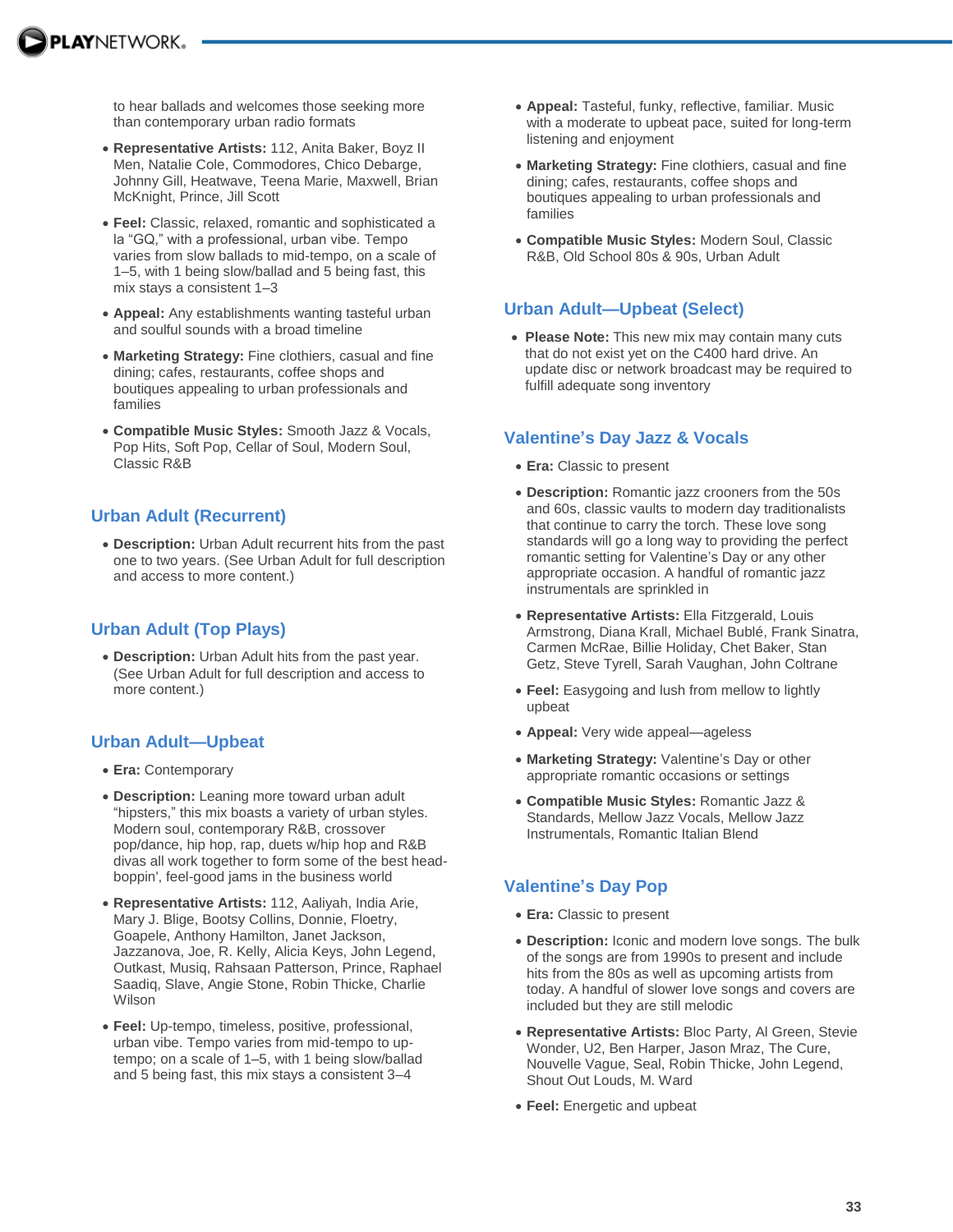to hear ballads and welcomes those seeking more than contemporary urban radio formats

- **Representative Artists:** 112, Anita Baker, Boyz II Men, Natalie Cole, Commodores, Chico Debarge, Johnny Gill, Heatwave, Teena Marie, Maxwell, Brian McKnight, Prince, Jill Scott
- **Feel:** Classic, relaxed, romantic and sophisticated a la "GQ," with a professional, urban vibe. Tempo varies from slow ballads to mid-tempo, on a scale of 1–5, with 1 being slow/ballad and 5 being fast, this mix stays a consistent 1–3
- **Appeal:** Any establishments wanting tasteful urban and soulful sounds with a broad timeline
- **Marketing Strategy:** Fine clothiers, casual and fine dining; cafes, restaurants, coffee shops and boutiques appealing to urban professionals and families
- **Compatible Music Styles:** Smooth Jazz & Vocals, Pop Hits, Soft Pop, Cellar of Soul, Modern Soul, Classic R&B

## Urban Adult (Recurrent)

- **Description:** Urban Adult recurrent hits from the past one to two years. (See Urban Adult for full description and access to more content.)

## Urban Adult (Top Plays)

- **Description:** Urban Adult hits from the past year. (See Urban Adult for full description and access to more content.)

## Urban Adult—Upbeat

- **Era:** Contemporary
- **Description:** Leaning more toward urban adult "hipsters," this mix boasts a variety of urban styles. Modern soul, contemporary R&B, crossover pop/dance, hip hop, rap, duets w/hip hop and R&B divas all work together to form some of the best head-boppin', feel-good jams in the business world
- **Representative Artists:** 112, Aaliyah, India Arie, Mary J. Blige, Bootsy Collins, Donnie, Floetry, Goapele, Anthony Hamilton, Janet Jackson, Jazzanova, Joe, R. Kelly, Alicia Keys, John Legend, Outkast, Musiq, Rahsaan Patterson, Prince, Raphael Saadiq, Slave, Angie Stone, Robin Thicke, Charlie Wilson
- **Feel:** Up-tempo, timeless, positive, professional, urban vibe. Tempo varies from mid-tempo to up-tempo; on a scale of 1–5, with 1 being slow/ballad and 5 being fast, this mix stays a consistent 3–4
- **Appeal:** Tasteful, funky, reflective, familiar. Music with a moderate to upbeat pace, suited for long-term listening and enjoyment
- **Marketing Strategy:** Fine clothiers, casual and fine dining; cafes, restaurants, coffee shops and boutiques appealing to urban professionals and families
- **Compatible Music Styles:** Modern Soul, Classic R&B, Old School 80s & 90s, Urban Adult

## Urban Adult—Upbeat (Select)

- **Please Note:** This new mix may contain many cuts that do not exist yet on the C400 hard drive. An update disc or network broadcast may be required to fulfill adequate song inventory

## Valentine's Day Jazz & Vocals

- **Era:** Classic to present
- **Description:** Romantic jazz crooners from the 50s and 60s, classic vaults to modern day traditionalists that continue to carry the torch. These love song standards will go a long way to providing the perfect romantic setting for Valentine's Day or any other appropriate occasion. A handful of romantic jazz instrumentals are sprinkled in
- **Representative Artists:** Ella Fitzgerald, Louis Armstrong, Diana Krall, Michael Bublé, Frank Sinatra, Carmen McRae, Billie Holiday, Chet Baker, Stan Getz, Steve Tyrell, Sarah Vaughan, John Coltrane
- **Feel:** Easygoing and lush from mellow to lightly upbeat
- **Appeal:** Very wide appeal—ageless
- **Marketing Strategy:** Valentine's Day or other appropriate romantic occasions or settings
- **Compatible Music Styles:** Romantic Jazz & Standards, Mellow Jazz Vocals, Mellow Jazz Instrumentals, Romantic Italian Blend

## Valentine's Day Pop

- **Era:** Classic to present
- **Description:** Iconic and modern love songs. The bulk of the songs are from 1990s to present and include hits from the 80s as well as upcoming artists from today. A handful of slower love songs and covers are included but they are still melodic
- **Representative Artists:** Bloc Party, Al Green, Stevie Wonder, U2, Ben Harper, Jason Mraz, The Cure, Nouvelle Vague, Seal, Robin Thicke, John Legend, Shout Out Louds, M. Ward
- **Feel:** Energetic and upbeat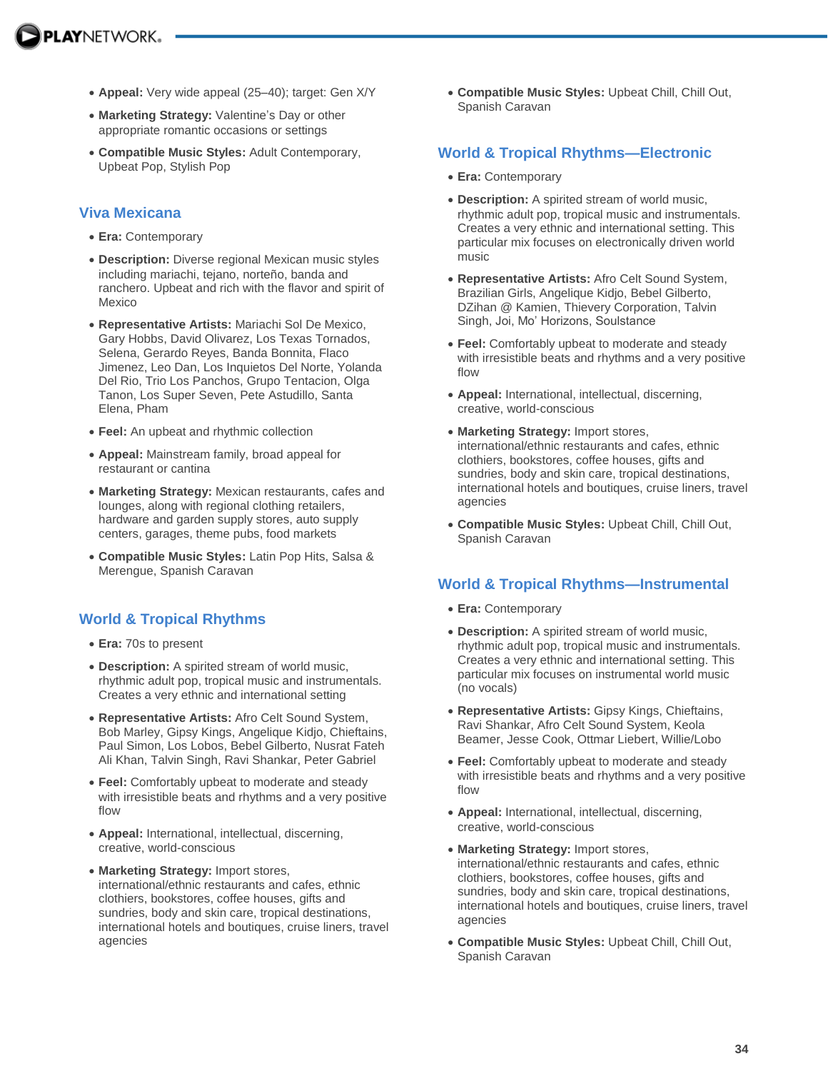- **Appeal:** Very wide appeal (25–40); target: Gen X/Y
- **Marketing Strategy:** Valentine's Day or other appropriate romantic occasions or settings
- **Compatible Music Styles:** Adult Contemporary, Upbeat Pop, Stylish Pop

## Viva Mexicana

- **Era:** Contemporary
- **Description:** Diverse regional Mexican music styles including mariachi, tejano, norteño, banda and ranchero. Upbeat and rich with the flavor and spirit of Mexico
- **Representative Artists:** Mariachi Sol De Mexico, Gary Hobbs, David Olivarez, Los Texas Tornados, Selena, Gerardo Reyes, Banda Bonnita, Flaco Jimenez, Leo Dan, Los Inquietos Del Norte, Yolanda Del Rio, Trio Los Panchos, Grupo Tentacion, Olga Tanon, Los Super Seven, Pete Astudillo, Santa Elena, Pham
- **Feel:** An upbeat and rhythmic collection
- **Appeal:** Mainstream family, broad appeal for restaurant or cantina
- **Marketing Strategy:** Mexican restaurants, cafes and lounges, along with regional clothing retailers, hardware and garden supply stores, auto supply centers, garages, theme pubs, food markets
- **Compatible Music Styles:** Latin Pop Hits, Salsa & Merengue, Spanish Caravan

## World & Tropical Rhythms

- **Era:** 70s to present
- **Description:** A spirited stream of world music, rhythmic adult pop, tropical music and instrumentals. Creates a very ethnic and international setting
- **Representative Artists:** Afro Celt Sound System, Bob Marley, Gipsy Kings, Angelique Kidjo, Chieftains, Paul Simon, Los Lobos, Bebel Gilberto, Nusrat Fateh Ali Khan, Talvin Singh, Ravi Shankar, Peter Gabriel
- **Feel:** Comfortably upbeat to moderate and steady with irresistible beats and rhythms and a very positive flow
- **Appeal:** International, intellectual, discerning, creative, world-conscious
- **Marketing Strategy:** Import stores, international/ethnic restaurants and cafes, ethnic clothiers, bookstores, coffee houses, gifts and sundries, body and skin care, tropical destinations, international hotels and boutiques, cruise liners, travel agencies
- **Compatible Music Styles:** Upbeat Chill, Chill Out, Spanish Caravan

## World & Tropical Rhythms—Electronic

- **Era:** Contemporary
- **Description:** A spirited stream of world music, rhythmic adult pop, tropical music and instrumentals. Creates a very ethnic and international setting. This particular mix focuses on electronically driven world music
- **Representative Artists:** Afro Celt Sound System, Brazilian Girls, Angelique Kidjo, Bebel Gilberto, DZihan @ Kamien, Thievery Corporation, Talvin Singh, Joi, Mo' Horizons, Soulstance
- **Feel:** Comfortably upbeat to moderate and steady with irresistible beats and rhythms and a very positive flow
- **Appeal:** International, intellectual, discerning, creative, world-conscious
- **Marketing Strategy:** Import stores, international/ethnic restaurants and cafes, ethnic clothiers, bookstores, coffee houses, gifts and sundries, body and skin care, tropical destinations, international hotels and boutiques, cruise liners, travel agencies
- **Compatible Music Styles:** Upbeat Chill, Chill Out, Spanish Caravan

## World & Tropical Rhythms—Instrumental

- **Era:** Contemporary
- **Description:** A spirited stream of world music, rhythmic adult pop, tropical music and instrumentals. Creates a very ethnic and international setting. This particular mix focuses on instrumental world music (no vocals)
- **Representative Artists:** Gipsy Kings, Chieftains, Ravi Shankar, Afro Celt Sound System, Keola Beamer, Jesse Cook, Ottmar Liebert, Willie/Lobo
- **Feel:** Comfortably upbeat to moderate and steady with irresistible beats and rhythms and a very positive flow
- **Appeal:** International, intellectual, discerning, creative, world-conscious
- **Marketing Strategy:** Import stores, international/ethnic restaurants and cafes, ethnic clothiers, bookstores, coffee houses, gifts and sundries, body and skin care, tropical destinations, international hotels and boutiques, cruise liners, travel agencies
- **Compatible Music Styles:** Upbeat Chill, Chill Out, Spanish Caravan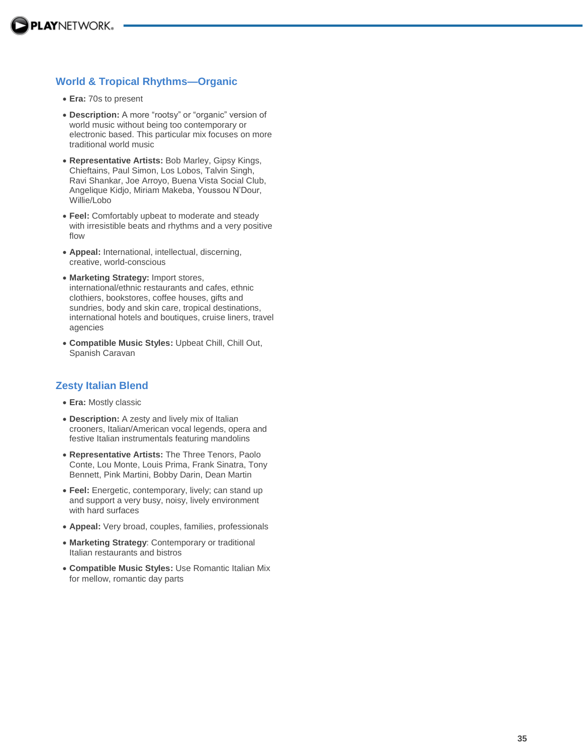## World & Tropical Rhythms—Organic

- **Era:** 70s to present
- **Description:** A more "rootsy" or "organic" version of world music without being too contemporary or electronic based. This particular mix focuses on more traditional world music
- **Representative Artists:** Bob Marley, Gipsy Kings, Chieftains, Paul Simon, Los Lobos, Talvin Singh, Ravi Shankar, Joe Arroyo, Buena Vista Social Club, Angelique Kidjo, Miriam Makeba, Youssou N'Dour, Willie/Lobo
- **Feel:** Comfortably upbeat to moderate and steady with irresistible beats and rhythms and a very positive flow
- **Appeal:** International, intellectual, discerning, creative, world-conscious
- **Marketing Strategy:** Import stores, international/ethnic restaurants and cafes, ethnic clothiers, bookstores, coffee houses, gifts and sundries, body and skin care, tropical destinations, international hotels and boutiques, cruise liners, travel agencies
- **Compatible Music Styles:** Upbeat Chill, Chill Out, Spanish Caravan

## Zesty Italian Blend

- **Era:** Mostly classic
- **Description:** A zesty and lively mix of Italian crooners, Italian/American vocal legends, opera and festive Italian instrumentals featuring mandolins
- **Representative Artists:** The Three Tenors, Paolo Conte, Lou Monte, Louis Prima, Frank Sinatra, Tony Bennett, Pink Martini, Bobby Darin, Dean Martin
- **Feel:** Energetic, contemporary, lively; can stand up and support a very busy, noisy, lively environment with hard surfaces
- **Appeal:** Very broad, couples, families, professionals
- **Marketing Strategy**: Contemporary or traditional Italian restaurants and bistros
- **Compatible Music Styles:** Use Romantic Italian Mix for mellow, romantic day parts